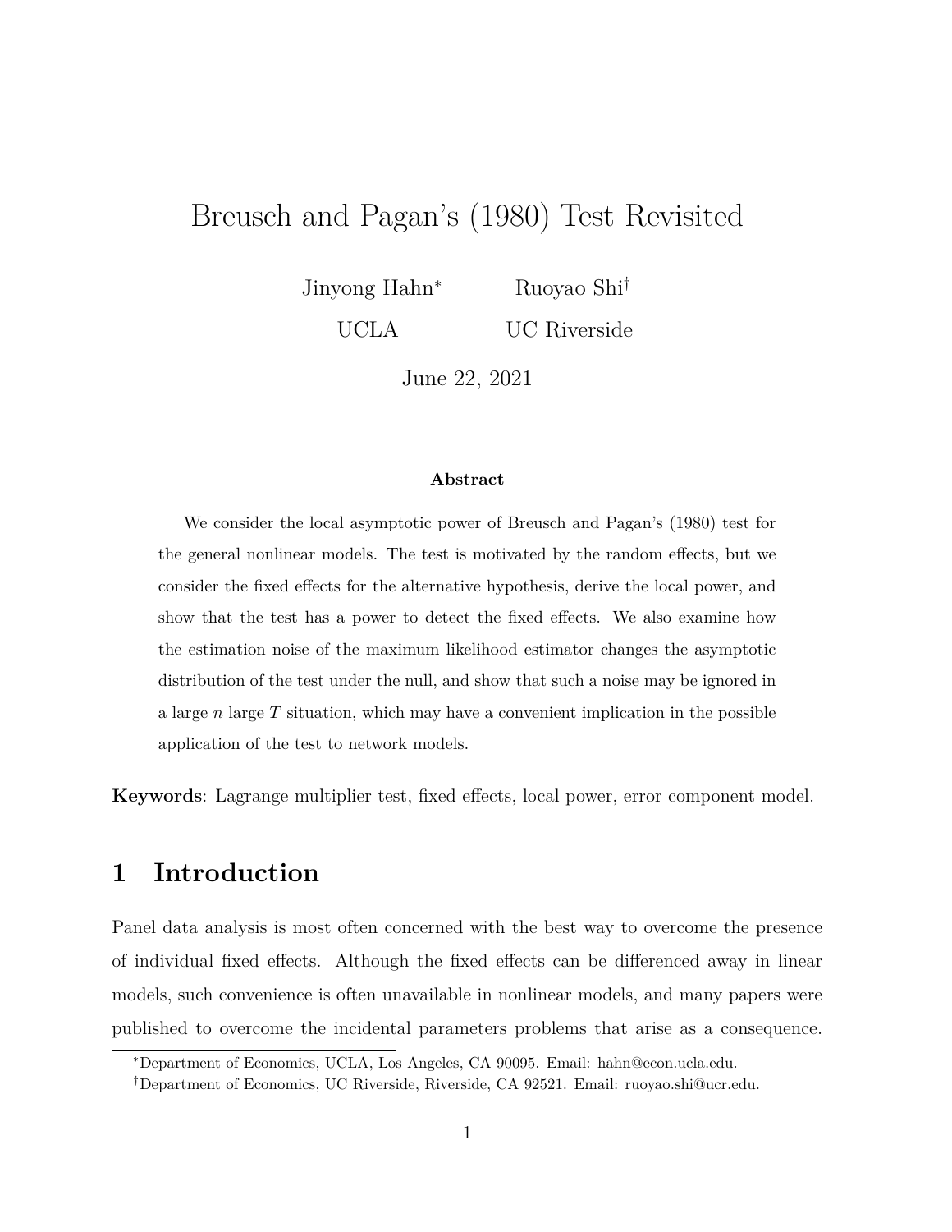# Breusch and Pagan's (1980) Test Revisited

Jinyong Hahn[*] Ruoyao Shi[†]

UCLA UC Riverside

June 22, 2021

**Abstract**

We consider the local asymptotic power of Breusch and Pagan's (1980) test for the general nonlinear models. The test is motivated by the random effects, but we consider the fixed effects for the alternative hypothesis, derive the local power, and show that the test has a power to detect the fixed effects. We also examine how the estimation noise of the maximum likelihood estimator changes the asymptotic distribution of the test under the null, and show that such a noise may be ignored in a large $n$ large $T$ situation, which may have a convenient implication in the possible application of the test to network models.

**Keywords**: Lagrange multiplier test, fixed effects, local power, error component model.

## 1 Introduction

Panel data analysis is most often concerned with the best way to overcome the presence of individual fixed effects. Although the fixed effects can be differenced away in linear models, such convenience is often unavailable in nonlinear models, and many papers were published to overcome the incidental parameters problems that arise as a consequence.

[*] Department of Economics, UCLA, Los Angeles, CA 90095. Email: hahn@econ.ucla.edu.

[†] Department of Economics, UC Riverside, Riverside, CA 92521. Email: ruoyao.shi@ucr.edu.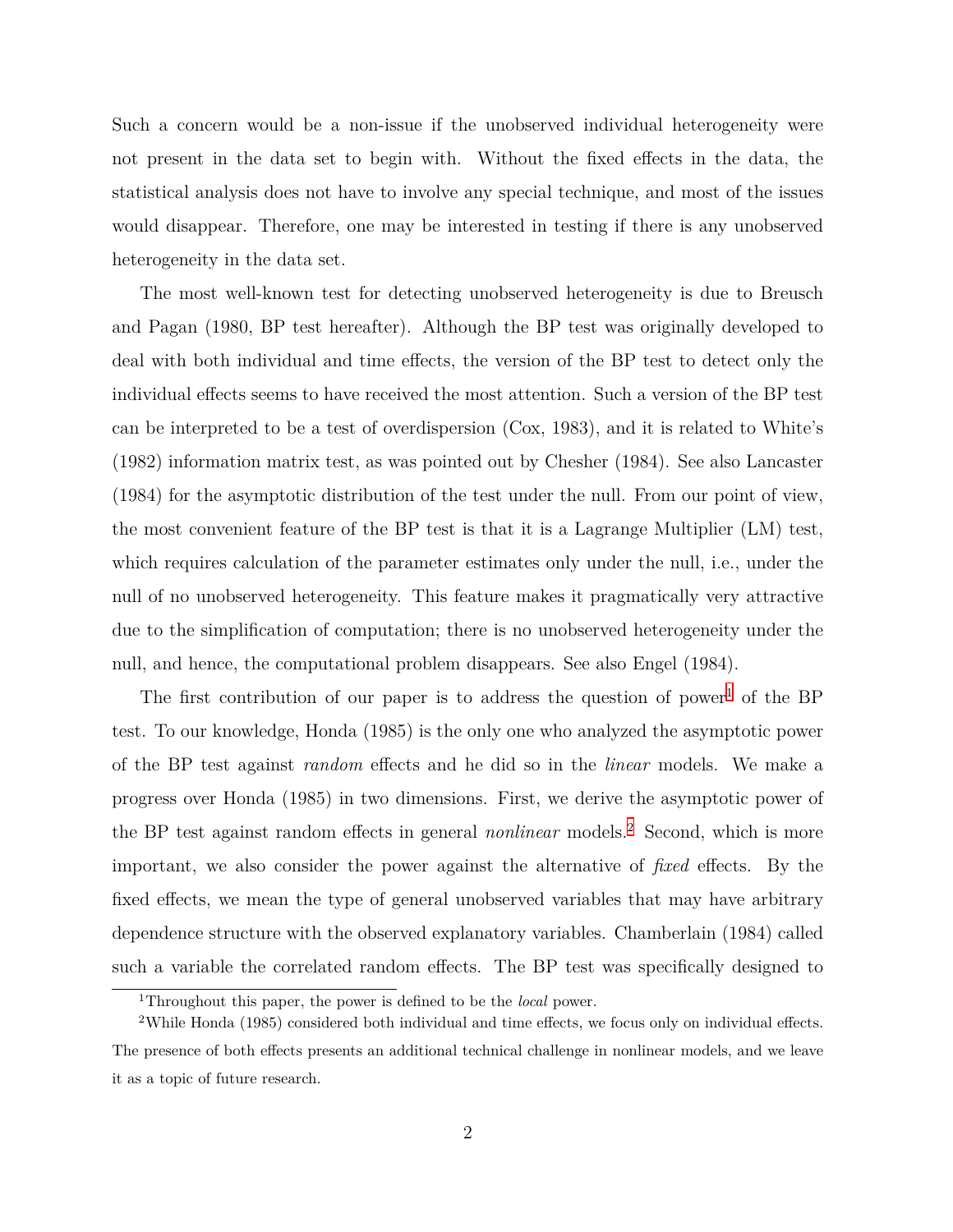Such a concern would be a non-issue if the unobserved individual heterogeneity were not present in the data set to begin with. Without the fixed effects in the data, the statistical analysis does not have to involve any special technique, and most of the issues would disappear. Therefore, one may be interested in testing if there is any unobserved heterogeneity in the data set.

The most well-known test for detecting unobserved heterogeneity is due to Breusch and Pagan (1980, BP test hereafter). Although the BP test was originally developed to deal with both individual and time effects, the version of the BP test to detect only the individual effects seems to have received the most attention. Such a version of the BP test can be interpreted to be a test of overdispersion (Cox, 1983), and it is related to White's (1982) information matrix test, as was pointed out by Chesher (1984). See also Lancaster (1984) for the asymptotic distribution of the test under the null. From our point of view, the most convenient feature of the BP test is that it is a Lagrange Multiplier (LM) test, which requires calculation of the parameter estimates only under the null, i.e., under the null of no unobserved heterogeneity. This feature makes it pragmatically very attractive due to the simplification of computation; there is no unobserved heterogeneity under the null, and hence, the computational problem disappears. See also Engel (1984).

The first contribution of our paper is to address the question of power[1] of the BP test. To our knowledge, Honda (1985) is the only one who analyzed the asymptotic power of the BP test against *random* effects and he did so in the *linear* models. We make a progress over Honda (1985) in two dimensions. First, we derive the asymptotic power of the BP test against random effects in general *nonlinear* models.[2] Second, which is more important, we also consider the power against the alternative of *fixed* effects. By the fixed effects, we mean the type of general unobserved variables that may have arbitrary dependence structure with the observed explanatory variables. Chamberlain (1984) called such a variable the correlated random effects. The BP test was specifically designed to

[1] Throughout this paper, the power is defined to be the *local* power.

[2] While Honda (1985) considered both individual and time effects, we focus only on individual effects. The presence of both effects presents an additional technical challenge in nonlinear models, and we leave it as a topic of future research.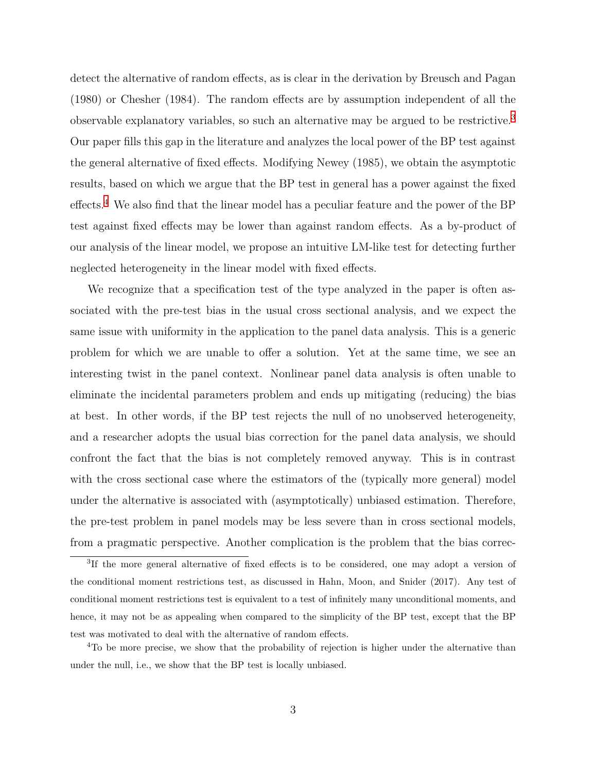detect the alternative of random effects, as is clear in the derivation by Breusch and Pagan (1980) or Chesher (1984). The random effects are by assumption independent of all the observable explanatory variables, so such an alternative may be argued to be restrictive.[3] Our paper fills this gap in the literature and analyzes the local power of the BP test against the general alternative of fixed effects. Modifying Newey (1985), we obtain the asymptotic results, based on which we argue that the BP test in general has a power against the fixed effects.[4] We also find that the linear model has a peculiar feature and the power of the BP test against fixed effects may be lower than against random effects. As a by-product of our analysis of the linear model, we propose an intuitive LM-like test for detecting further neglected heterogeneity in the linear model with fixed effects.

We recognize that a specification test of the type analyzed in the paper is often associated with the pre-test bias in the usual cross sectional analysis, and we expect the same issue with uniformity in the application to the panel data analysis. This is a generic problem for which we are unable to offer a solution. Yet at the same time, we see an interesting twist in the panel context. Nonlinear panel data analysis is often unable to eliminate the incidental parameters problem and ends up mitigating (reducing) the bias at best. In other words, if the BP test rejects the null of no unobserved heterogeneity, and a researcher adopts the usual bias correction for the panel data analysis, we should confront the fact that the bias is not completely removed anyway. This is in contrast with the cross sectional case where the estimators of the (typically more general) model under the alternative is associated with (asymptotically) unbiased estimation. Therefore, the pre-test problem in panel models may be less severe than in cross sectional models, from a pragmatic perspective. Another complication is the problem that the bias correc-

[3] If the more general alternative of fixed effects is to be considered, one may adopt a version of the conditional moment restrictions test, as discussed in Hahn, Moon, and Snider (2017). Any test of conditional moment restrictions test is equivalent to a test of infinitely many unconditional moments, and hence, it may not be as appealing when compared to the simplicity of the BP test, except that the BP test was motivated to deal with the alternative of random effects.

[4] To be more precise, we show that the probability of rejection is higher under the alternative than under the null, i.e., we show that the BP test is locally unbiased.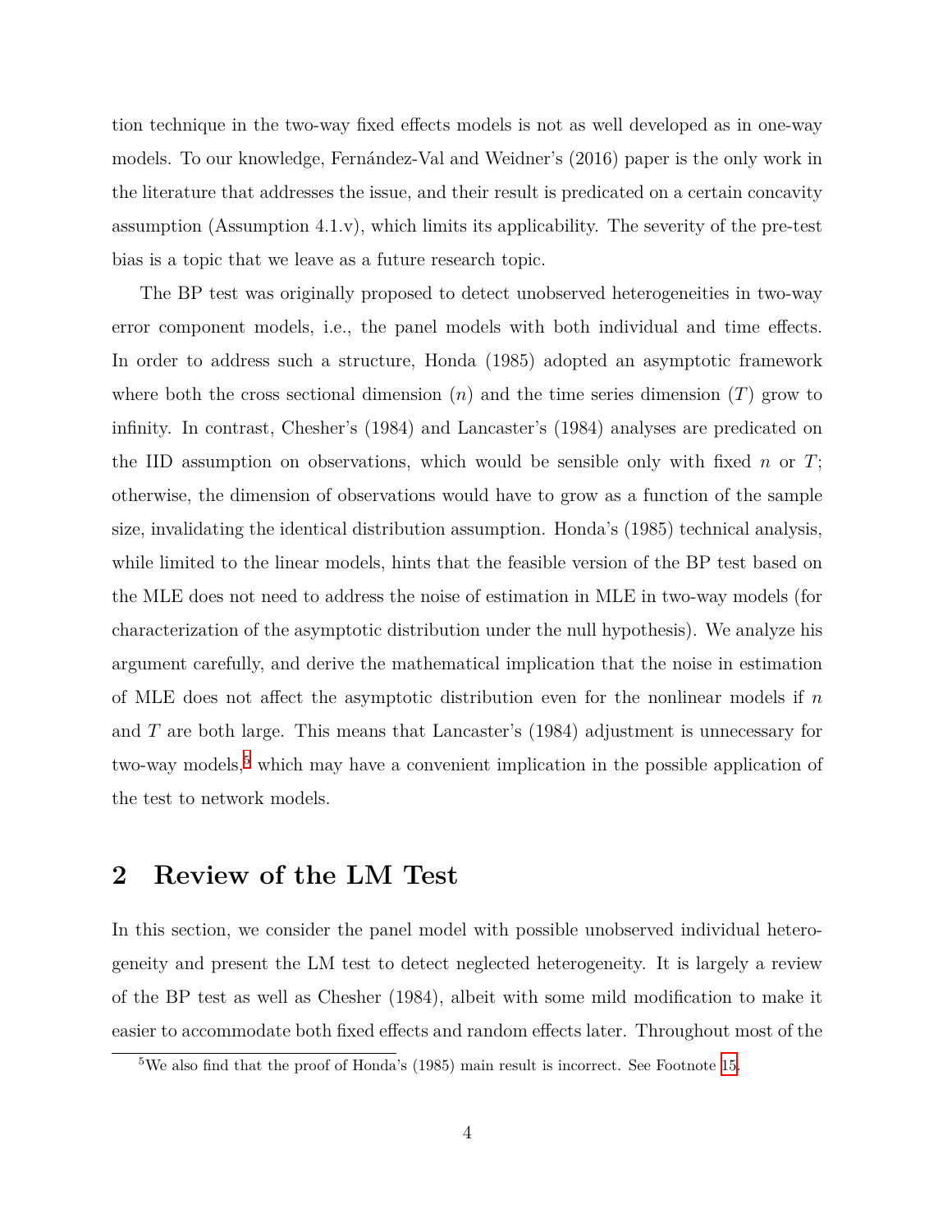tion technique in the two-way fixed effects models is not as well developed as in one-way models. To our knowledge, Fernández-Val and Weidner's (2016) paper is the only work in the literature that addresses the issue, and their result is predicated on a certain concavity assumption (Assumption 4.1.v), which limits its applicability. The severity of the pre-test bias is a topic that we leave as a future research topic.

The BP test was originally proposed to detect unobserved heterogeneities in two-way error component models, i.e., the panel models with both individual and time effects. In order to address such a structure, Honda (1985) adopted an asymptotic framework where both the cross sectional dimension ($n$) and the time series dimension ($T$) grow to infinity. In contrast, Chesher's (1984) and Lancaster's (1984) analyses are predicated on the IID assumption on observations, which would be sensible only with fixed $n$ or $T$; otherwise, the dimension of observations would have to grow as a function of the sample size, invalidating the identical distribution assumption. Honda's (1985) technical analysis, while limited to the linear models, hints that the feasible version of the BP test based on the MLE does not need to address the noise of estimation in MLE in two-way models (for characterization of the asymptotic distribution under the null hypothesis). We analyze his argument carefully, and derive the mathematical implication that the noise in estimation of MLE does not affect the asymptotic distribution even for the nonlinear models if $n$ and $T$ are both large. This means that Lancaster's (1984) adjustment is unnecessary for two-way models,[5] which may have a convenient implication in the possible application of the test to network models.

## 2 Review of the LM Test

In this section, we consider the panel model with possible unobserved individual heterogeneity and present the LM test to detect neglected heterogeneity. It is largely a review of the BP test as well as Chesher (1984), albeit with some mild modification to make it easier to accommodate both fixed effects and random effects later. Throughout most of the

[5] We also find that the proof of Honda's (1985) main result is incorrect. See Footnote 15.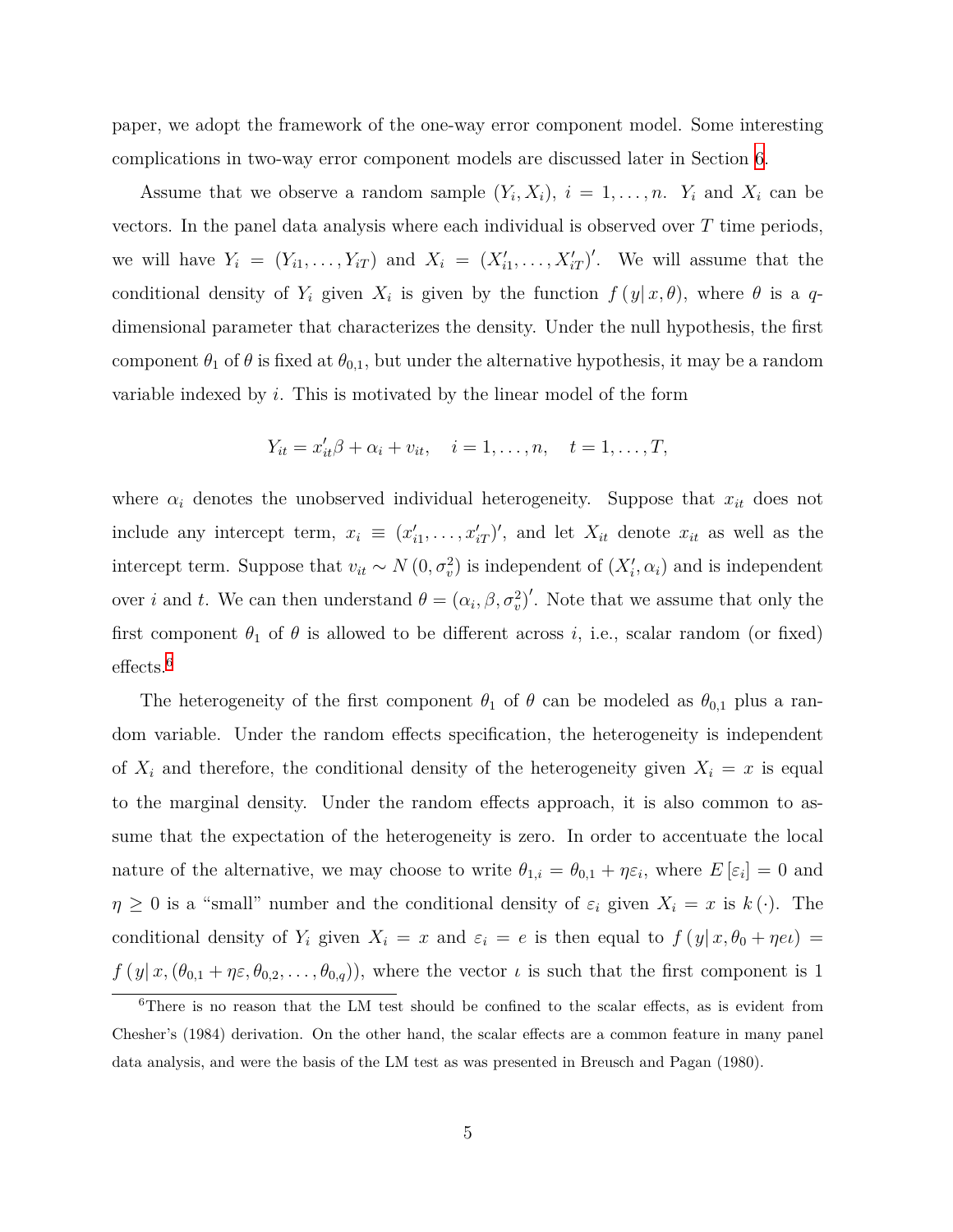paper, we adopt the framework of the one-way error component model. Some interesting complications in two-way error component models are discussed later in Section 6.

Assume that we observe a random sample $(Y_i, X_i)$, $i = 1, \ldots, n$. $Y_i$ and $X_i$ can be vectors. In the panel data analysis where each individual is observed over $T$ time periods, we will have $Y_i = (Y_{i1}, \ldots, Y_{iT})$ and $X_i = (X_{i1}', \ldots, X_{iT}')'$. We will assume that the conditional density of $Y_i$ given $X_i$ is given by the function $f(y|\, x, \theta)$, where $\theta$ is a $q$-dimensional parameter that characterizes the density. Under the null hypothesis, the first component $\theta_1$ of $\theta$ is fixed at $\theta_{0,1}$, but under the alternative hypothesis, it may be a random variable indexed by $i$. This is motivated by the linear model of the form

$$Y_{it} = x_{it}'\beta + \alpha_i + v_{it}, \quad i = 1, \ldots, n, \quad t = 1, \ldots, T,$$

where $\alpha_i$ denotes the unobserved individual heterogeneity. Suppose that $x_{it}$ does not include any intercept term, $x_i \equiv (x_{i1}', \ldots, x_{iT}')'$, and let $X_{it}$ denote $x_{it}$ as well as the intercept term. Suppose that $v_{it} \sim N(0, \sigma_v^2)$ is independent of $(X_i', \alpha_i)$ and is independent over $i$ and $t$. We can then understand $\theta = (\alpha_i, \beta, \sigma_v^2)'$. Note that we assume that only the first component $\theta_1$ of $\theta$ is allowed to be different across $i$, i.e., scalar random (or fixed) effects.[6]

The heterogeneity of the first component $\theta_1$ of $\theta$ can be modeled as $\theta_{0,1}$ plus a random variable. Under the random effects specification, the heterogeneity is independent of $X_i$ and therefore, the conditional density of the heterogeneity given $X_i = x$ is equal to the marginal density. Under the random effects approach, it is also common to assume that the expectation of the heterogeneity is zero. In order to accentuate the local nature of the alternative, we may choose to write $\theta_{1,i} = \theta_{0,1} + \eta\varepsilon_i$, where $E[\varepsilon_i] = 0$ and $\eta \geq 0$ is a "small" number and the conditional density of $\varepsilon_i$ given $X_i = x$ is $k(\cdot)$. The conditional density of $Y_i$ given $X_i = x$ and $\varepsilon_i = e$ is then equal to $f(y|\, x, \theta_0 + \eta e\iota) = f(y|\, x, (\theta_{0,1} + \eta\varepsilon, \theta_{0,2}, \ldots, \theta_{0,q}))$, where the vector $\iota$ is such that the first component is 1

[6] There is no reason that the LM test should be confined to the scalar effects, as is evident from Chesher's (1984) derivation. On the other hand, the scalar effects are a common feature in many panel data analysis, and were the basis of the LM test as was presented in Breusch and Pagan (1980).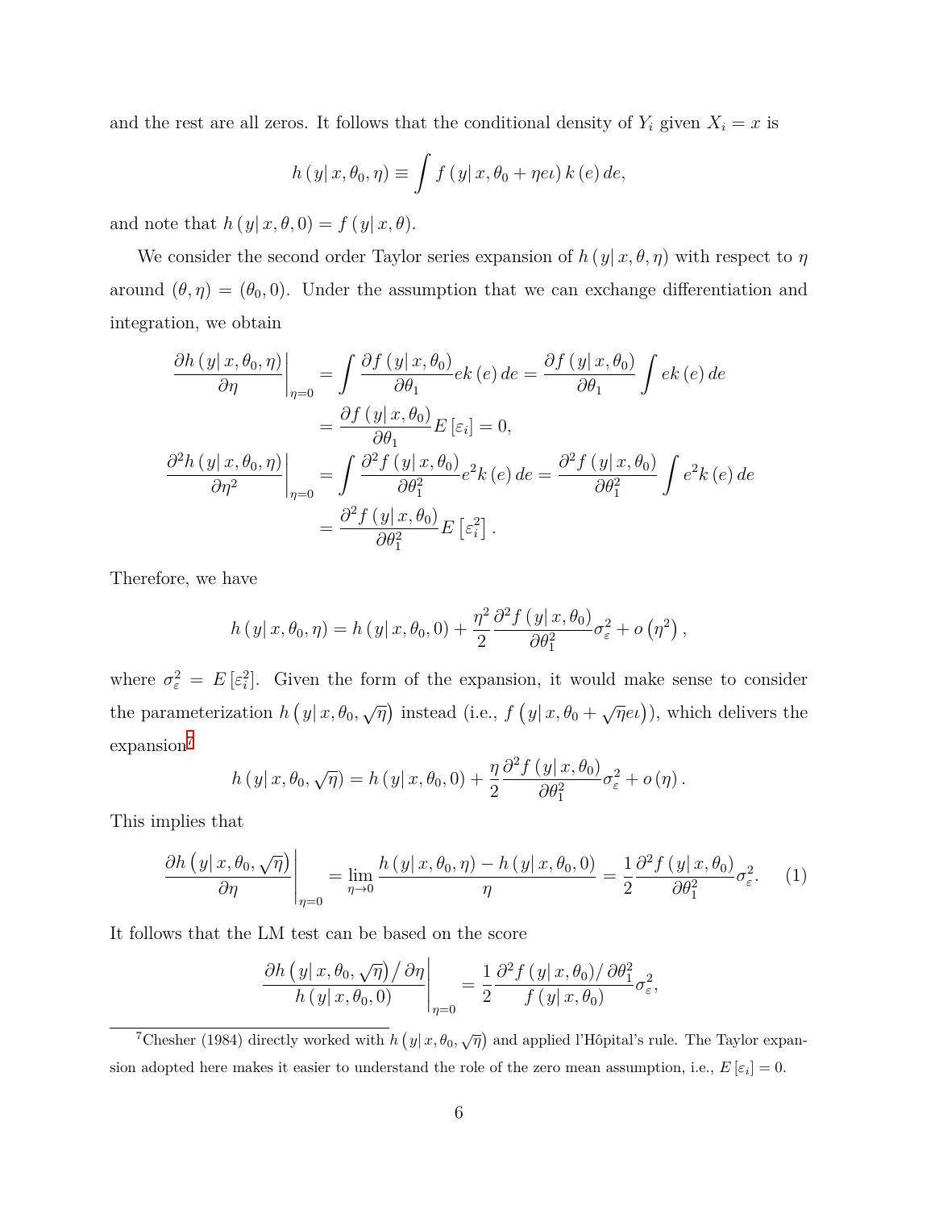and the rest are all zeros. It follows that the conditional density of $Y_i$ given $X_i = x$ is

$$h\left(y\right|x,\theta_0,\eta) \equiv \int f\left(y\right|x,\theta_0 + \eta e\iota)\, k\left(e\right) de,$$

and note that $h\left(y\right|x,\theta,0) = f\left(y\right|x,\theta)$.

We consider the second order Taylor series expansion of $h\left(y\right|x,\theta,\eta)$ with respect to $\eta$ around $(\theta,\eta) = (\theta_0, 0)$. Under the assumption that we can exchange differentiation and integration, we obtain

$$\begin{aligned}
\left.\frac{\partial h\left(y\right|x,\theta_0,\eta)}{\partial \eta}\right|_{\eta=0} &= \int \frac{\partial f\left(y\right|x,\theta_0)}{\partial \theta_1} e k\left(e\right) de = \frac{\partial f\left(y\right|x,\theta_0)}{\partial \theta_1} \int e k\left(e\right) de \\
&= \frac{\partial f\left(y\right|x,\theta_0)}{\partial \theta_1} E\left[\varepsilon_i\right] = 0, \\
\left.\frac{\partial^2 h\left(y\right|x,\theta_0,\eta)}{\partial \eta^2}\right|_{\eta=0} &= \int \frac{\partial^2 f\left(y\right|x,\theta_0)}{\partial \theta_1^2} e^2 k\left(e\right) de = \frac{\partial^2 f\left(y\right|x,\theta_0)}{\partial \theta_1^2} \int e^2 k\left(e\right) de \\
&= \frac{\partial^2 f\left(y\right|x,\theta_0)}{\partial \theta_1^2} E\left[\varepsilon_i^2\right].
\end{aligned}$$

Therefore, we have

$$h\left(y\right|x,\theta_0,\eta) = h\left(y\right|x,\theta_0,0) + \frac{\eta^2}{2}\frac{\partial^2 f\left(y\right|x,\theta_0)}{\partial \theta_1^2}\sigma_\varepsilon^2 + o\left(\eta^2\right),$$

where $\sigma_\varepsilon^2 = E\left[\varepsilon_i^2\right]$. Given the form of the expansion, it would make sense to consider the parameterization $h\left(y\right|x,\theta_0,\sqrt{\eta})$ instead (i.e., $f\left(y\right|x,\theta_0 + \sqrt{\eta}e\iota)$), which delivers the expansion[7]

$$h\left(y\right|x,\theta_0,\sqrt{\eta}) = h\left(y\right|x,\theta_0,0) + \frac{\eta}{2}\frac{\partial^2 f\left(y\right|x,\theta_0)}{\partial \theta_1^2}\sigma_\varepsilon^2 + o\left(\eta\right).$$

This implies that

$$\left.\frac{\partial h\left(y\right|x,\theta_0,\sqrt{\eta})}{\partial \eta}\right|_{\eta=0} = \lim_{\eta\to 0}\frac{h\left(y\right|x,\theta_0,\eta) - h\left(y\right|x,\theta_0,0)}{\eta} = \frac{1}{2}\frac{\partial^2 f\left(y\right|x,\theta_0)}{\partial \theta_1^2}\sigma_\varepsilon^2. \quad (1)$$

It follows that the LM test can be based on the score

$$\left.\frac{\partial h\left(y\right|x,\theta_0,\sqrt{\eta})\big/\partial \eta}{h\left(y\right|x,\theta_0,0)}\right|_{\eta=0} = \frac{1}{2}\frac{\partial^2 f\left(y\right|x,\theta_0)\big/\partial \theta_1^2}{f\left(y\right|x,\theta_0)}\sigma_\varepsilon^2,$$

[7] Chesher (1984) directly worked with $h\left(y\right|x,\theta_0,\sqrt{\eta})$ and applied l'Hôpital's rule. The Taylor expansion adopted here makes it easier to understand the role of the zero mean assumption, i.e., $E\left[\varepsilon_i\right] = 0$.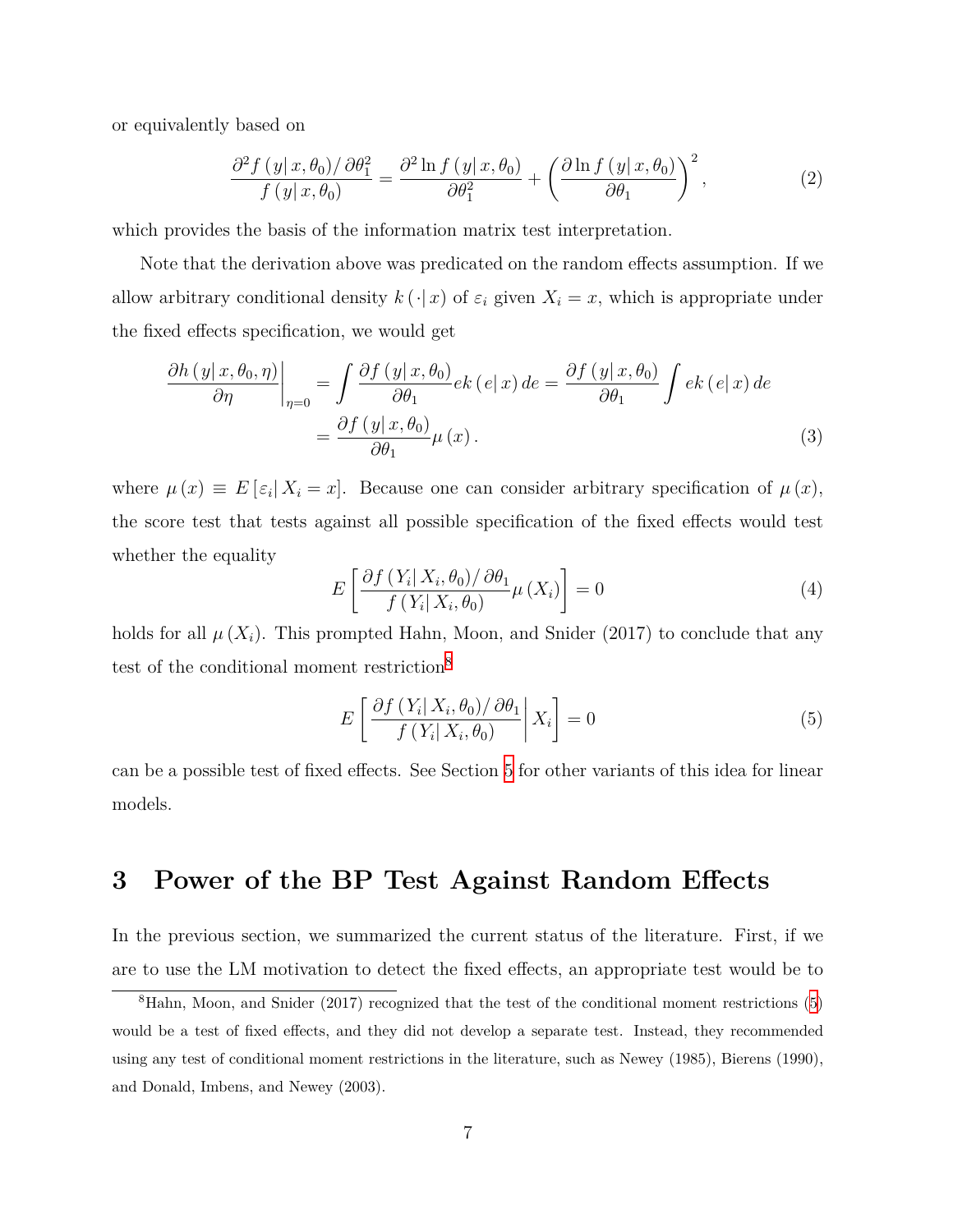or equivalently based on

$$\frac{\partial^2 f\left(y|\, x, \theta_0\right)/\, \partial \theta_1^2}{f\left(y|\, x, \theta_0\right)} = \frac{\partial^2 \ln f\left(y|\, x, \theta_0\right)}{\partial \theta_1^2} + \left(\frac{\partial \ln f\left(y|\, x, \theta_0\right)}{\partial \theta_1}\right)^2, \tag{2}$$

which provides the basis of the information matrix test interpretation.

Note that the derivation above was predicated on the random effects assumption. If we allow arbitrary conditional density $k\left(\cdot|\, x\right)$ of $\varepsilon_i$ given $X_i = x$, which is appropriate under the fixed effects specification, we would get

$$\begin{aligned} \left.\frac{\partial h\left(y|\, x, \theta_0, \eta\right)}{\partial \eta}\right|_{\eta=0} &= \int \frac{\partial f\left(y|\, x, \theta_0\right)}{\partial \theta_1} e k\left(e|\, x\right) de = \frac{\partial f\left(y|\, x, \theta_0\right)}{\partial \theta_1} \int e k\left(e|\, x\right) de \\ &= \frac{\partial f\left(y|\, x, \theta_0\right)}{\partial \theta_1} \mu\left(x\right). \end{aligned} \tag{3}$$

where $\mu\left(x\right) \equiv E\left[\varepsilon_i|\, X_i = x\right]$. Because one can consider arbitrary specification of $\mu\left(x\right)$, the score test that tests against all possible specification of the fixed effects would test whether the equality

$$E\left[\frac{\partial f\left(Y_i|\, X_i, \theta_0\right)/\, \partial \theta_1}{f\left(Y_i|\, X_i, \theta_0\right)} \mu\left(X_i\right)\right] = 0 \tag{4}$$

holds for all $\mu\left(X_i\right)$. This prompted Hahn, Moon, and Snider (2017) to conclude that any test of the conditional moment restriction[8]

$$E\left[\left.\frac{\partial f\left(Y_i|\, X_i, \theta_0\right)/\, \partial \theta_1}{f\left(Y_i|\, X_i, \theta_0\right)}\right| X_i\right] = 0 \tag{5}$$

can be a possible test of fixed effects. See Section 5 for other variants of this idea for linear models.

## 3 Power of the BP Test Against Random Effects

In the previous section, we summarized the current status of the literature. First, if we are to use the LM motivation to detect the fixed effects, an appropriate test would be to

[8] Hahn, Moon, and Snider (2017) recognized that the test of the conditional moment restrictions (5) would be a test of fixed effects, and they did not develop a separate test. Instead, they recommended using any test of conditional moment restrictions in the literature, such as Newey (1985), Bierens (1990), and Donald, Imbens, and Newey (2003).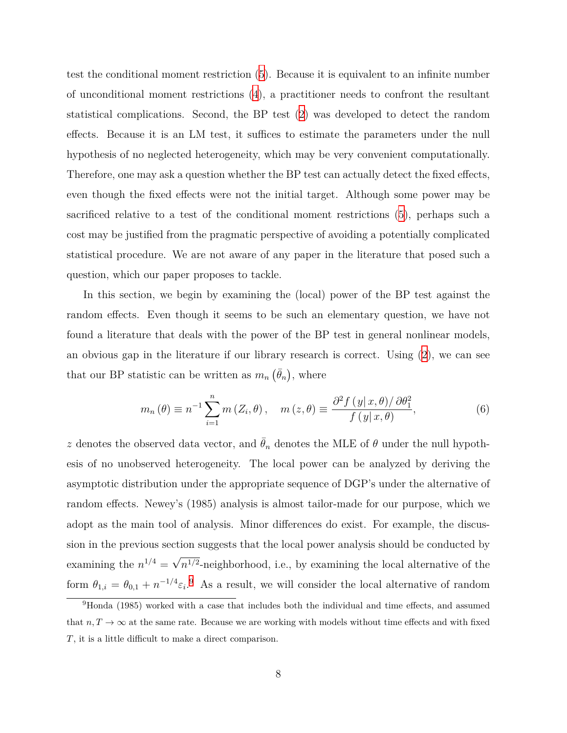test the conditional moment restriction (5). Because it is equivalent to an infinite number of unconditional moment restrictions (4), a practitioner needs to confront the resultant statistical complications. Second, the BP test (2) was developed to detect the random effects. Because it is an LM test, it suffices to estimate the parameters under the null hypothesis of no neglected heterogeneity, which may be very convenient computationally. Therefore, one may ask a question whether the BP test can actually detect the fixed effects, even though the fixed effects were not the initial target. Although some power may be sacrificed relative to a test of the conditional moment restrictions (5), perhaps such a cost may be justified from the pragmatic perspective of avoiding a potentially complicated statistical procedure. We are not aware of any paper in the literature that posed such a question, which our paper proposes to tackle.

In this section, we begin by examining the (local) power of the BP test against the random effects. Even though it seems to be such an elementary question, we have not found a literature that deals with the power of the BP test in general nonlinear models, an obvious gap in the literature if our library research is correct. Using (2), we can see that our BP statistic can be written as $m_n\left(\bar{\theta}_n\right)$, where

$$m_n\left(\theta\right) \equiv n^{-1}\sum_{i=1}^{n} m\left(Z_i,\theta\right), \quad m\left(z,\theta\right) \equiv \frac{\partial^2 f\left(y\right|x,\theta)/\,\partial\theta_1^2}{f\left(y\right|x,\theta)}, \tag{6}$$

$z$ denotes the observed data vector, and $\bar{\theta}_n$ denotes the MLE of $\theta$ under the null hypothesis of no unobserved heterogeneity. The local power can be analyzed by deriving the asymptotic distribution under the appropriate sequence of DGP's under the alternative of random effects. Newey's (1985) analysis is almost tailor-made for our purpose, which we adopt as the main tool of analysis. Minor differences do exist. For example, the discussion in the previous section suggests that the local power analysis should be conducted by examining the $n^{1/4} = \sqrt{n^{1/2}}$-neighborhood, i.e., by examining the local alternative of the form $\theta_{1,i} = \theta_{0,1} + n^{-1/4}\varepsilon_i$.[9] As a result, we will consider the local alternative of random

[9] Honda (1985) worked with a case that includes both the individual and time effects, and assumed that $n, T \to \infty$ at the same rate. Because we are working with models without time effects and with fixed $T$, it is a little difficult to make a direct comparison.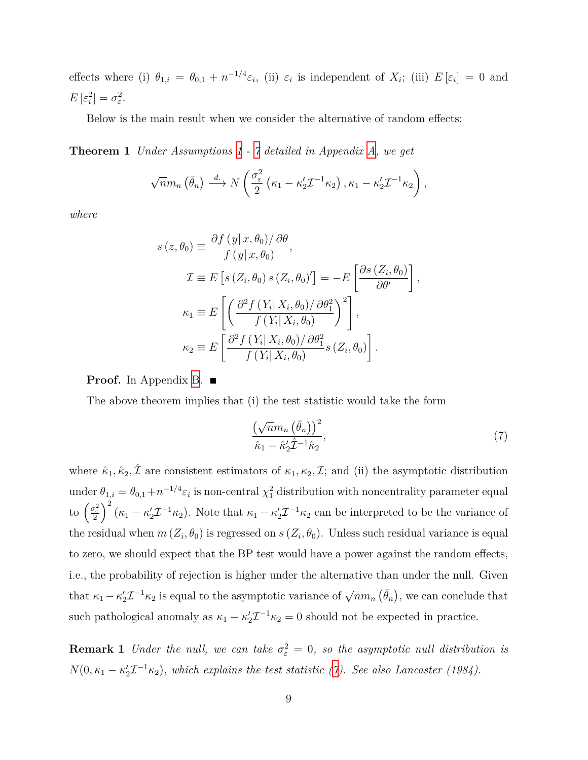effects where (i) $\theta_{1,i} = \theta_{0,1} + n^{-1/4}\varepsilon_i$, (ii) $\varepsilon_i$ is independent of $X_i$; (iii) $E[\varepsilon_i] = 0$ and $E[\varepsilon_i^2] = \sigma_\varepsilon^2$.

Below is the main result when we consider the alternative of random effects:

**Theorem 1** *Under Assumptions 1 - 7 detailed in Appendix A, we get*

$$\sqrt{n} m_n(\bar{\theta}_n) \xrightarrow{d.} N\left(\frac{\sigma_\varepsilon^2}{2}\left(\kappa_1 - \kappa_2' \mathcal{I}^{-1}\kappa_2\right), \kappa_1 - \kappa_2' \mathcal{I}^{-1}\kappa_2\right),$$

*where*

$$s(z, \theta_0) \equiv \frac{\partial f(y|x, \theta_0)/\partial \theta}{f(y|x, \theta_0)},$$

$$\mathcal{I} \equiv E\left[s(Z_i, \theta_0) s(Z_i, \theta_0)'\right] = -E\left[\frac{\partial s(Z_i, \theta_0)}{\partial \theta'}\right],$$

$$\kappa_1 \equiv E\left[\left(\frac{\partial^2 f(Y_i|X_i, \theta_0)/\partial \theta_1^2}{f(Y_i|X_i, \theta_0)}\right)^2\right],$$

$$\kappa_2 \equiv E\left[\frac{\partial^2 f(Y_i|X_i, \theta_0)/\partial \theta_1^2}{f(Y_i|X_i, \theta_0)} s(Z_i, \theta_0)\right].$$

**Proof.** In Appendix B. ■

The above theorem implies that (i) the test statistic would take the form

$$\frac{\left(\sqrt{n} m_n(\bar{\theta}_n)\right)^2}{\hat{\kappa}_1 - \hat{\kappa}_2' \hat{\mathcal{I}}^{-1}\hat{\kappa}_2}, \tag{7}$$

where $\hat{\kappa}_1, \hat{\kappa}_2, \hat{\mathcal{I}}$ are consistent estimators of $\kappa_1, \kappa_2, \mathcal{I}$; and (ii) the asymptotic distribution under $\theta_{1,i} = \theta_{0,1} + n^{-1/4}\varepsilon_i$ is non-central $\chi_1^2$ distribution with noncentrality parameter equal to $\left(\frac{\sigma_\varepsilon^2}{2}\right)^2 (\kappa_1 - \kappa_2' \mathcal{I}^{-1}\kappa_2)$. Note that $\kappa_1 - \kappa_2' \mathcal{I}^{-1}\kappa_2$ can be interpreted to be the variance of the residual when $m(Z_i, \theta_0)$ is regressed on $s(Z_i, \theta_0)$. Unless such residual variance is equal to zero, we should expect that the BP test would have a power against the random effects, i.e., the probability of rejection is higher under the alternative than under the null. Given that $\kappa_1 - \kappa_2' \mathcal{I}^{-1}\kappa_2$ is equal to the asymptotic variance of $\sqrt{n} m_n(\bar{\theta}_n)$, we can conclude that such pathological anomaly as $\kappa_1 - \kappa_2' \mathcal{I}^{-1}\kappa_2 = 0$ should not be expected in practice.

**Remark 1** *Under the null, we can take $\sigma_\varepsilon^2 = 0$, so the asymptotic null distribution is $N(0, \kappa_1 - \kappa_2' \mathcal{I}^{-1}\kappa_2)$, which explains the test statistic (7). See also Lancaster (1984).*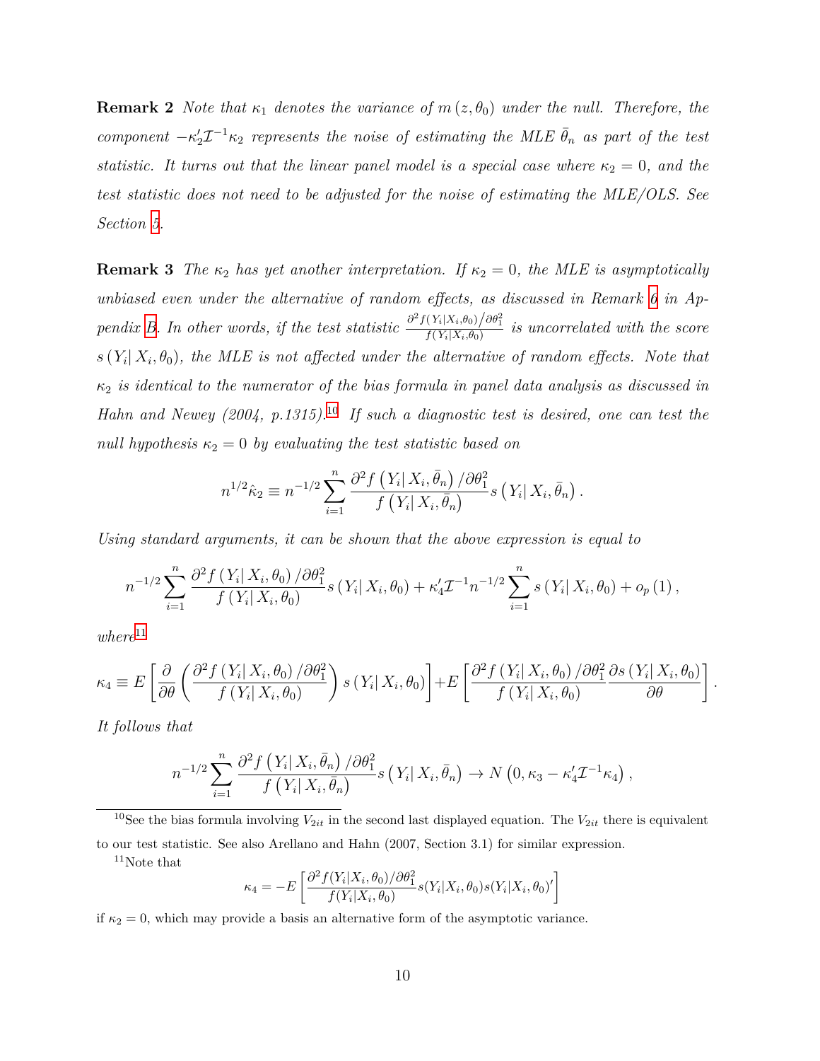**Remark 2** *Note that $\kappa_1$ denotes the variance of $m(z, \theta_0)$ under the null. Therefore, the component $-\kappa_2' \mathcal{I}^{-1} \kappa_2$ represents the noise of estimating the MLE $\bar{\theta}_n$ as part of the test statistic. It turns out that the linear panel model is a special case where $\kappa_2 = 0$, and the test statistic does not need to be adjusted for the noise of estimating the MLE/OLS. See Section 5.*

**Remark 3** *The $\kappa_2$ has yet another interpretation. If $\kappa_2 = 0$, the MLE is asymptotically unbiased even under the alternative of random effects, as discussed in Remark 6 in Appendix B. In other words, if the test statistic $\frac{\partial^2 f(Y_i|X_i,\theta_0)/\partial\theta_1^2}{f(Y_i|X_i,\theta_0)}$ is uncorrelated with the score $s(Y_i|X_i,\theta_0)$, the MLE is not affected under the alternative of random effects. Note that $\kappa_2$ is identical to the numerator of the bias formula in panel data analysis as discussed in Hahn and Newey (2004, p.1315).[10] If such a diagnostic test is desired, one can test the null hypothesis $\kappa_2 = 0$ by evaluating the test statistic based on*

$$n^{1/2}\hat{\kappa}_2 \equiv n^{-1/2}\sum_{i=1}^{n} \frac{\partial^2 f\left(Y_i|X_i,\bar{\theta}_n\right)/\partial\theta_1^2}{f\left(Y_i|X_i,\bar{\theta}_n\right)} s\left(Y_i|X_i,\bar{\theta}_n\right).$$

*Using standard arguments, it can be shown that the above expression is equal to*

$$n^{-1/2}\sum_{i=1}^{n} \frac{\partial^2 f\left(Y_i|X_i,\theta_0\right)/\partial\theta_1^2}{f\left(Y_i|X_i,\theta_0\right)} s\left(Y_i|X_i,\theta_0\right) + \kappa_4' \mathcal{I}^{-1} n^{-1/2}\sum_{i=1}^{n} s\left(Y_i|X_i,\theta_0\right) + o_p(1),$$

*where*[11]

$$\kappa_4 \equiv E\left[\frac{\partial}{\partial\theta}\left(\frac{\partial^2 f\left(Y_i|X_i,\theta_0\right)/\partial\theta_1^2}{f\left(Y_i|X_i,\theta_0\right)}\right) s\left(Y_i|X_i,\theta_0\right)\right] + E\left[\frac{\partial^2 f\left(Y_i|X_i,\theta_0\right)/\partial\theta_1^2}{f\left(Y_i|X_i,\theta_0\right)} \frac{\partial s\left(Y_i|X_i,\theta_0\right)}{\partial\theta}\right].$$

*It follows that*

$$n^{-1/2}\sum_{i=1}^{n} \frac{\partial^2 f\left(Y_i|X_i,\bar{\theta}_n\right)/\partial\theta_1^2}{f\left(Y_i|X_i,\bar{\theta}_n\right)} s\left(Y_i|X_i,\bar{\theta}_n\right) \to N\left(0, \kappa_3 - \kappa_4' \mathcal{I}^{-1} \kappa_4\right),$$

---

[10] See the bias formula involving $V_{2it}$ in the second last displayed equation. The $V_{2it}$ there is equivalent to our test statistic. See also Arellano and Hahn (2007, Section 3.1) for similar expression.

[11] Note that

$$\kappa_4 = -E\left[\frac{\partial^2 f(Y_i|X_i,\theta_0)/\partial\theta_1^2}{f(Y_i|X_i,\theta_0)} s(Y_i|X_i,\theta_0) s(Y_i|X_i,\theta_0)'\right]$$

if $\kappa_2 = 0$, which may provide a basis an alternative form of the asymptotic variance.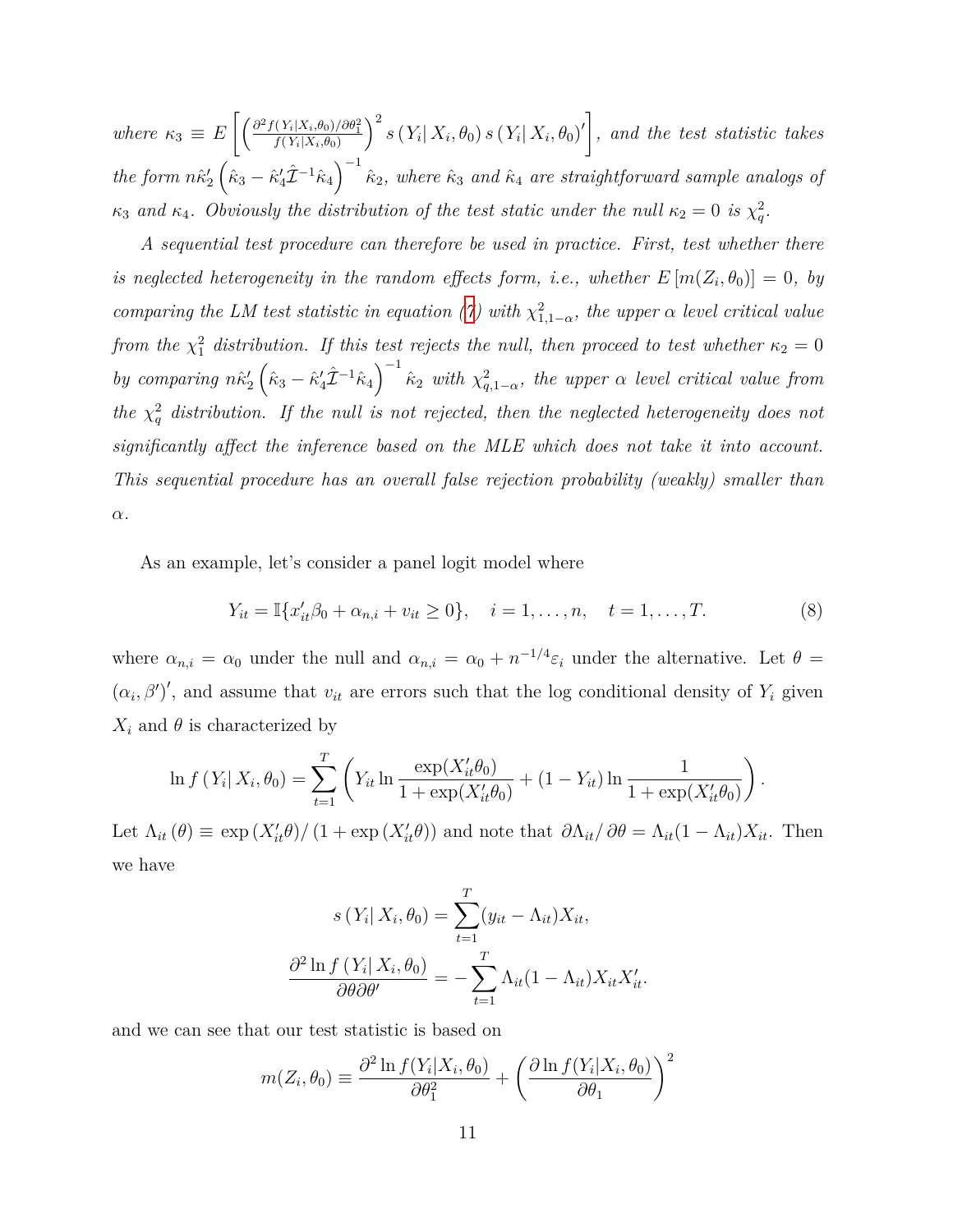*where* $\kappa_3 \equiv E\left[\left(\frac{\partial^2 f(Y_i|X_i,\theta_0)/\partial\theta_1^2}{f(Y_i|X_i,\theta_0)}\right)^2 s\left(Y_i|\, X_i,\theta_0\right) s\left(Y_i|\, X_i,\theta_0\right)'\right]$, *and the test statistic takes the form* $n\hat{\kappa}_2'\left(\hat{\kappa}_3 - \hat{\kappa}_4'\hat{\mathcal{I}}^{-1}\hat{\kappa}_4\right)^{-1}\hat{\kappa}_2$, *where* $\hat{\kappa}_3$ *and* $\hat{\kappa}_4$ *are straightforward sample analogs of* $\kappa_3$ *and* $\kappa_4$. *Obviously the distribution of the test static under the null* $\kappa_2 = 0$ *is* $\chi_q^2$.

*A sequential test procedure can therefore be used in practice. First, test whether there is neglected heterogeneity in the random effects form, i.e., whether* $E\left[m(Z_i,\theta_0)\right] = 0$, *by comparing the LM test statistic in equation (7) with* $\chi^2_{1,1-\alpha}$, *the upper* $\alpha$ *level critical value from the* $\chi^2_1$ *distribution. If this test rejects the null, then proceed to test whether* $\kappa_2 = 0$ *by comparing* $n\hat{\kappa}_2'\left(\hat{\kappa}_3 - \hat{\kappa}_4'\hat{\mathcal{I}}^{-1}\hat{\kappa}_4\right)^{-1}\hat{\kappa}_2$ *with* $\chi^2_{q,1-\alpha}$, *the upper* $\alpha$ *level critical value from the* $\chi^2_q$ *distribution. If the null is not rejected, then the neglected heterogeneity does not significantly affect the inference based on the MLE which does not take it into account. This sequential procedure has an overall false rejection probability (weakly) smaller than* $\alpha$.

As an example, let's consider a panel logit model where

$$Y_{it} = \mathbb{I}\{x_{it}'\beta_0 + \alpha_{n,i} + v_{it} \geq 0\}, \quad i = 1,\ldots,n, \quad t = 1,\ldots,T. \tag{8}$$

where $\alpha_{n,i} = \alpha_0$ under the null and $\alpha_{n,i} = \alpha_0 + n^{-1/4}\varepsilon_i$ under the alternative. Let $\theta = (\alpha_i, \beta')'$, and assume that $v_{it}$ are errors such that the log conditional density of $Y_i$ given $X_i$ and $\theta$ is characterized by

$$\ln f\left(Y_i|\, X_i,\theta_0\right) = \sum_{t=1}^{T}\left(Y_{it}\ln\frac{\exp(X_{it}'\theta_0)}{1+\exp(X_{it}'\theta_0)} + (1-Y_{it})\ln\frac{1}{1+\exp(X_{it}'\theta_0)}\right).$$

Let $\Lambda_{it}(\theta) \equiv \exp\left(X_{it}'\theta\right)/\left(1+\exp\left(X_{it}'\theta\right)\right)$ and note that $\partial\Lambda_{it}/\partial\theta = \Lambda_{it}(1-\Lambda_{it})X_{it}$. Then we have

$$s\left(Y_i|\, X_i,\theta_0\right) = \sum_{t=1}^{T}(y_{it} - \Lambda_{it})X_{it},$$

$$\frac{\partial^2 \ln f\left(Y_i|\, X_i,\theta_0\right)}{\partial\theta\partial\theta'} = -\sum_{t=1}^{T}\Lambda_{it}(1-\Lambda_{it})X_{it}X_{it}'.$$

and we can see that our test statistic is based on

$$m(Z_i,\theta_0) \equiv \frac{\partial^2 \ln f(Y_i|X_i,\theta_0)}{\partial\theta_1^2} + \left(\frac{\partial \ln f(Y_i|X_i,\theta_0)}{\partial\theta_1}\right)^2$$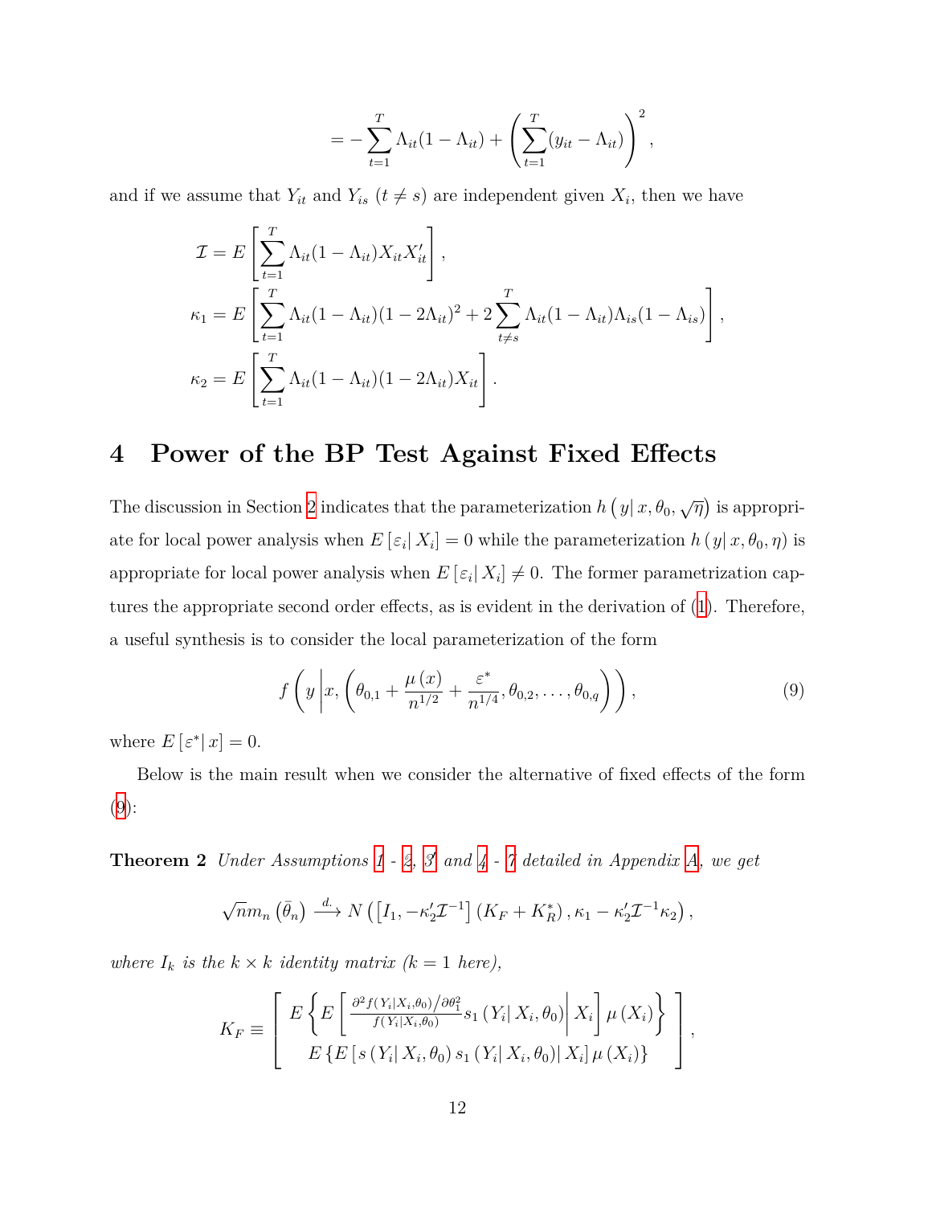$$= -\sum_{t=1}^{T} \Lambda_{it}(1-\Lambda_{it}) + \left(\sum_{t=1}^{T}(y_{it}-\Lambda_{it})\right)^2,$$

and if we assume that $Y_{it}$ and $Y_{is}$ $(t \neq s)$ are independent given $X_i$, then we have

$$\mathcal{I} = E\left[\sum_{t=1}^{T} \Lambda_{it}(1-\Lambda_{it})X_{it}X_{it}'\right],$$

$$\kappa_1 = E\left[\sum_{t=1}^{T} \Lambda_{it}(1-\Lambda_{it})(1-2\Lambda_{it})^2 + 2\sum_{t\neq s}^{T} \Lambda_{it}(1-\Lambda_{it})\Lambda_{is}(1-\Lambda_{is})\right],$$

$$\kappa_2 = E\left[\sum_{t=1}^{T} \Lambda_{it}(1-\Lambda_{it})(1-2\Lambda_{it})X_{it}\right].$$

# 4 Power of the BP Test Against Fixed Effects

The discussion in Section 2 indicates that the parameterization $h\left(y|\, x, \theta_0, \sqrt{\eta}\right)$ is appropriate for local power analysis when $E\left[\varepsilon_i|\, X_i\right] = 0$ while the parameterization $h\left(y|\, x, \theta_0, \eta\right)$ is appropriate for local power analysis when $E\left[\varepsilon_i|\, X_i\right] \neq 0$. The former parametrization captures the appropriate second order effects, as is evident in the derivation of (1). Therefore, a useful synthesis is to consider the local parameterization of the form

$$f\left(y\left|x, \left(\theta_{0,1} + \frac{\mu(x)}{n^{1/2}} + \frac{\varepsilon^*}{n^{1/4}}, \theta_{0,2}, \ldots, \theta_{0,q}\right)\right.\right), \tag{9}$$

where $E\left[\varepsilon^*|\, x\right] = 0$.

Below is the main result when we consider the alternative of fixed effects of the form (9):

**Theorem 2** *Under Assumptions 1 - 2, 3' and 4 - 7 detailed in Appendix A, we get*

$$\sqrt{n}m_n\left(\bar{\theta}_n\right) \xrightarrow{d.} N\left(\left[I_1, -\kappa_2'\mathcal{I}^{-1}\right]\left(K_F + K_R^*\right), \kappa_1 - \kappa_2'\mathcal{I}^{-1}\kappa_2\right),$$

*where $I_k$ is the $k \times k$ identity matrix ($k = 1$ here),*

$$K_F \equiv \begin{bmatrix} E\left\{E\left[\left.\frac{\partial^2 f(Y_i|X_i,\theta_0)/\partial\theta_1^2}{f(Y_i|X_i,\theta_0)} s_1\left(Y_i|\, X_i, \theta_0\right)\right| X_i\right]\mu\left(X_i\right)\right\} \\ E\left\{E\left[s\left(Y_i|\, X_i, \theta_0\right) s_1\left(Y_i|\, X_i, \theta_0\right)|\, X_i\right]\mu\left(X_i\right)\right\} \end{bmatrix},$$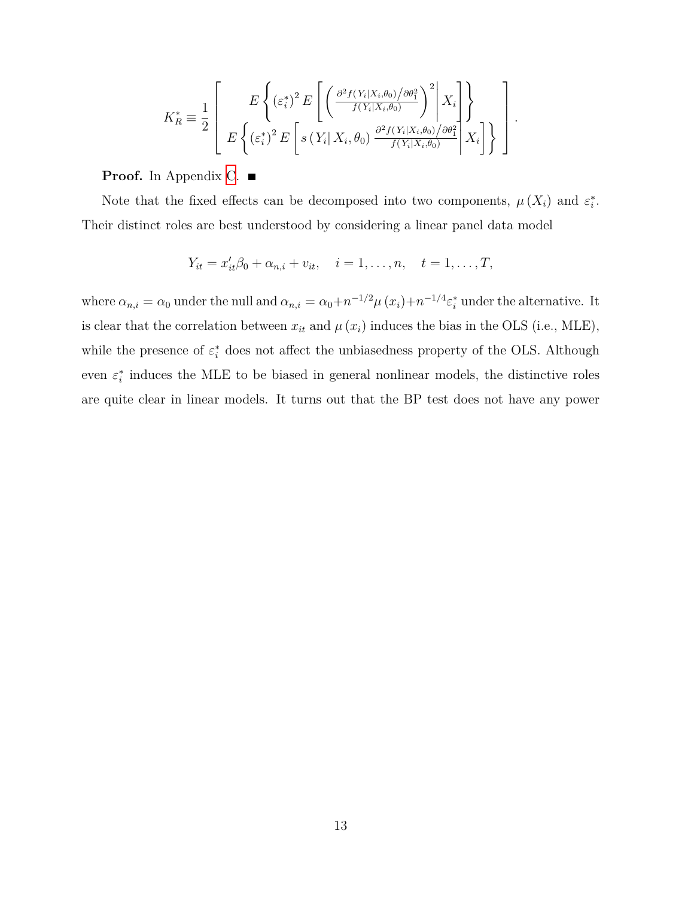$$K_R^* \equiv \frac{1}{2} \left[ \begin{array}{c} E\left\{ \left(\varepsilon_i^*\right)^2 E\left[ \left. \left( \frac{\partial^2 f\left(Y_i | X_i, \theta_0\right) / \partial \theta_1^2}{f\left(Y_i | X_i, \theta_0\right)} \right)^2 \right| X_i \right] \right\} \\ E\left\{ \left(\varepsilon_i^*\right)^2 E\left[ \left. s\left(Y_i | X_i, \theta_0\right) \frac{\partial^2 f\left(Y_i | X_i, \theta_0\right) / \partial \theta_1^2}{f\left(Y_i | X_i, \theta_0\right)} \right| X_i \right] \right\} \end{array} \right].$$

**Proof.** In Appendix C. ■

Note that the fixed effects can be decomposed into two components, $\mu(X_i)$ and $\varepsilon_i^*$. Their distinct roles are best understood by considering a linear panel data model

$$Y_{it} = x_{it}'\beta_0 + \alpha_{n,i} + v_{it}, \quad i = 1, \ldots, n, \quad t = 1, \ldots, T,$$

where $\alpha_{n,i} = \alpha_0$ under the null and $\alpha_{n,i} = \alpha_0 + n^{-1/2}\mu(x_i) + n^{-1/4}\varepsilon_i^*$ under the alternative. It is clear that the correlation between $x_{it}$ and $\mu(x_i)$ induces the bias in the OLS (i.e., MLE), while the presence of $\varepsilon_i^*$ does not affect the unbiasedness property of the OLS. Although even $\varepsilon_i^*$ induces the MLE to be biased in general nonlinear models, the distinctive roles are quite clear in linear models. It turns out that the BP test does not have any power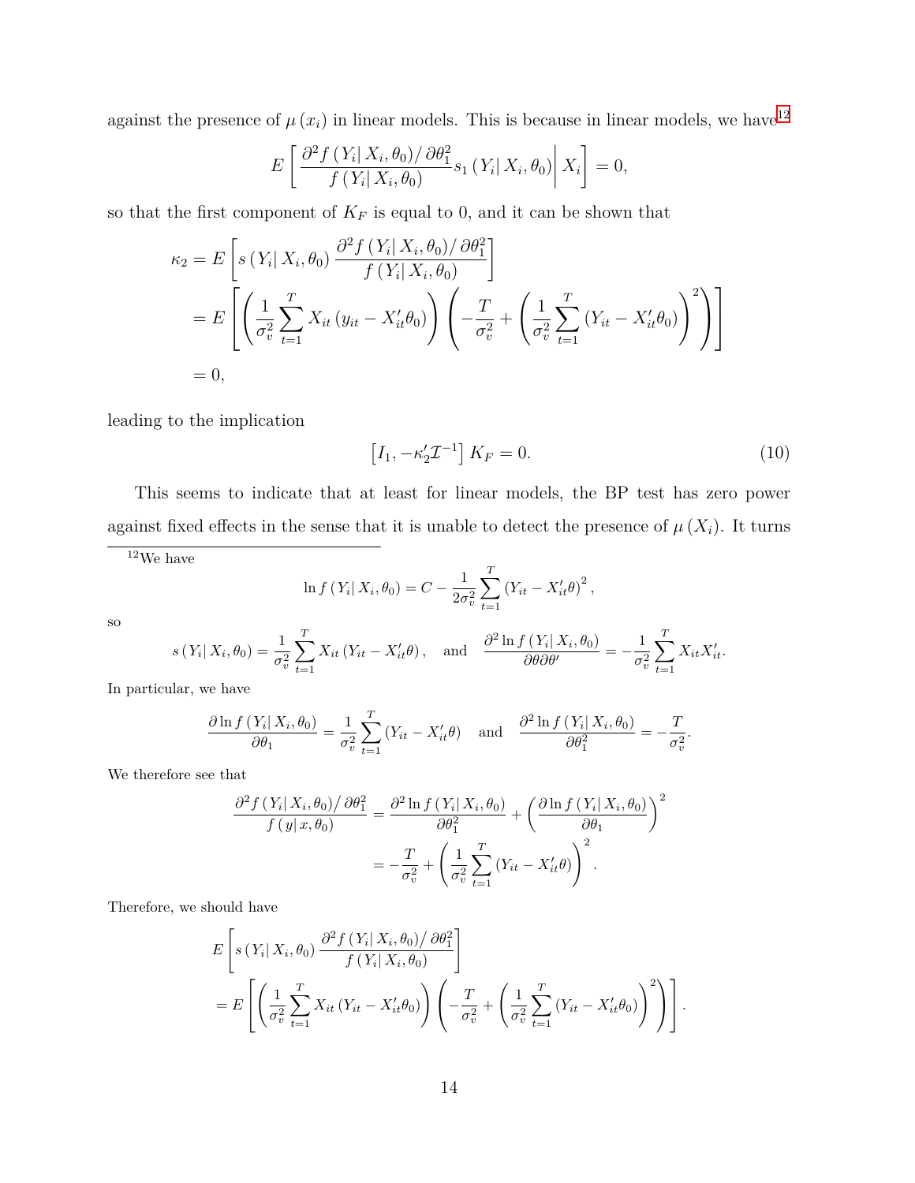against the presence of $\mu(x_i)$ in linear models. This is because in linear models, we have[12]

$$E\left[\left.\frac{\partial^2 f(Y_i|X_i,\theta_0)/\partial\theta_1^2}{f(Y_i|X_i,\theta_0)} s_1(Y_i|X_i,\theta_0)\right| X_i\right] = 0,$$

so that the first component of $K_F$ is equal to 0, and it can be shown that

$$\begin{aligned}
\kappa_2 &= E\left[s(Y_i|X_i,\theta_0)\frac{\partial^2 f(Y_i|X_i,\theta_0)/\partial\theta_1^2}{f(Y_i|X_i,\theta_0)}\right] \\
&= E\left[\left(\frac{1}{\sigma_v^2}\sum_{t=1}^{T} X_{it}(y_{it} - X_{it}'\theta_0)\right)\left(-\frac{T}{\sigma_v^2} + \left(\frac{1}{\sigma_v^2}\sum_{t=1}^{T}(Y_{it} - X_{it}'\theta_0)\right)^2\right)\right] \\
&= 0,
\end{aligned}$$

leading to the implication

$$\left[I_1, -\kappa_2'\mathcal{I}^{-1}\right] K_F = 0. \tag{10}$$

This seems to indicate that at least for linear models, the BP test has zero power against fixed effects in the sense that it is unable to detect the presence of $\mu(X_i)$. It turns

---

[12]We have

$$\ln f(Y_i|X_i,\theta_0) = C - \frac{1}{2\sigma_v^2}\sum_{t=1}^{T}(Y_{it} - X_{it}'\theta)^2,$$

so

$$s(Y_i|X_i,\theta_0) = \frac{1}{\sigma_v^2}\sum_{t=1}^{T} X_{it}(Y_{it} - X_{it}'\theta), \quad \text{and} \quad \frac{\partial^2 \ln f(Y_i|X_i,\theta_0)}{\partial\theta\partial\theta'} = -\frac{1}{\sigma_v^2}\sum_{t=1}^{T} X_{it}X_{it}'.$$

In particular, we have

$$\frac{\partial \ln f(Y_i|X_i,\theta_0)}{\partial\theta_1} = \frac{1}{\sigma_v^2}\sum_{t=1}^{T}(Y_{it} - X_{it}'\theta) \quad \text{and} \quad \frac{\partial^2 \ln f(Y_i|X_i,\theta_0)}{\partial\theta_1^2} = -\frac{T}{\sigma_v^2}.$$

We therefore see that

$$\begin{aligned}
\frac{\partial^2 f(Y_i|X_i,\theta_0)/\partial\theta_1^2}{f(y|x,\theta_0)} &= \frac{\partial^2 \ln f(Y_i|X_i,\theta_0)}{\partial\theta_1^2} + \left(\frac{\partial \ln f(Y_i|X_i,\theta_0)}{\partial\theta_1}\right)^2 \\
&= -\frac{T}{\sigma_v^2} + \left(\frac{1}{\sigma_v^2}\sum_{t=1}^{T}(Y_{it} - X_{it}'\theta)\right)^2.
\end{aligned}$$

Therefore, we should have

$$\begin{aligned}
&E\left[s(Y_i|X_i,\theta_0)\frac{\partial^2 f(Y_i|X_i,\theta_0)/\partial\theta_1^2}{f(Y_i|X_i,\theta_0)}\right] \\
&= E\left[\left(\frac{1}{\sigma_v^2}\sum_{t=1}^{T} X_{it}(Y_{it} - X_{it}'\theta_0)\right)\left(-\frac{T}{\sigma_v^2} + \left(\frac{1}{\sigma_v^2}\sum_{t=1}^{T}(Y_{it} - X_{it}'\theta_0)\right)^2\right)\right].
\end{aligned}$$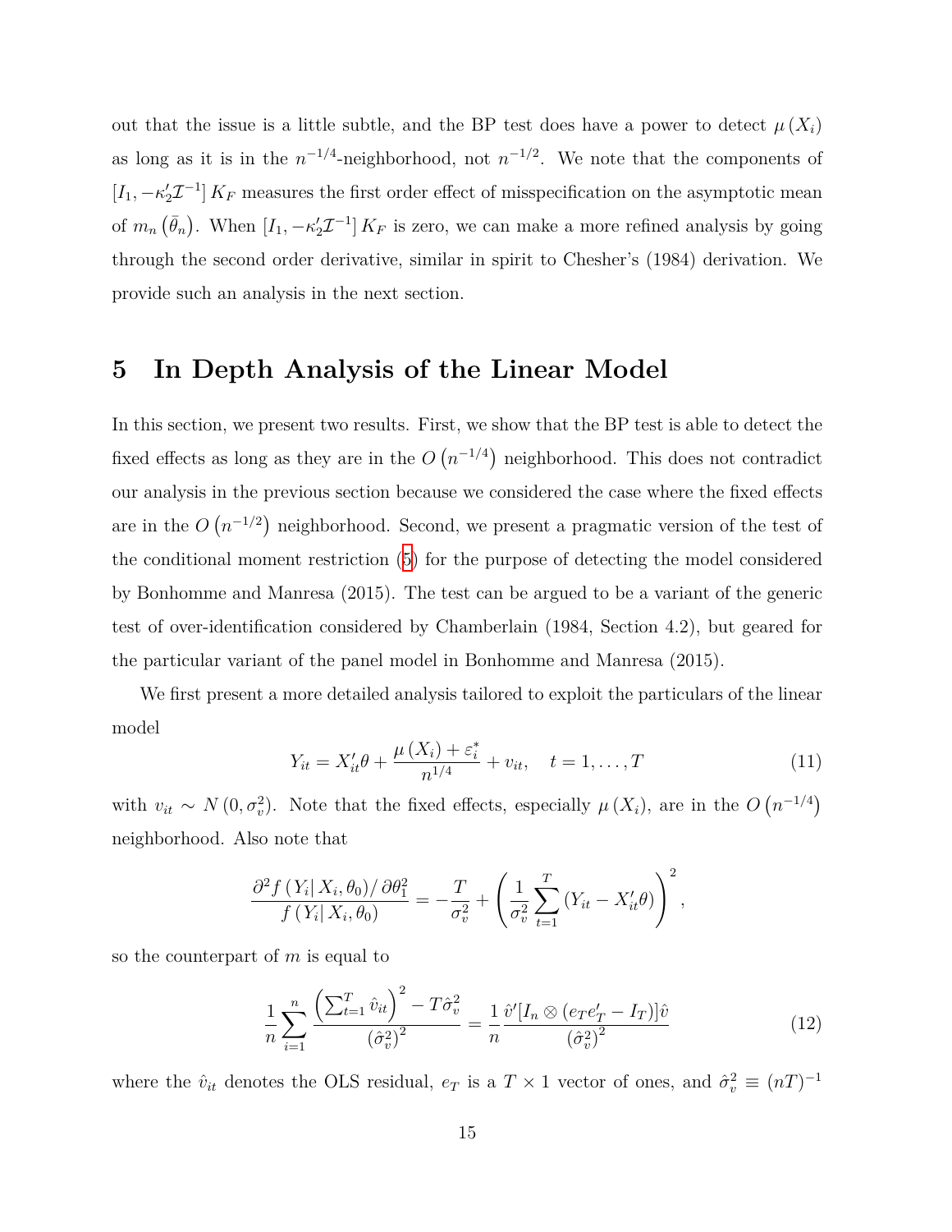out that the issue is a little subtle, and the BP test does have a power to detect $\mu(X_i)$ as long as it is in the $n^{-1/4}$-neighborhood, not $n^{-1/2}$. We note that the components of $[I_1, -\kappa_2' \mathcal{I}^{-1}] K_F$ measures the first order effect of misspecification on the asymptotic mean of $m_n(\bar{\theta}_n)$. When $[I_1, -\kappa_2' \mathcal{I}^{-1}] K_F$ is zero, we can make a more refined analysis by going through the second order derivative, similar in spirit to Chesher's (1984) derivation. We provide such an analysis in the next section.

# 5 In Depth Analysis of the Linear Model

In this section, we present two results. First, we show that the BP test is able to detect the fixed effects as long as they are in the $O(n^{-1/4})$ neighborhood. This does not contradict our analysis in the previous section because we considered the case where the fixed effects are in the $O(n^{-1/2})$ neighborhood. Second, we present a pragmatic version of the test of the conditional moment restriction (5) for the purpose of detecting the model considered by Bonhomme and Manresa (2015). The test can be argued to be a variant of the generic test of over-identification considered by Chamberlain (1984, Section 4.2), but geared for the particular variant of the panel model in Bonhomme and Manresa (2015).

We first present a more detailed analysis tailored to exploit the particulars of the linear model

$$Y_{it} = X_{it}'\theta + \frac{\mu(X_i) + \varepsilon_i^*}{n^{1/4}} + v_{it}, \quad t = 1, \dots, T \tag{11}$$

with $v_{it} \sim N(0, \sigma_v^2)$. Note that the fixed effects, especially $\mu(X_i)$, are in the $O(n^{-1/4})$ neighborhood. Also note that

$$\frac{\partial^2 f(Y_i | X_i, \theta_0) / \partial \theta_1^2}{f(Y_i | X_i, \theta_0)} = -\frac{T}{\sigma_v^2} + \left( \frac{1}{\sigma_v^2} \sum_{t=1}^{T} (Y_{it} - X_{it}'\theta) \right)^2,$$

so the counterpart of $m$ is equal to

$$\frac{1}{n} \sum_{i=1}^{n} \frac{\left(\sum_{t=1}^{T} \hat{v}_{it}\right)^2 - T\hat{\sigma}_v^2}{\left(\hat{\sigma}_v^2\right)^2} = \frac{1}{n} \frac{\hat{v}'[I_n \otimes (e_T e_T' - I_T)]\hat{v}}{\left(\hat{\sigma}_v^2\right)^2} \tag{12}$$

where the $\hat{v}_{it}$ denotes the OLS residual, $e_T$ is a $T \times 1$ vector of ones, and $\hat{\sigma}_v^2 \equiv (nT)^{-1}$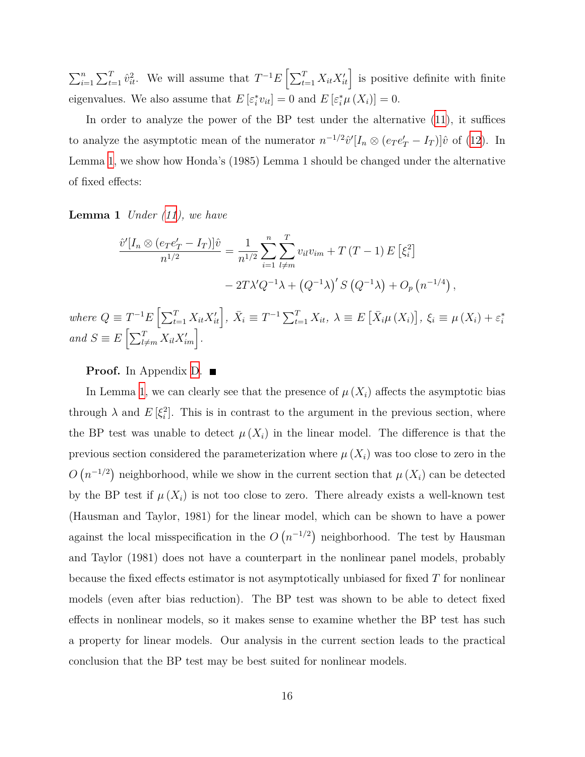$\sum_{i=1}^{n}\sum_{t=1}^{T}\hat{v}_{it}^{2}$. We will assume that $T^{-1}E\left[\sum_{t=1}^{T}X_{it}X_{it}'\right]$ is positive definite with finite eigenvalues. We also assume that $E\left[\varepsilon_i^{*}v_{it}\right]=0$ and $E\left[\varepsilon_i^{*}\mu\left(X_i\right)\right]=0$.

In order to analyze the power of the BP test under the alternative (11), it suffices to analyze the asymptotic mean of the numerator $n^{-1/2}\hat{v}'[I_n\otimes\left(e_Te_T'-I_T\right)]\hat{v}$ of (12). In Lemma 1, we show how Honda's (1985) Lemma 1 should be changed under the alternative of fixed effects:

**Lemma 1** *Under (11), we have*

$$
\begin{aligned}
\frac{\hat{v}'[I_n\otimes\left(e_Te_T'-I_T\right)]\hat{v}}{n^{1/2}} &= \frac{1}{n^{1/2}}\sum_{i=1}^{n}\sum_{l\neq m}^{T}v_{il}v_{im}+T\left(T-1\right)E\left[\xi_i^{2}\right] \\
&\quad -2T\lambda'Q^{-1}\lambda+\left(Q^{-1}\lambda\right)'S\left(Q^{-1}\lambda\right)+O_p\left(n^{-1/4}\right),
\end{aligned}
$$

*where* $Q\equiv T^{-1}E\left[\sum_{t=1}^{T}X_{it}X_{it}'\right]$, $\bar{X}_i\equiv T^{-1}\sum_{t=1}^{T}X_{it}$, $\lambda\equiv E\left[\bar{X}_i\mu\left(X_i\right)\right]$, $\xi_i\equiv\mu\left(X_i\right)+\varepsilon_i^{*}$ *and* $S\equiv E\left[\sum_{l\neq m}^{T}X_{il}X_{im}'\right]$.

**Proof.** In Appendix D. ∎

In Lemma 1, we can clearly see that the presence of $\mu\left(X_i\right)$ affects the asymptotic bias through $\lambda$ and $E\left[\xi_i^{2}\right]$. This is in contrast to the argument in the previous section, where the BP test was unable to detect $\mu\left(X_i\right)$ in the linear model. The difference is that the previous section considered the parameterization where $\mu\left(X_i\right)$ was too close to zero in the $O\left(n^{-1/2}\right)$ neighborhood, while we show in the current section that $\mu\left(X_i\right)$ can be detected by the BP test if $\mu\left(X_i\right)$ is not too close to zero. There already exists a well-known test (Hausman and Taylor, 1981) for the linear model, which can be shown to have a power against the local misspecification in the $O\left(n^{-1/2}\right)$ neighborhood. The test by Hausman and Taylor (1981) does not have a counterpart in the nonlinear panel models, probably because the fixed effects estimator is not asymptotically unbiased for fixed $T$ for nonlinear models (even after bias reduction). The BP test was shown to be able to detect fixed effects in nonlinear models, so it makes sense to examine whether the BP test has such a property for linear models. Our analysis in the current section leads to the practical conclusion that the BP test may be best suited for nonlinear models.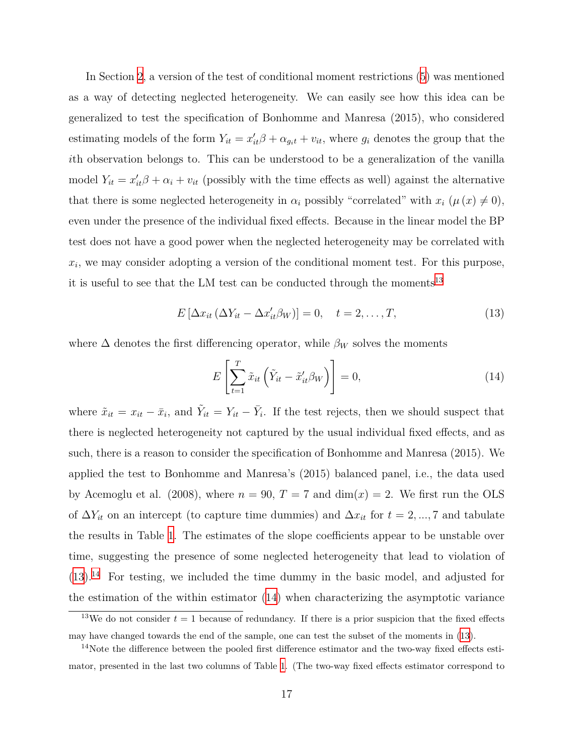In Section 2, a version of the test of conditional moment restrictions (5) was mentioned as a way of detecting neglected heterogeneity. We can easily see how this idea can be generalized to test the specification of Bonhomme and Manresa (2015), who considered estimating models of the form $Y_{it} = x_{it}'\beta + \alpha_{g_i t} + v_{it}$, where $g_i$ denotes the group that the $i$th observation belongs to. This can be understood to be a generalization of the vanilla model $Y_{it} = x_{it}'\beta + \alpha_i + v_{it}$ (possibly with the time effects as well) against the alternative that there is some neglected heterogeneity in $\alpha_i$ possibly "correlated" with $x_i$ ($\mu(x) \neq 0$), even under the presence of the individual fixed effects. Because in the linear model the BP test does not have a good power when the neglected heterogeneity may be correlated with $x_i$, we may consider adopting a version of the conditional moment test. For this purpose, it is useful to see that the LM test can be conducted through the moments[13]

$$E\left[\Delta x_{it}\left(\Delta Y_{it} - \Delta x_{it}'\beta_W\right)\right] = 0, \quad t = 2, \ldots, T, \tag{13}$$

where $\Delta$ denotes the first differencing operator, while $\beta_W$ solves the moments

$$E\left[\sum_{t=1}^{T} \tilde{x}_{it}\left(\tilde{Y}_{it} - \tilde{x}_{it}'\beta_W\right)\right] = 0, \tag{14}$$

where $\tilde{x}_{it} = x_{it} - \bar{x}_i$, and $\tilde{Y}_{it} = Y_{it} - \bar{Y}_i$. If the test rejects, then we should suspect that there is neglected heterogeneity not captured by the usual individual fixed effects, and as such, there is a reason to consider the specification of Bonhomme and Manresa (2015). We applied the test to Bonhomme and Manresa's (2015) balanced panel, i.e., the data used by Acemoglu et al. (2008), where $n = 90$, $T = 7$ and $\dim(x) = 2$. We first run the OLS of $\Delta Y_{it}$ on an intercept (to capture time dummies) and $\Delta x_{it}$ for $t = 2, ..., 7$ and tabulate the results in Table 1. The estimates of the slope coefficients appear to be unstable over time, suggesting the presence of some neglected heterogeneity that lead to violation of (13).[14] For testing, we included the time dummy in the basic model, and adjusted for the estimation of the within estimator (14) when characterizing the asymptotic variance

[13] We do not consider $t = 1$ because of redundancy. If there is a prior suspicion that the fixed effects may have changed towards the end of the sample, one can test the subset of the moments in (13).

[14] Note the difference between the pooled first difference estimator and the two-way fixed effects estimator, presented in the last two columns of Table 1. (The two-way fixed effects estimator correspond to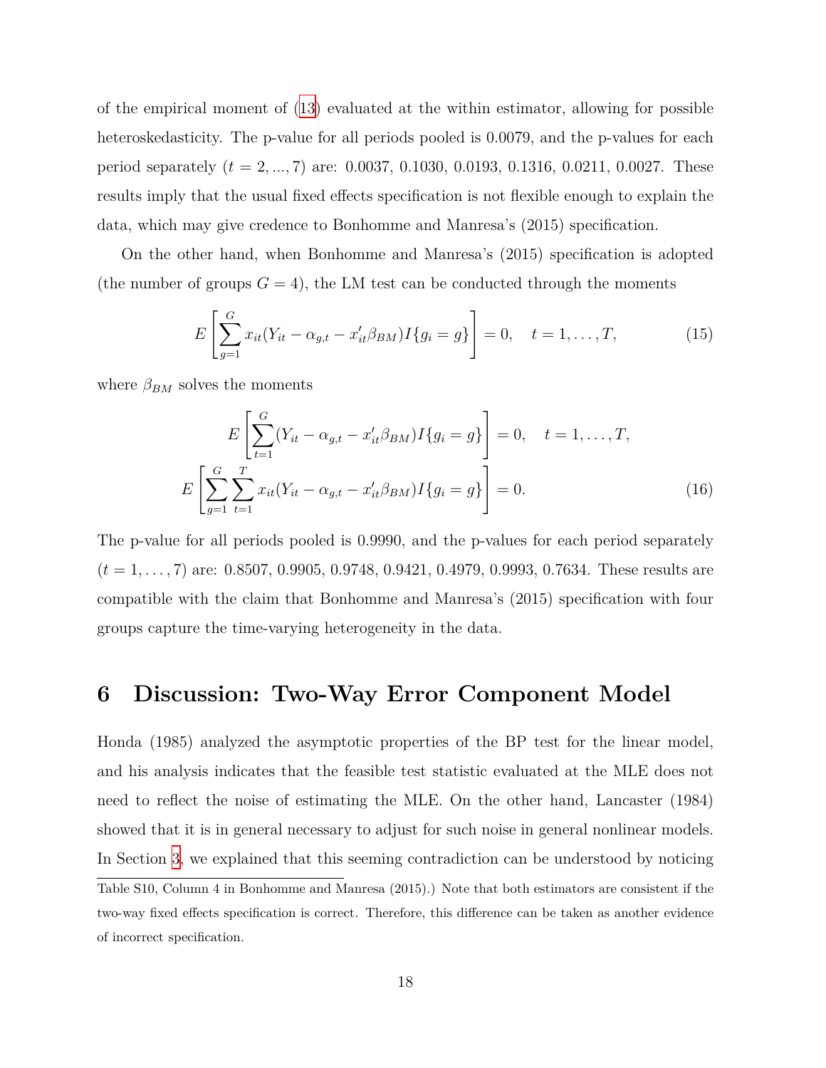of the empirical moment of (13) evaluated at the within estimator, allowing for possible heteroskedasticity. The p-value for all periods pooled is 0.0079, and the p-values for each period separately ($t = 2, ..., 7$) are: 0.0037, 0.1030, 0.0193, 0.1316, 0.0211, 0.0027. These results imply that the usual fixed effects specification is not flexible enough to explain the data, which may give credence to Bonhomme and Manresa's (2015) specification.

On the other hand, when Bonhomme and Manresa's (2015) specification is adopted (the number of groups $G = 4$), the LM test can be conducted through the moments

$$E\left[\sum_{g=1}^{G} x_{it}(Y_{it} - \alpha_{g,t} - x_{it}'\beta_{BM})I\{g_i = g\}\right] = 0, \quad t = 1, \dots, T, \tag{15}$$

where $\beta_{BM}$ solves the moments

$$\begin{aligned} E\left[\sum_{t=1}^{G}(Y_{it} - \alpha_{g,t} - x_{it}'\beta_{BM})I\{g_i = g\}\right] &= 0, \quad t = 1, \dots, T, \\ E\left[\sum_{g=1}^{G}\sum_{t=1}^{T} x_{it}(Y_{it} - \alpha_{g,t} - x_{it}'\beta_{BM})I\{g_i = g\}\right] &= 0. \end{aligned} \tag{16}$$

The p-value for all periods pooled is 0.9990, and the p-values for each period separately ($t = 1, \dots, 7$) are: 0.8507, 0.9905, 0.9748, 0.9421, 0.4979, 0.9993, 0.7634. These results are compatible with the claim that Bonhomme and Manresa's (2015) specification with four groups capture the time-varying heterogeneity in the data.

# 6 Discussion: Two-Way Error Component Model

Honda (1985) analyzed the asymptotic properties of the BP test for the linear model, and his analysis indicates that the feasible test statistic evaluated at the MLE does not need to reflect the noise of estimating the MLE. On the other hand, Lancaster (1984) showed that it is in general necessary to adjust for such noise in general nonlinear models. In Section 3, we explained that this seeming contradiction can be understood by noticing

Table S10, Column 4 in Bonhomme and Manresa (2015).) Note that both estimators are consistent if the two-way fixed effects specification is correct. Therefore, this difference can be taken as another evidence of incorrect specification.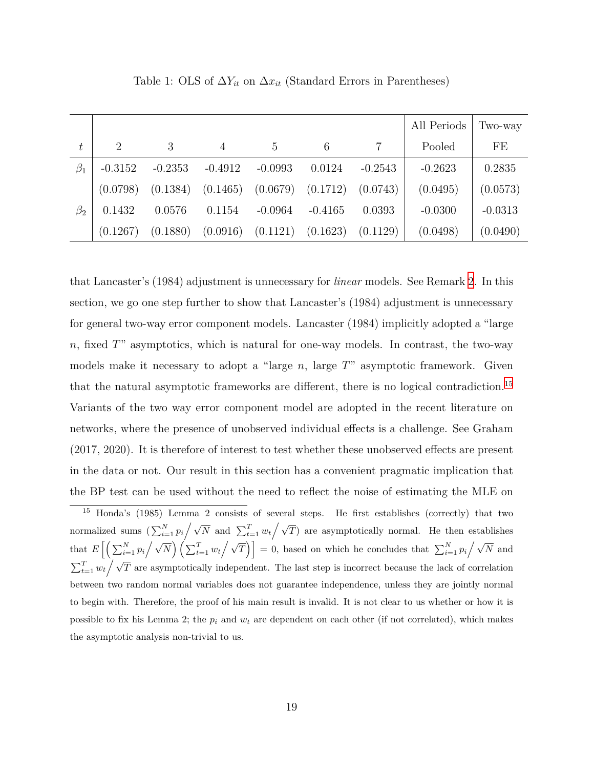Table 1: OLS of $\Delta Y_{it}$ on $\Delta x_{it}$ (Standard Errors in Parentheses)

| $t$ | 2 | 3 | 4 | 5 | 6 | 7 | All Periods Pooled | Two-way FE |
|---|---|---|---|---|---|---|---|---|
| $\beta_1$ | -0.3152 | -0.2353 | -0.4912 | -0.0993 | 0.0124 | -0.2543 | -0.2623 | 0.2835 |
| | (0.0798) | (0.1384) | (0.1465) | (0.0679) | (0.1712) | (0.0743) | (0.0495) | (0.0573) |
| $\beta_2$ | 0.1432 | 0.0576 | 0.1154 | -0.0964 | -0.4165 | 0.0393 | -0.0300 | -0.0313 |
| | (0.1267) | (0.1880) | (0.0916) | (0.1121) | (0.1623) | (0.1129) | (0.0498) | (0.0490) |

that Lancaster's (1984) adjustment is unnecessary for *linear* models. See Remark 2. In this section, we go one step further to show that Lancaster's (1984) adjustment is unnecessary for general two-way error component models. Lancaster (1984) implicitly adopted a "large $n$, fixed $T$" asymptotics, which is natural for one-way models. In contrast, the two-way models make it necessary to adopt a "large $n$, large $T$" asymptotic framework. Given that the natural asymptotic frameworks are different, there is no logical contradiction.[15] Variants of the two way error component model are adopted in the recent literature on networks, where the presence of unobserved individual effects is a challenge. See Graham (2017, 2020). It is therefore of interest to test whether these unobserved effects are present in the data or not. Our result in this section has a convenient pragmatic implication that the BP test can be used without the need to reflect the noise of estimating the MLE on

[15] Honda's (1985) Lemma 2 consists of several steps. He first establishes (correctly) that two normalized sums ($\sum_{i=1}^{N} p_i \big/ \sqrt{N}$ and $\sum_{t=1}^{T} w_t \big/ \sqrt{T}$) are asymptotically normal. He then establishes that $E\left[\left(\sum_{i=1}^{N} p_i \big/ \sqrt{N}\right)\left(\sum_{t=1}^{T} w_t \big/ \sqrt{T}\right)\right] = 0$, based on which he concludes that $\sum_{i=1}^{N} p_i \big/ \sqrt{N}$ and $\sum_{t=1}^{T} w_t \big/ \sqrt{T}$ are asymptotically independent. The last step is incorrect because the lack of correlation between two random normal variables does not guarantee independence, unless they are jointly normal to begin with. Therefore, the proof of his main result is invalid. It is not clear to us whether or how it is possible to fix his Lemma 2; the $p_i$ and $w_t$ are dependent on each other (if not correlated), which makes the asymptotic analysis non-trivial to us.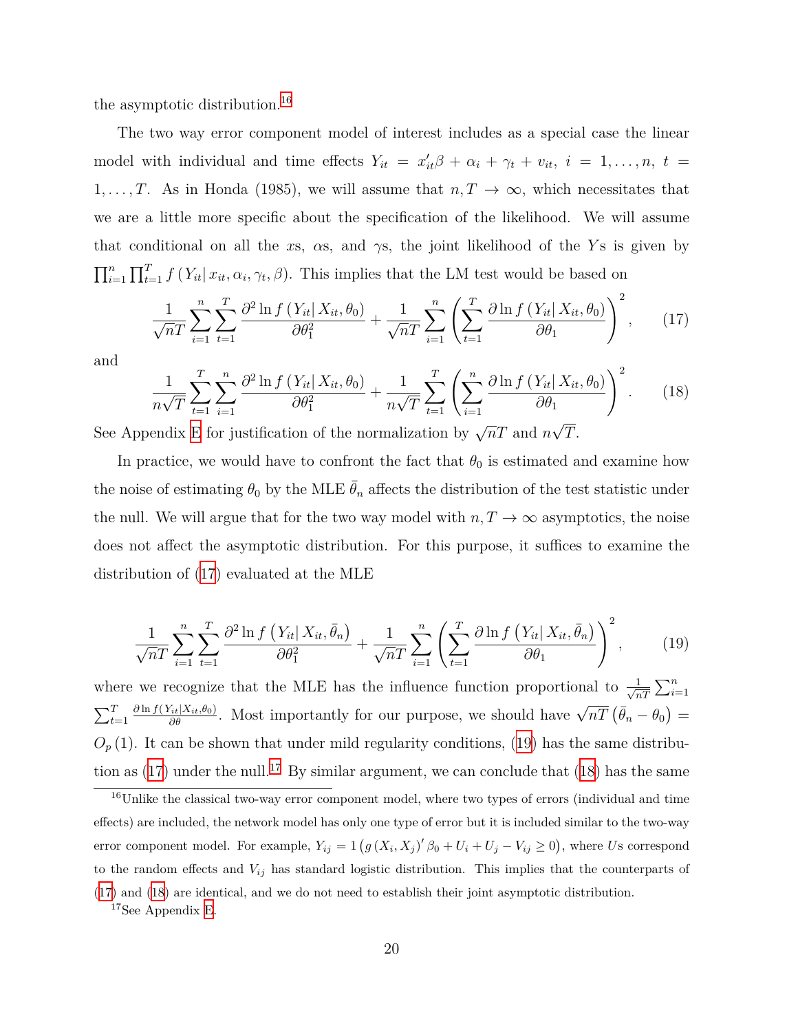the asymptotic distribution.[16]

The two way error component model of interest includes as a special case the linear model with individual and time effects $Y_{it} = x_{it}'\beta + \alpha_i + \gamma_t + v_{it}$, $i = 1, \ldots, n$, $t = 1, \ldots, T$. As in Honda (1985), we will assume that $n, T \to \infty$, which necessitates that we are a little more specific about the specification of the likelihood. We will assume that conditional on all the $x$s, $\alpha$s, and $\gamma$s, the joint likelihood of the $Y$s is given by $\prod_{i=1}^{n} \prod_{t=1}^{T} f\left(Y_{it} \middle| x_{it}, \alpha_i, \gamma_t, \beta\right)$. This implies that the LM test would be based on

$$\frac{1}{\sqrt{n}T} \sum_{i=1}^{n} \sum_{t=1}^{T} \frac{\partial^2 \ln f\left(Y_{it} \middle| X_{it}, \theta_0\right)}{\partial \theta_1^2} + \frac{1}{\sqrt{n}T} \sum_{i=1}^{n} \left( \sum_{t=1}^{T} \frac{\partial \ln f\left(Y_{it} \middle| X_{it}, \theta_0\right)}{\partial \theta_1} \right)^2, \tag{17}$$

and

$$\frac{1}{n\sqrt{T}} \sum_{t=1}^{T} \sum_{i=1}^{n} \frac{\partial^2 \ln f\left(Y_{it} \middle| X_{it}, \theta_0\right)}{\partial \theta_1^2} + \frac{1}{n\sqrt{T}} \sum_{t=1}^{T} \left( \sum_{i=1}^{n} \frac{\partial \ln f\left(Y_{it} \middle| X_{it}, \theta_0\right)}{\partial \theta_1} \right)^2. \tag{18}$$

See Appendix E for justification of the normalization by $\sqrt{n}T$ and $n\sqrt{T}$.

In practice, we would have to confront the fact that $\theta_0$ is estimated and examine how the noise of estimating $\theta_0$ by the MLE $\bar{\theta}_n$ affects the distribution of the test statistic under the null. We will argue that for the two way model with $n, T \to \infty$ asymptotics, the noise does not affect the asymptotic distribution. For this purpose, it suffices to examine the distribution of (17) evaluated at the MLE

$$\frac{1}{\sqrt{n}T} \sum_{i=1}^{n} \sum_{t=1}^{T} \frac{\partial^2 \ln f\left(Y_{it} \middle| X_{it}, \bar{\theta}_n\right)}{\partial \theta_1^2} + \frac{1}{\sqrt{n}T} \sum_{i=1}^{n} \left( \sum_{t=1}^{T} \frac{\partial \ln f\left(Y_{it} \middle| X_{it}, \bar{\theta}_n\right)}{\partial \theta_1} \right)^2, \tag{19}$$

where we recognize that the MLE has the influence function proportional to $\frac{1}{\sqrt{nT}} \sum_{i=1}^{n} \sum_{t=1}^{T} \frac{\partial \ln f\left(Y_{it} | X_{it}, \theta_0\right)}{\partial \theta}$. Most importantly for our purpose, we should have $\sqrt{nT}\left(\bar{\theta}_n - \theta_0\right) = O_p(1)$. It can be shown that under mild regularity conditions, (19) has the same distribution as (17) under the null.[17] By similar argument, we can conclude that (18) has the same

[16] Unlike the classical two-way error component model, where two types of errors (individual and time effects) are included, the network model has only one type of error but it is included similar to the two-way error component model. For example, $Y_{ij} = 1\left(g\left(X_i, X_j\right)' \beta_0 + U_i + U_j - V_{ij} \geq 0\right)$, where $U$s correspond to the random effects and $V_{ij}$ has standard logistic distribution. This implies that the counterparts of (17) and (18) are identical, and we do not need to establish their joint asymptotic distribution.

[17] See Appendix E.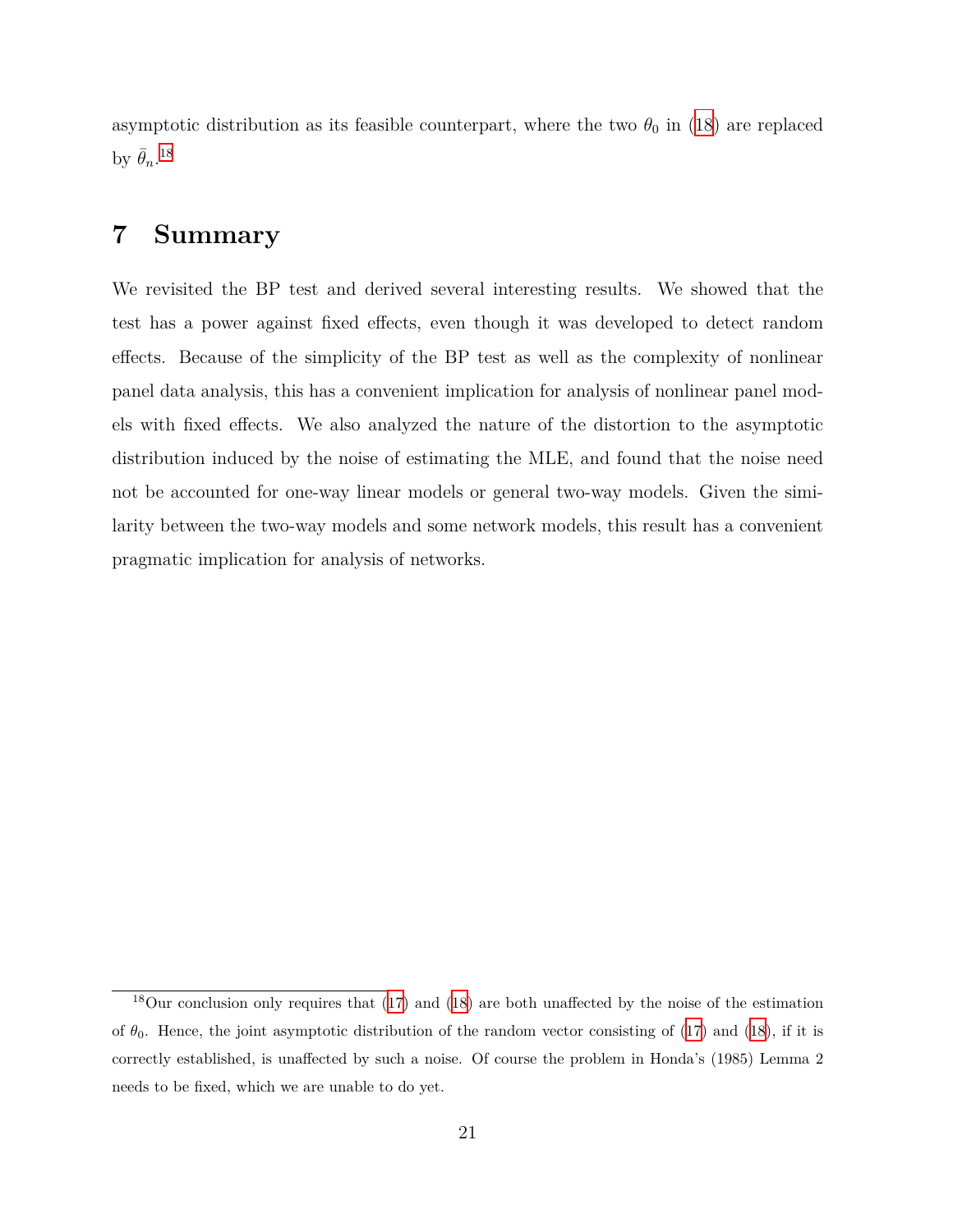asymptotic distribution as its feasible counterpart, where the two $\theta_0$ in (18) are replaced by $\bar{\theta}_n$.[18]

# 7 Summary

We revisited the BP test and derived several interesting results. We showed that the test has a power against fixed effects, even though it was developed to detect random effects. Because of the simplicity of the BP test as well as the complexity of nonlinear panel data analysis, this has a convenient implication for analysis of nonlinear panel models with fixed effects. We also analyzed the nature of the distortion to the asymptotic distribution induced by the noise of estimating the MLE, and found that the noise need not be accounted for one-way linear models or general two-way models. Given the similarity between the two-way models and some network models, this result has a convenient pragmatic implication for analysis of networks.

[18] Our conclusion only requires that (17) and (18) are both unaffected by the noise of the estimation of $\theta_0$. Hence, the joint asymptotic distribution of the random vector consisting of (17) and (18), if it is correctly established, is unaffected by such a noise. Of course the problem in Honda's (1985) Lemma 2 needs to be fixed, which we are unable to do yet.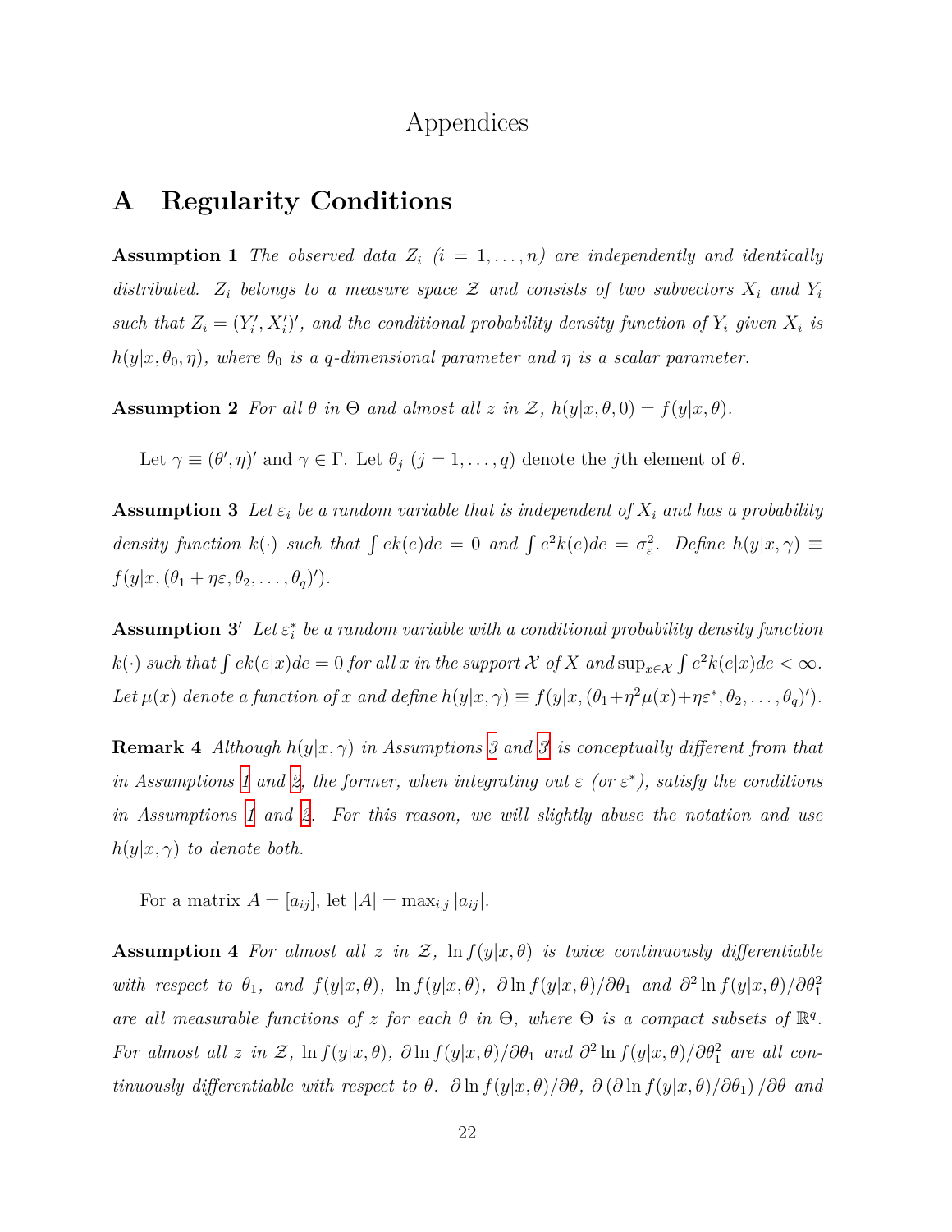# Appendices

## A Regularity Conditions

**Assumption 1** *The observed data $Z_i$ $(i = 1, \ldots, n)$ are independently and identically distributed. $Z_i$ belongs to a measure space $\mathcal{Z}$ and consists of two subvectors $X_i$ and $Y_i$ such that $Z_i = (Y_i', X_i')'$, and the conditional probability density function of $Y_i$ given $X_i$ is $h(y|x, \theta_0, \eta)$, where $\theta_0$ is a $q$-dimensional parameter and $\eta$ is a scalar parameter.*

**Assumption 2** *For all $\theta$ in $\Theta$ and almost all $z$ in $\mathcal{Z}$, $h(y|x, \theta, 0) = f(y|x, \theta)$.*

Let $\gamma \equiv (\theta', \eta)'$ and $\gamma \in \Gamma$. Let $\theta_j$ $(j = 1, \ldots, q)$ denote the $j$th element of $\theta$.

**Assumption 3** *Let $\varepsilon_i$ be a random variable that is independent of $X_i$ and has a probability density function $k(\cdot)$ such that $\int ek(e)de = 0$ and $\int e^2 k(e)de = \sigma_\varepsilon^2$. Define $h(y|x, \gamma) \equiv f(y|x, (\theta_1 + \eta\varepsilon, \theta_2, \ldots, \theta_q)')$.*

**Assumption 3′** *Let $\varepsilon_i^*$ be a random variable with a conditional probability density function $k(\cdot)$ such that $\int ek(e|x)de = 0$ for all $x$ in the support $\mathcal{X}$ of $X$ and $\sup_{x \in \mathcal{X}} \int e^2 k(e|x)de < \infty$. Let $\mu(x)$ denote a function of $x$ and define $h(y|x, \gamma) \equiv f(y|x, (\theta_1 + \eta^2\mu(x) + \eta\varepsilon^*, \theta_2, \ldots, \theta_q)')$.*

**Remark 4** *Although $h(y|x, \gamma)$ in Assumptions 3 and 3′ is conceptually different from that in Assumptions 1 and 2, the former, when integrating out $\varepsilon$ (or $\varepsilon^*$), satisfy the conditions in Assumptions 1 and 2. For this reason, we will slightly abuse the notation and use $h(y|x, \gamma)$ to denote both.*

For a matrix $A = [a_{ij}]$, let $|A| = \max_{i,j} |a_{ij}|$.

**Assumption 4** *For almost all $z$ in $\mathcal{Z}$, $\ln f(y|x, \theta)$ is twice continuously differentiable with respect to $\theta_1$, and $f(y|x, \theta)$, $\ln f(y|x, \theta)$, $\partial \ln f(y|x, \theta)/\partial\theta_1$ and $\partial^2 \ln f(y|x, \theta)/\partial\theta_1^2$ are all measurable functions of $z$ for each $\theta$ in $\Theta$, where $\Theta$ is a compact subsets of $\mathbb{R}^q$. For almost all $z$ in $\mathcal{Z}$, $\ln f(y|x, \theta)$, $\partial \ln f(y|x, \theta)/\partial\theta_1$ and $\partial^2 \ln f(y|x, \theta)/\partial\theta_1^2$ are all continuously differentiable with respect to $\theta$. $\partial \ln f(y|x, \theta)/\partial\theta$, $\partial \left(\partial \ln f(y|x, \theta)/\partial\theta_1\right)/\partial\theta$ and*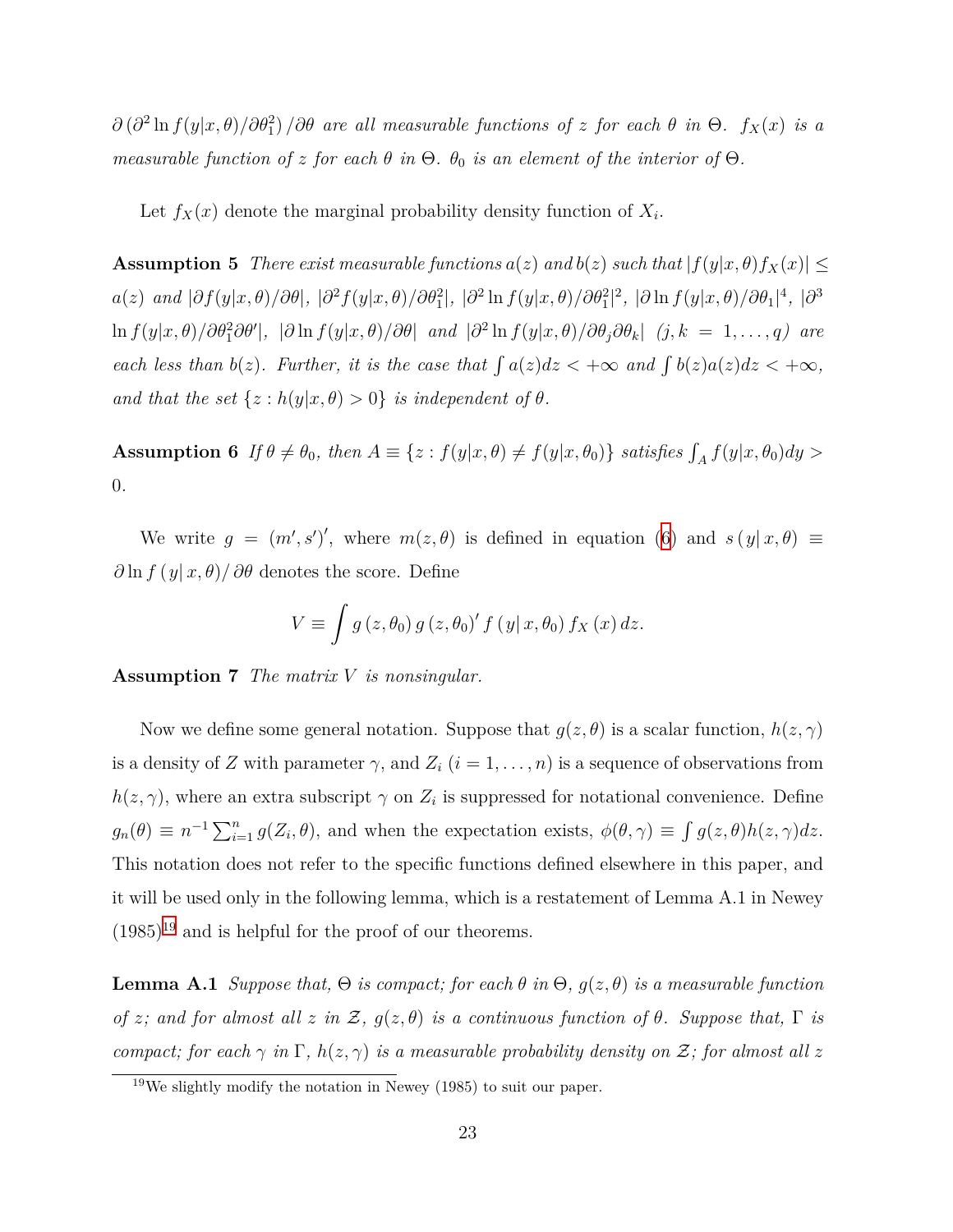$\partial\left(\partial^2 \ln f(y|x,\theta)/\partial\theta_1^2\right)/\partial\theta$ *are all measurable functions of* $z$ *for each* $\theta$ *in* $\Theta$*.* $f_X(x)$ *is a measurable function of* $z$ *for each* $\theta$ *in* $\Theta$*.* $\theta_0$ *is an element of the interior of* $\Theta$*.*

Let $f_X(x)$ denote the marginal probability density function of $X_i$.

**Assumption 5** *There exist measurable functions* $a(z)$ *and* $b(z)$ *such that* $|f(y|x,\theta)f_X(x)| \leq a(z)$ *and* $|\partial f(y|x,\theta)/\partial\theta|$*,* $|\partial^2 f(y|x,\theta)/\partial\theta_1^2|$*,* $|\partial^2 \ln f(y|x,\theta)/\partial\theta_1^2|^2$*,* $|\partial \ln f(y|x,\theta)/\partial\theta_1|^4$*,* $|\partial^3 \ln f(y|x,\theta)/\partial\theta_1^2\partial\theta'|$*,* $|\partial \ln f(y|x,\theta)/\partial\theta|$ *and* $|\partial^2 \ln f(y|x,\theta)/\partial\theta_j\partial\theta_k|$ $(j,k = 1,\ldots,q)$ *are each less than* $b(z)$*. Further, it is the case that* $\int a(z)dz < +\infty$ *and* $\int b(z)a(z)dz < +\infty$*, and that the set* $\{z : h(y|x,\theta) > 0\}$ *is independent of* $\theta$*.*

**Assumption 6** *If* $\theta \neq \theta_0$*, then* $A \equiv \{z : f(y|x,\theta) \neq f(y|x,\theta_0)\}$ *satisfies* $\int_A f(y|x,\theta_0)dy > 0$*.*

We write $g = (m', s')'$, where $m(z,\theta)$ is defined in equation (6) and $s\left(y|\,x,\theta\right) \equiv \partial \ln f\left(y|\,x,\theta\right)/\,\partial\theta$ denotes the score. Define

$$V \equiv \int g\left(z,\theta_0\right) g\left(z,\theta_0\right)' f\left(y|\,x,\theta_0\right) f_X\left(x\right) dz.$$

**Assumption 7** *The matrix* $V$ *is nonsingular.*

Now we define some general notation. Suppose that $g(z,\theta)$ is a scalar function, $h(z,\gamma)$ is a density of $Z$ with parameter $\gamma$, and $Z_i$ $(i = 1,\ldots,n)$ is a sequence of observations from $h(z,\gamma)$, where an extra subscript $\gamma$ on $Z_i$ is suppressed for notational convenience. Define $g_n(\theta) \equiv n^{-1}\sum_{i=1}^n g(Z_i,\theta)$, and when the expectation exists, $\phi(\theta,\gamma) \equiv \int g(z,\theta)h(z,\gamma)dz$. This notation does not refer to the specific functions defined elsewhere in this paper, and it will be used only in the following lemma, which is a restatement of Lemma A.1 in Newey (1985)[19] and is helpful for the proof of our theorems.

**Lemma A.1** *Suppose that,* $\Theta$ *is compact; for each* $\theta$ *in* $\Theta$*,* $g(z,\theta)$ *is a measurable function of* $z$*; and for almost all* $z$ *in* $\mathcal{Z}$*,* $g(z,\theta)$ *is a continuous function of* $\theta$*. Suppose that,* $\Gamma$ *is compact; for each* $\gamma$ *in* $\Gamma$*,* $h(z,\gamma)$ *is a measurable probability density on* $\mathcal{Z}$*; for almost all* $z$

[19] We slightly modify the notation in Newey (1985) to suit our paper.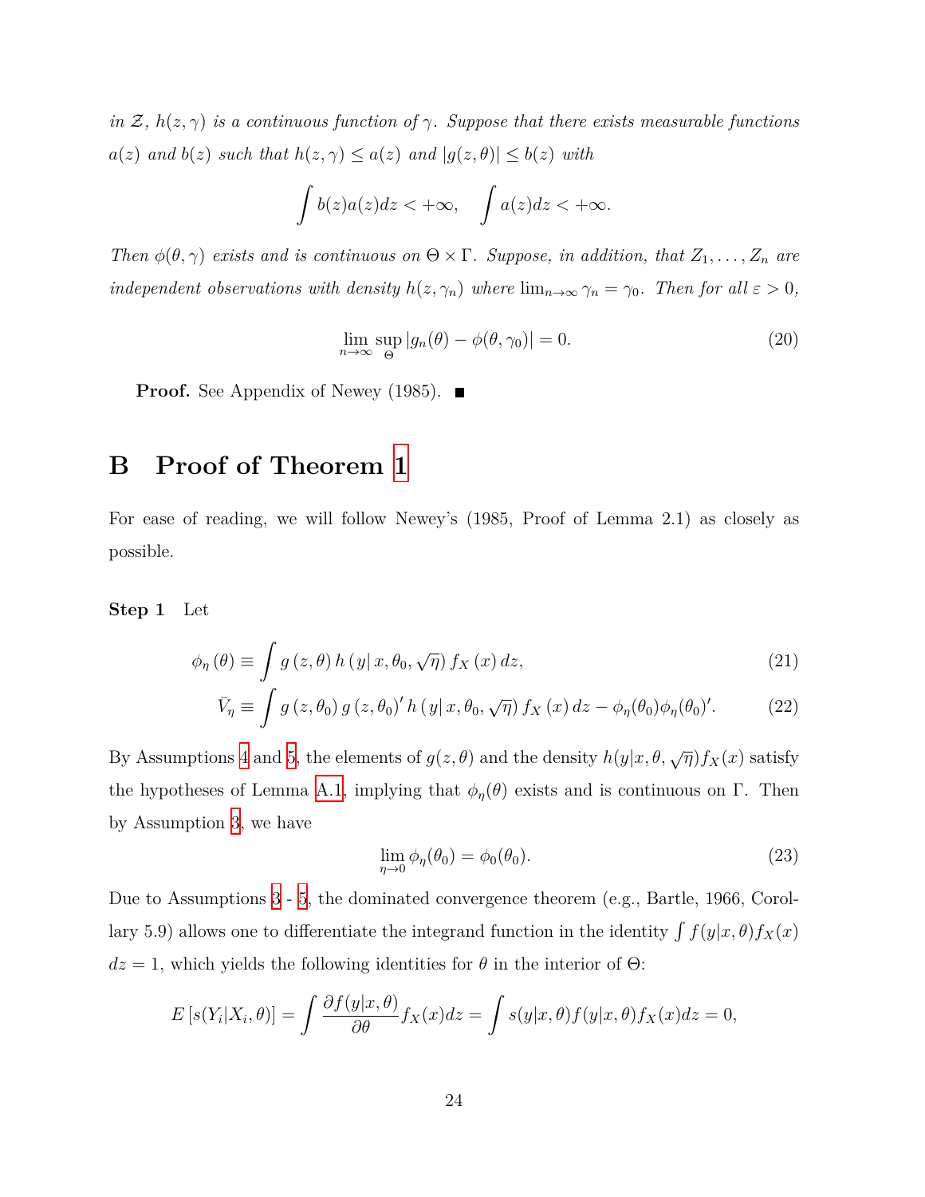*in $\mathcal{Z}$, $h(z, \gamma)$ is a continuous function of $\gamma$. Suppose that there exists measurable functions $a(z)$ and $b(z)$ such that $h(z, \gamma) \leq a(z)$ and $|g(z, \theta)| \leq b(z)$ with*

$$\int b(z)a(z)dz < +\infty, \quad \int a(z)dz < +\infty.$$

*Then $\phi(\theta, \gamma)$ exists and is continuous on $\Theta \times \Gamma$. Suppose, in addition, that $Z_1, \ldots, Z_n$ are independent observations with density $h(z, \gamma_n)$ where $\lim_{n\to\infty} \gamma_n = \gamma_0$. Then for all $\varepsilon > 0$,*

$$\lim_{n\to\infty} \sup_{\Theta} |g_n(\theta) - \phi(\theta, \gamma_0)| = 0. \tag{20}$$

**Proof.** See Appendix of Newey (1985). ■

## B Proof of Theorem 1

For ease of reading, we will follow Newey's (1985, Proof of Lemma 2.1) as closely as possible.

**Step 1** Let

$$\phi_\eta(\theta) \equiv \int g(z, \theta)\, h(y|\, x, \theta_0, \sqrt{\eta})\, f_X(x)\, dz, \tag{21}$$

$$\bar{V}_\eta \equiv \int g(z, \theta_0)\, g(z, \theta_0)'\, h(y|\, x, \theta_0, \sqrt{\eta})\, f_X(x)\, dz - \phi_\eta(\theta_0)\phi_\eta(\theta_0)'. \tag{22}$$

By Assumptions 4 and 5, the elements of $g(z, \theta)$ and the density $h(y|x, \theta, \sqrt{\eta}) f_X(x)$ satisfy the hypotheses of Lemma A.1, implying that $\phi_\eta(\theta)$ exists and is continuous on $\Gamma$. Then by Assumption 3, we have

$$\lim_{\eta\to 0} \phi_\eta(\theta_0) = \phi_0(\theta_0). \tag{23}$$

Due to Assumptions 3 - 5, the dominated convergence theorem (e.g., Bartle, 1966, Corollary 5.9) allows one to differentiate the integrand function in the identity $\int f(y|x, \theta) f_X(x)$ $dz = 1$, which yields the following identities for $\theta$ in the interior of $\Theta$:

$$E\left[s(Y_i|X_i, \theta)\right] = \int \frac{\partial f(y|x, \theta)}{\partial \theta} f_X(x) dz = \int s(y|x, \theta) f(y|x, \theta) f_X(x) dz = 0,$$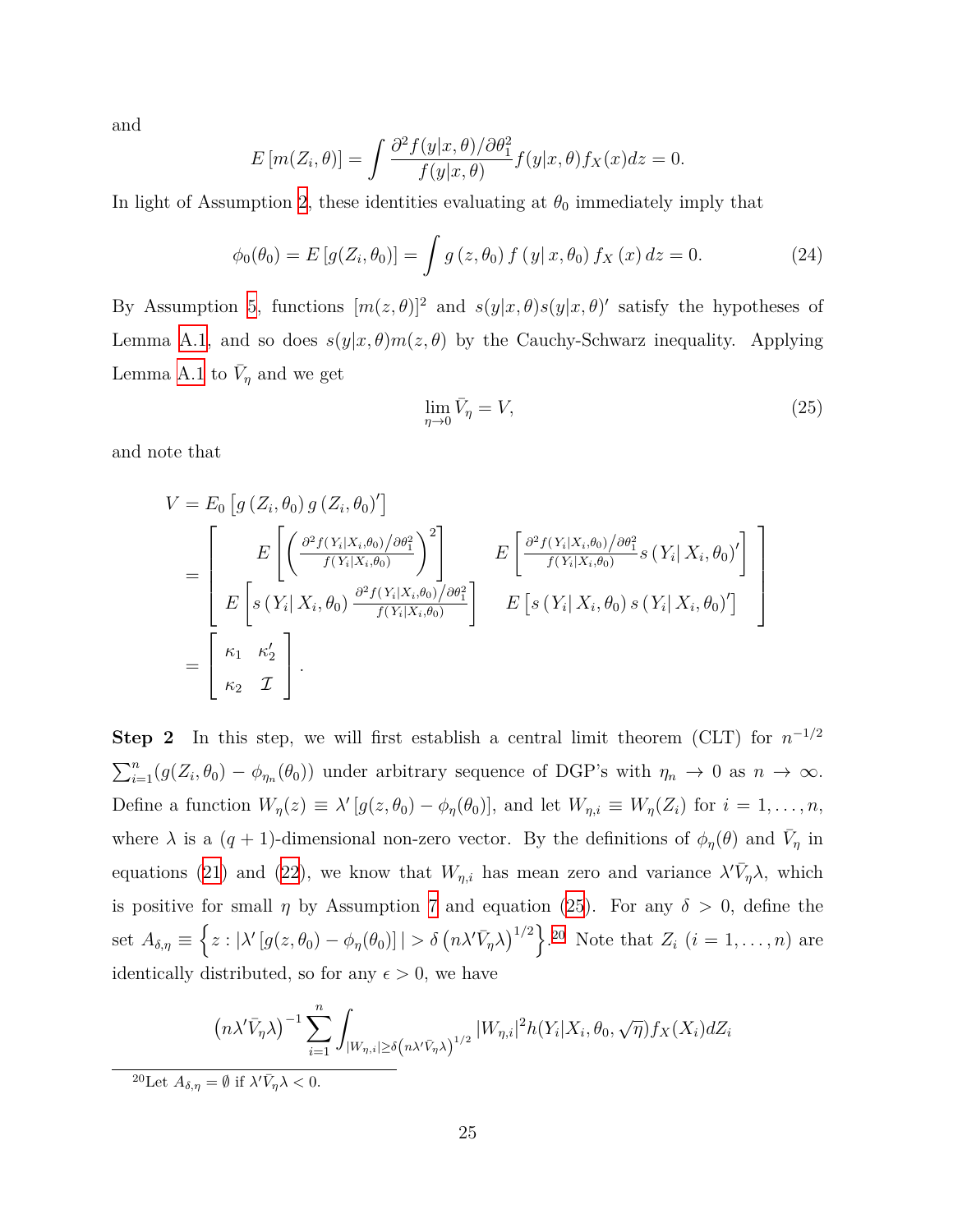and

$$E\left[m(Z_i,\theta)\right]=\int \frac{\partial^2 f(y|x,\theta)/\partial\theta_1^2}{f(y|x,\theta)} f(y|x,\theta)f_X(x)dz=0.$$

In light of Assumption 2, these identities evaluating at $\theta_0$ immediately imply that

$$\phi_0(\theta_0)=E\left[g(Z_i,\theta_0)\right]=\int g\left(z,\theta_0\right)f\left(y|\,x,\theta_0\right)f_X\left(x\right)dz=0. \tag{24}$$

By Assumption 5, functions $[m(z,\theta)]^2$ and $s(y|x,\theta)s(y|x,\theta)'$ satisfy the hypotheses of Lemma A.1, and so does $s(y|x,\theta)m(z,\theta)$ by the Cauchy-Schwarz inequality. Applying Lemma A.1 to $\bar{V}_\eta$ and we get

$$\lim_{\eta\to 0}\bar{V}_\eta=V, \tag{25}$$

and note that

$$\begin{aligned}
V &= E_0\left[g\left(Z_i,\theta_0\right)g\left(Z_i,\theta_0\right)'\right]\\
&=\begin{bmatrix} E\left[\left(\frac{\partial^2 f(Y_i|X_i,\theta_0)/\partial\theta_1^2}{f(Y_i|X_i,\theta_0)}\right)^2\right] & E\left[\frac{\partial^2 f(Y_i|X_i,\theta_0)/\partial\theta_1^2}{f(Y_i|X_i,\theta_0)}s\left(Y_i|\,X_i,\theta_0\right)'\right]\\ E\left[s\left(Y_i|\,X_i,\theta_0\right)\frac{\partial^2 f(Y_i|X_i,\theta_0)/\partial\theta_1^2}{f(Y_i|X_i,\theta_0)}\right] & E\left[s\left(Y_i|\,X_i,\theta_0\right)s\left(Y_i|\,X_i,\theta_0\right)'\right]\end{bmatrix}\\
&=\begin{bmatrix}\kappa_1 & \kappa_2'\\ \kappa_2 & \mathcal{I}\end{bmatrix}.
\end{aligned}$$

**Step 2** In this step, we will first establish a central limit theorem (CLT) for $n^{-1/2}\sum_{i=1}^n(g(Z_i,\theta_0)-\phi_{\eta_n}(\theta_0))$ under arbitrary sequence of DGP's with $\eta_n\to 0$ as $n\to\infty$. Define a function $W_\eta(z)\equiv\lambda'\left[g(z,\theta_0)-\phi_\eta(\theta_0)\right]$, and let $W_{\eta,i}\equiv W_\eta(Z_i)$ for $i=1,\ldots,n$, where $\lambda$ is a $(q+1)$-dimensional non-zero vector. By the definitions of $\phi_\eta(\theta)$ and $\bar{V}_\eta$ in equations (21) and (22), we know that $W_{\eta,i}$ has mean zero and variance $\lambda'\bar{V}_\eta\lambda$, which is positive for small $\eta$ by Assumption 7 and equation (25). For any $\delta>0$, define the set $A_{\delta,\eta}\equiv\left\{z:\left|\lambda'\left[g(z,\theta_0)-\phi_\eta(\theta_0)\right]\right|>\delta\left(n\lambda'\bar{V}_\eta\lambda\right)^{1/2}\right\}$.[20] Note that $Z_i$ ($i=1,\ldots,n$) are identically distributed, so for any $\epsilon>0$, we have

$$\left(n\lambda'\bar{V}_\eta\lambda\right)^{-1}\sum_{i=1}^n\int_{|W_{\eta,i}|\geq\delta\left(n\lambda'\bar{V}_\eta\lambda\right)^{1/2}}|W_{\eta,i}|^2h(Y_i|X_i,\theta_0,\sqrt{\eta})f_X(X_i)dZ_i$$

[20] Let $A_{\delta,\eta}=\emptyset$ if $\lambda'\bar{V}_\eta\lambda<0$.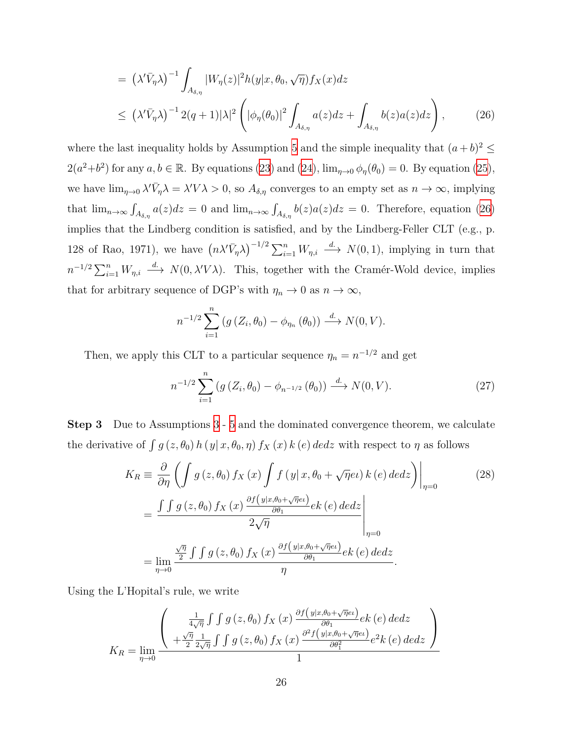$$
\begin{aligned}
&= \left(\lambda'\bar{V}_\eta\lambda\right)^{-1} \int_{A_{\delta,\eta}} |W_\eta(z)|^2 h(y|x,\theta_0,\sqrt{\eta}) f_X(x) dz \\
&\leq \left(\lambda'\bar{V}_\eta\lambda\right)^{-1} 2(q+1)|\lambda|^2 \left( |\phi_\eta(\theta_0)|^2 \int_{A_{\delta,\eta}} a(z)dz + \int_{A_{\delta,\eta}} b(z)a(z)dz \right), \qquad (26)
\end{aligned}
$$

where the last inequality holds by Assumption 5 and the simple inequality that $(a+b)^2 \leq 2(a^2+b^2)$ for any $a, b \in \mathbb{R}$. By equations (23) and (24), $\lim_{\eta\to 0}\phi_\eta(\theta_0) = 0$. By equation (25), we have $\lim_{\eta\to 0}\lambda'\bar{V}_\eta\lambda = \lambda' V \lambda > 0$, so $A_{\delta,\eta}$ converges to an empty set as $n \to \infty$, implying that $\lim_{n\to\infty}\int_{A_{\delta,\eta}} a(z)dz = 0$ and $\lim_{n\to\infty}\int_{A_{\delta,\eta}} b(z)a(z)dz = 0$. Therefore, equation (26) implies that the Lindberg condition is satisfied, and by the Lindberg-Feller CLT (e.g., p. 128 of Rao, 1971), we have $\left(n\lambda'\bar{V}_\eta\lambda\right)^{-1/2}\sum_{i=1}^n W_{\eta,i} \xrightarrow{d.} N(0,1)$, implying in turn that $n^{-1/2}\sum_{i=1}^n W_{\eta,i} \xrightarrow{d.} N(0,\lambda' V\lambda)$. This, together with the Cramér-Wold device, implies that for arbitrary sequence of DGP's with $\eta_n \to 0$ as $n \to \infty$,

$$
n^{-1/2}\sum_{i=1}^{n}\left(g\left(Z_i,\theta_0\right) - \phi_{\eta_n}\left(\theta_0\right)\right) \xrightarrow{d.} N(0,V).
$$

Then, we apply this CLT to a particular sequence $\eta_n = n^{-1/2}$ and get

$$
n^{-1/2}\sum_{i=1}^{n}\left(g\left(Z_i,\theta_0\right) - \phi_{n^{-1/2}}\left(\theta_0\right)\right) \xrightarrow{d.} N(0,V). \qquad (27)
$$

**Step 3** Due to Assumptions 3 - 5 and the dominated convergence theorem, we calculate the derivative of $\int g\left(z,\theta_0\right) h\left(y|\, x,\theta_0,\eta\right) f_X\left(x\right) k\left(e\right) dedz$ with respect to $\eta$ as follows

$$
\begin{aligned}
K_R &\equiv \frac{\partial}{\partial\eta}\left(\int g\left(z,\theta_0\right) f_X\left(x\right) \int f\left(y|\, x,\theta_0+\sqrt{\eta}e\iota\right) k\left(e\right) dedz\right)\Bigg|_{\eta=0} \qquad (28)\\
&= \frac{\int\int g\left(z,\theta_0\right) f_X\left(x\right) \frac{\partial f\left(y|x,\theta_0+\sqrt{\eta}e\iota\right)}{\partial\theta_1} e k\left(e\right) dedz}{2\sqrt{\eta}}\Bigg|_{\eta=0} \\
&= \lim_{\eta\to 0}\frac{\frac{\sqrt{\eta}}{2}\int\int g\left(z,\theta_0\right) f_X\left(x\right)\frac{\partial f\left(y|x,\theta_0+\sqrt{\eta}e\iota\right)}{\partial\theta_1} e k\left(e\right) dedz}{\eta}.
\end{aligned}
$$

Using the L'Hopital's rule, we write

$$
K_R = \lim_{\eta\to 0}\frac{\left(\begin{array}{c}\frac{1}{4\sqrt{\eta}}\int\int g\left(z,\theta_0\right) f_X\left(x\right)\frac{\partial f\left(y|x,\theta_0+\sqrt{\eta}e\iota\right)}{\partial\theta_1} e k\left(e\right) dedz \\ +\frac{\sqrt{\eta}}{2}\frac{1}{2\sqrt{\eta}}\int\int g\left(z,\theta_0\right) f_X\left(x\right)\frac{\partial^2 f\left(y|x,\theta_0+\sqrt{\eta}e\iota\right)}{\partial\theta_1^2} e^2 k\left(e\right) dedz\end{array}\right)}{1}
$$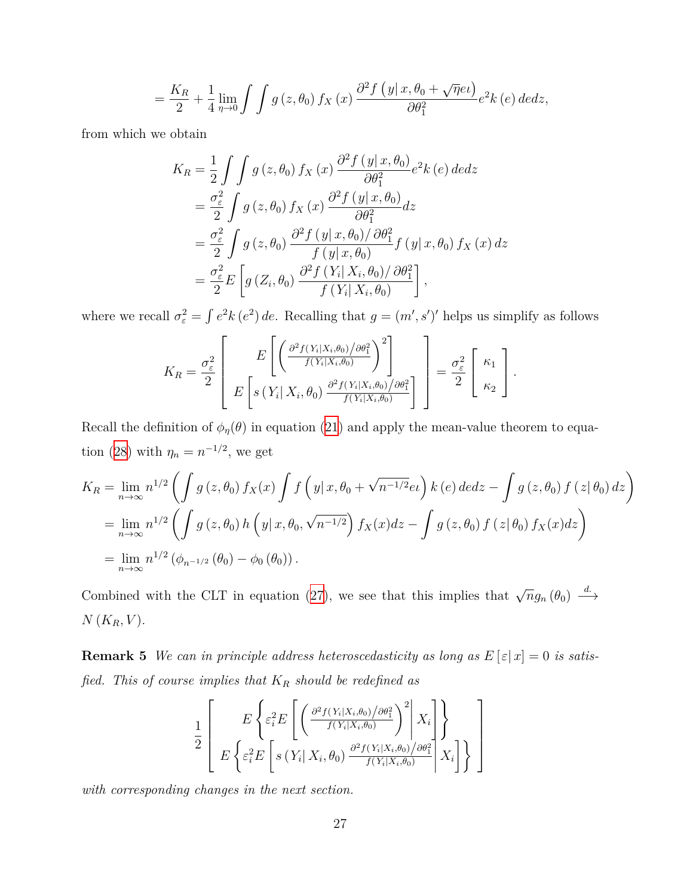$$= \frac{K_R}{2} + \frac{1}{4} \lim_{\eta \to 0} \int \int g(z, \theta_0) f_X(x) \frac{\partial^2 f\left(y | x, \theta_0 + \sqrt{\eta} e \iota\right)}{\partial \theta_1^2} e^2 k(e)\, de dz,$$

from which we obtain

$$\begin{aligned}
K_R &= \frac{1}{2} \int \int g(z, \theta_0) f_X(x) \frac{\partial^2 f(y | x, \theta_0)}{\partial \theta_1^2} e^2 k(e)\, de dz \\
&= \frac{\sigma_\varepsilon^2}{2} \int g(z, \theta_0) f_X(x) \frac{\partial^2 f(y | x, \theta_0)}{\partial \theta_1^2} dz \\
&= \frac{\sigma_\varepsilon^2}{2} \int g(z, \theta_0) \frac{\partial^2 f(y | x, \theta_0) / \partial \theta_1^2}{f(y | x, \theta_0)} f(y | x, \theta_0) f_X(x)\, dz \\
&= \frac{\sigma_\varepsilon^2}{2} E\left[ g(Z_i, \theta_0) \frac{\partial^2 f(Y_i | X_i, \theta_0) / \partial \theta_1^2}{f(Y_i | X_i, \theta_0)} \right],
\end{aligned}$$

where we recall $\sigma_\varepsilon^2 = \int e^2 k(e^2)\, de$. Recalling that $g = (m', s')'$ helps us simplify as follows

$$K_R = \frac{\sigma_\varepsilon^2}{2} \left[ \begin{array}{c} E\left[ \left( \frac{\partial^2 f(Y_i | X_i, \theta_0) / \partial \theta_1^2}{f(Y_i | X_i, \theta_0)} \right)^2 \right] \\ E\left[ s(Y_i | X_i, \theta_0) \frac{\partial^2 f(Y_i | X_i, \theta_0) / \partial \theta_1^2}{f(Y_i | X_i, \theta_0)} \right] \end{array} \right] = \frac{\sigma_\varepsilon^2}{2} \left[ \begin{array}{c} \kappa_1 \\ \kappa_2 \end{array} \right].$$

Recall the definition of $\phi_\eta(\theta)$ in equation (21) and apply the mean-value theorem to equation (28) with $\eta_n = n^{-1/2}$, we get

$$\begin{aligned}
K_R &= \lim_{n \to \infty} n^{1/2} \left( \int g(z, \theta_0) f_X(x) \int f\left(y | x, \theta_0 + \sqrt{n^{-1/2}} e \iota\right) k(e)\, de dz - \int g(z, \theta_0) f(z | \theta_0)\, dz \right) \\
&= \lim_{n \to \infty} n^{1/2} \left( \int g(z, \theta_0) h\left(y | x, \theta_0, \sqrt{n^{-1/2}}\right) f_X(x) dz - \int g(z, \theta_0) f(z | \theta_0) f_X(x) dz \right) \\
&= \lim_{n \to \infty} n^{1/2} \left( \phi_{n^{-1/2}}(\theta_0) - \phi_0(\theta_0) \right).
\end{aligned}$$

Combined with the CLT in equation (27), we see that this implies that $\sqrt{n} g_n(\theta_0) \xrightarrow{d.} N(K_R, V)$.

**Remark 5** *We can in principle address heteroscedasticity as long as $E[\varepsilon | x] = 0$ is satisfied. This of course implies that $K_R$ should be redefined as*

$$\frac{1}{2} \left[ \begin{array}{c} E\left\{ \varepsilon_i^2 E\left[ \left( \frac{\partial^2 f(Y_i | X_i, \theta_0) / \partial \theta_1^2}{f(Y_i | X_i, \theta_0)} \right)^2 \middle| X_i \right] \right\} \\ E\left\{ \varepsilon_i^2 E\left[ s(Y_i | X_i, \theta_0) \frac{\partial^2 f(Y_i | X_i, \theta_0) / \partial \theta_1^2}{f(Y_i | X_i, \theta_0)} \middle| X_i \right] \right\} \end{array} \right]$$

*with corresponding changes in the next section.*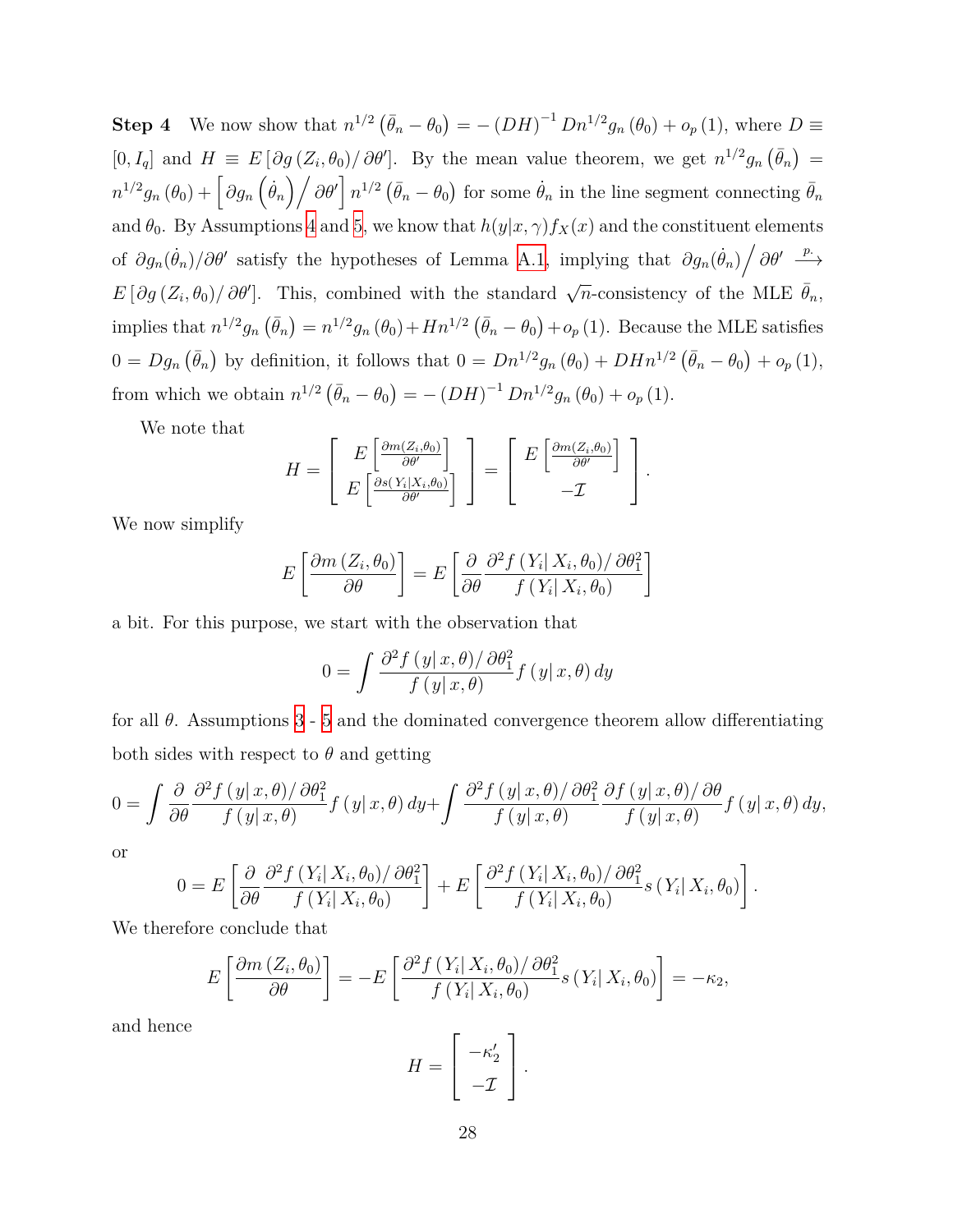**Step 4** We now show that $n^{1/2}\left(\bar{\theta}_n - \theta_0\right) = -\left(DH\right)^{-1} Dn^{1/2} g_n\left(\theta_0\right) + o_p\left(1\right)$, where $D \equiv [0, I_q]$ and $H \equiv E\left[\partial g\left(Z_i, \theta_0\right)/\partial \theta'\right]$. By the mean value theorem, we get $n^{1/2} g_n\left(\bar{\theta}_n\right) = n^{1/2} g_n\left(\theta_0\right) + \left[\partial g_n\left(\dot{\theta}_n\right)\Big/\partial \theta'\right] n^{1/2}\left(\bar{\theta}_n - \theta_0\right)$ for some $\dot{\theta}_n$ in the line segment connecting $\bar{\theta}_n$ and $\theta_0$. By Assumptions 4 and 5, we know that $h(y|x, \gamma) f_X(x)$ and the constituent elements of $\partial g_n(\dot{\theta}_n)/\partial \theta'$ satisfy the hypotheses of Lemma A.1, implying that $\partial g_n(\dot{\theta}_n)\Big/\partial \theta' \xrightarrow{p.} E\left[\partial g\left(Z_i, \theta_0\right)/\partial \theta'\right]$. This, combined with the standard $\sqrt{n}$-consistency of the MLE $\bar{\theta}_n$, implies that $n^{1/2} g_n\left(\bar{\theta}_n\right) = n^{1/2} g_n\left(\theta_0\right) + H n^{1/2}\left(\bar{\theta}_n - \theta_0\right) + o_p\left(1\right)$. Because the MLE satisfies $0 = D g_n\left(\bar{\theta}_n\right)$ by definition, it follows that $0 = Dn^{1/2} g_n\left(\theta_0\right) + DHn^{1/2}\left(\bar{\theta}_n - \theta_0\right) + o_p\left(1\right)$, from which we obtain $n^{1/2}\left(\bar{\theta}_n - \theta_0\right) = -\left(DH\right)^{-1} Dn^{1/2} g_n\left(\theta_0\right) + o_p\left(1\right)$.

We note that

$$H = \begin{bmatrix} E\left[\frac{\partial m(Z_i,\theta_0)}{\partial \theta'}\right] \\ E\left[\frac{\partial s(Y_i|X_i,\theta_0)}{\partial \theta'}\right] \end{bmatrix} = \begin{bmatrix} E\left[\frac{\partial m(Z_i,\theta_0)}{\partial \theta'}\right] \\ -\mathcal{I} \end{bmatrix}.$$

We now simplify

$$E\left[\frac{\partial m\left(Z_i, \theta_0\right)}{\partial \theta}\right] = E\left[\frac{\partial}{\partial \theta} \frac{\partial^2 f\left(Y_i | X_i, \theta_0\right)/\partial \theta_1^2}{f\left(Y_i | X_i, \theta_0\right)}\right]$$

a bit. For this purpose, we start with the observation that

$$0 = \int \frac{\partial^2 f\left(y | x, \theta\right)/\partial \theta_1^2}{f\left(y | x, \theta\right)} f\left(y | x, \theta\right) dy$$

for all $\theta$. Assumptions 3 - 5 and the dominated convergence theorem allow differentiating both sides with respect to $\theta$ and getting

$$0 = \int \frac{\partial}{\partial \theta} \frac{\partial^2 f\left(y | x, \theta\right)/\partial \theta_1^2}{f\left(y | x, \theta\right)} f\left(y | x, \theta\right) dy + \int \frac{\partial^2 f\left(y | x, \theta\right)/\partial \theta_1^2}{f\left(y | x, \theta\right)} \frac{\partial f\left(y | x, \theta\right)/\partial \theta}{f\left(y | x, \theta\right)} f\left(y | x, \theta\right) dy,$$

or

$$0 = E\left[\frac{\partial}{\partial \theta} \frac{\partial^2 f\left(Y_i | X_i, \theta_0\right)/\partial \theta_1^2}{f\left(Y_i | X_i, \theta_0\right)}\right] + E\left[\frac{\partial^2 f\left(Y_i | X_i, \theta_0\right)/\partial \theta_1^2}{f\left(Y_i | X_i, \theta_0\right)} s\left(Y_i | X_i, \theta_0\right)\right].$$

We therefore conclude that

$$E\left[\frac{\partial m\left(Z_i, \theta_0\right)}{\partial \theta}\right] = -E\left[\frac{\partial^2 f\left(Y_i | X_i, \theta_0\right)/\partial \theta_1^2}{f\left(Y_i | X_i, \theta_0\right)} s\left(Y_i | X_i, \theta_0\right)\right] = -\kappa_2,$$

and hence

$$H = \begin{bmatrix} -\kappa_2' \\ -\mathcal{I} \end{bmatrix}.$$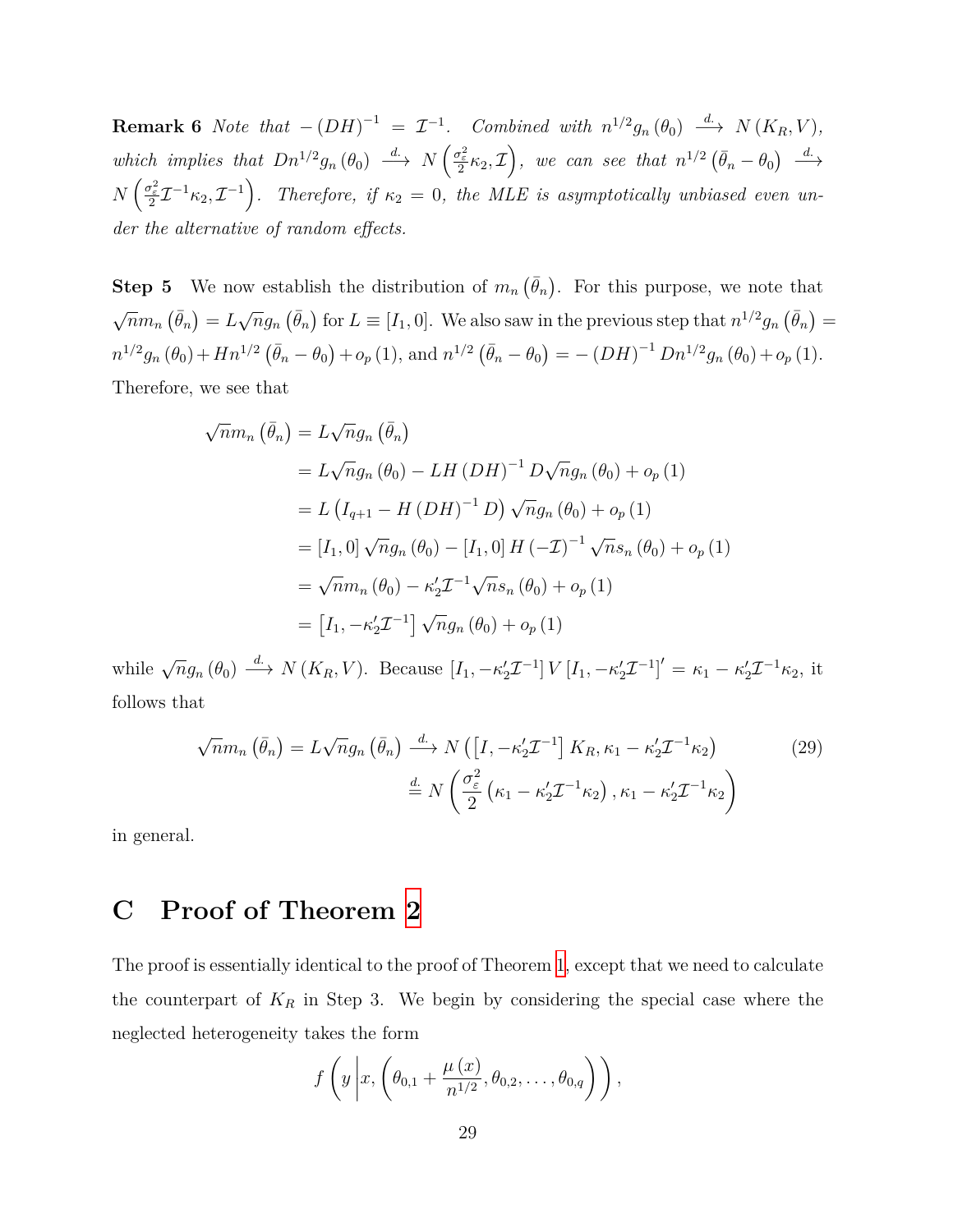**Remark 6** *Note that* $-(DH)^{-1} = \mathcal{I}^{-1}$. *Combined with* $n^{1/2} g_n(\theta_0) \xrightarrow{d.} N(K_R, V)$, *which implies that* $Dn^{1/2} g_n(\theta_0) \xrightarrow{d.} N\left(\frac{\sigma_\varepsilon^2}{2}\kappa_2, \mathcal{I}\right)$, *we can see that* $n^{1/2}\left(\bar{\theta}_n - \theta_0\right) \xrightarrow{d.} N\left(\frac{\sigma_\varepsilon^2}{2}\mathcal{I}^{-1}\kappa_2, \mathcal{I}^{-1}\right)$. *Therefore, if* $\kappa_2 = 0$, *the MLE is asymptotically unbiased even under the alternative of random effects.*

**Step 5** We now establish the distribution of $m_n\left(\bar{\theta}_n\right)$. For this purpose, we note that $\sqrt{n} m_n\left(\bar{\theta}_n\right) = L\sqrt{n} g_n\left(\bar{\theta}_n\right)$ for $L \equiv [I_1, 0]$. We also saw in the previous step that $n^{1/2} g_n\left(\bar{\theta}_n\right) = n^{1/2} g_n(\theta_0) + Hn^{1/2}\left(\bar{\theta}_n - \theta_0\right) + o_p(1)$, and $n^{1/2}\left(\bar{\theta}_n - \theta_0\right) = -(DH)^{-1} Dn^{1/2} g_n(\theta_0) + o_p(1)$. Therefore, we see that

$$
\begin{aligned}
\sqrt{n} m_n\left(\bar{\theta}_n\right) &= L\sqrt{n} g_n\left(\bar{\theta}_n\right) \\
&= L\sqrt{n} g_n(\theta_0) - LH(DH)^{-1} D\sqrt{n} g_n(\theta_0) + o_p(1) \\
&= L\left(I_{q+1} - H(DH)^{-1} D\right)\sqrt{n} g_n(\theta_0) + o_p(1) \\
&= [I_1, 0]\sqrt{n} g_n(\theta_0) - [I_1, 0] H(-\mathcal{I})^{-1}\sqrt{n} s_n(\theta_0) + o_p(1) \\
&= \sqrt{n} m_n(\theta_0) - \kappa_2' \mathcal{I}^{-1}\sqrt{n} s_n(\theta_0) + o_p(1) \\
&= \left[I_1, -\kappa_2' \mathcal{I}^{-1}\right]\sqrt{n} g_n(\theta_0) + o_p(1)
\end{aligned}
$$

while $\sqrt{n} g_n(\theta_0) \xrightarrow{d.} N(K_R, V)$. Because $\left[I_1, -\kappa_2'\mathcal{I}^{-1}\right] V \left[I_1, -\kappa_2'\mathcal{I}^{-1}\right]' = \kappa_1 - \kappa_2'\mathcal{I}^{-1}\kappa_2$, it follows that

$$
\begin{aligned}
\sqrt{n} m_n\left(\bar{\theta}_n\right) = L\sqrt{n} g_n\left(\bar{\theta}_n\right) &\xrightarrow{d.} N\left(\left[I, -\kappa_2'\mathcal{I}^{-1}\right] K_R, \kappa_1 - \kappa_2'\mathcal{I}^{-1}\kappa_2\right) \\
&\stackrel{d.}{=} N\left(\frac{\sigma_\varepsilon^2}{2}\left(\kappa_1 - \kappa_2'\mathcal{I}^{-1}\kappa_2\right), \kappa_1 - \kappa_2'\mathcal{I}^{-1}\kappa_2\right)
\end{aligned} \tag{29}
$$

in general.

# C Proof of Theorem 2

The proof is essentially identical to the proof of Theorem 1, except that we need to calculate the counterpart of $K_R$ in Step 3. We begin by considering the special case where the neglected heterogeneity takes the form

$$
f\left(y \,\middle|\, x, \left(\theta_{0,1} + \frac{\mu(x)}{n^{1/2}}, \theta_{0,2}, \ldots, \theta_{0,q}\right)\right),
$$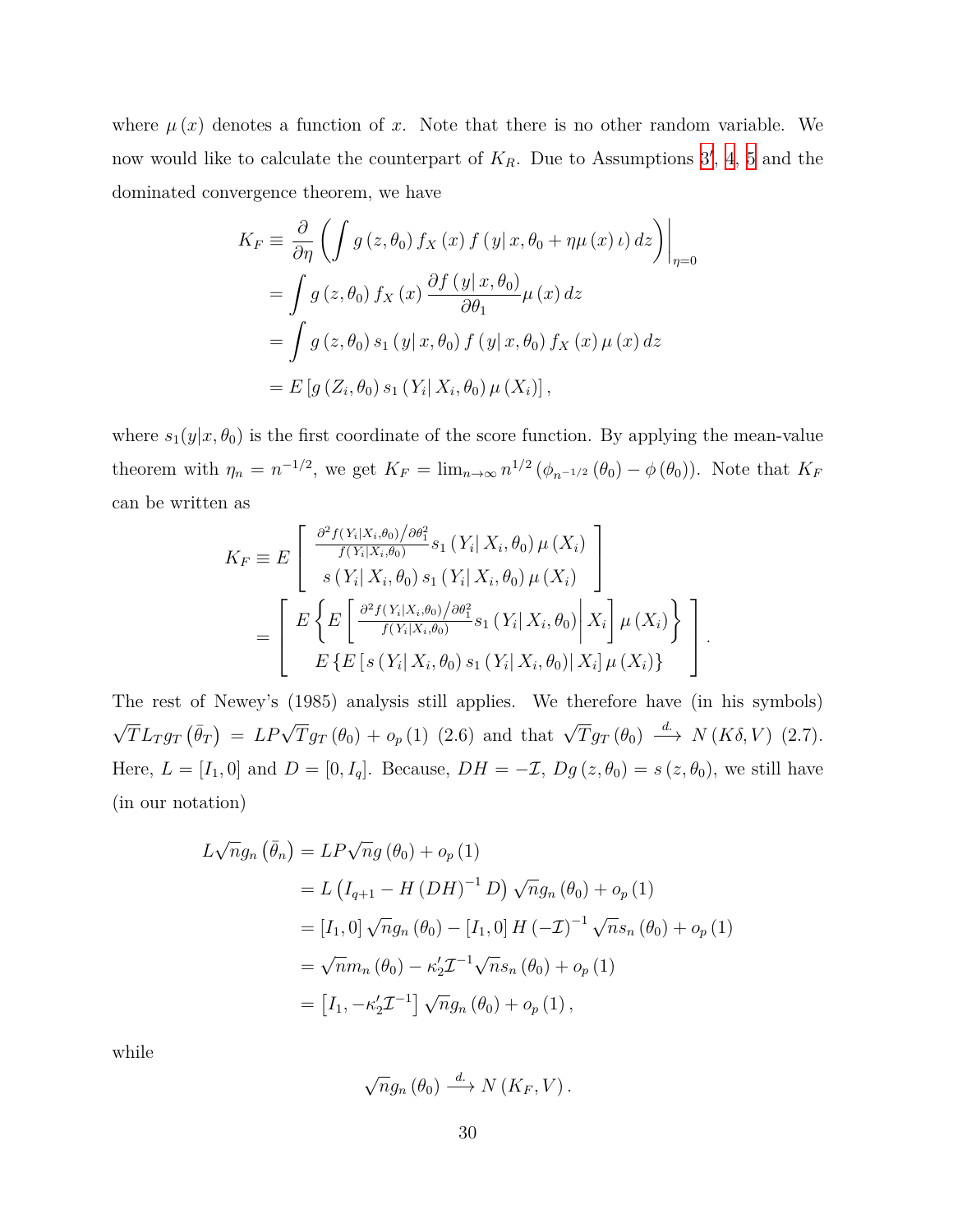where $\mu(x)$ denotes a function of $x$. Note that there is no other random variable. We now would like to calculate the counterpart of $K_R$. Due to Assumptions 3′, 4, 5 and the dominated convergence theorem, we have

$$
\begin{aligned}
K_F &\equiv \frac{\partial}{\partial \eta}\left(\int g(z,\theta_0) f_X(x) f(y|x,\theta_0+\eta\mu(x)\iota)\,dz\right)\Big|_{\eta=0} \\
&= \int g(z,\theta_0) f_X(x) \frac{\partial f(y|x,\theta_0)}{\partial \theta_1}\mu(x)\,dz \\
&= \int g(z,\theta_0) s_1(y|x,\theta_0) f(y|x,\theta_0) f_X(x)\mu(x)\,dz \\
&= E\left[g(Z_i,\theta_0) s_1(Y_i|X_i,\theta_0)\mu(X_i)\right],
\end{aligned}
$$

where $s_1(y|x,\theta_0)$ is the first coordinate of the score function. By applying the mean-value theorem with $\eta_n = n^{-1/2}$, we get $K_F = \lim_{n\to\infty} n^{1/2}\left(\phi_{n^{-1/2}}(\theta_0) - \phi(\theta_0)\right)$. Note that $K_F$ can be written as

$$
\begin{aligned}
K_F &\equiv E\begin{bmatrix} \frac{\partial^2 f(Y_i|X_i,\theta_0)/\partial\theta_1^2}{f(Y_i|X_i,\theta_0)} s_1(Y_i|X_i,\theta_0)\mu(X_i) \\ s(Y_i|X_i,\theta_0) s_1(Y_i|X_i,\theta_0)\mu(X_i) \end{bmatrix} \\
&= \begin{bmatrix} E\left\{E\left[\left.\frac{\partial^2 f(Y_i|X_i,\theta_0)/\partial\theta_1^2}{f(Y_i|X_i,\theta_0)} s_1(Y_i|X_i,\theta_0)\right| X_i\right]\mu(X_i)\right\} \\ E\left\{E\left[s(Y_i|X_i,\theta_0) s_1(Y_i|X_i,\theta_0)|X_i\right]\mu(X_i)\right\} \end{bmatrix}.
\end{aligned}
$$

The rest of Newey's (1985) analysis still applies. We therefore have (in his symbols) $\sqrt{T}L_T g_T(\bar{\theta}_T) = LP\sqrt{T}g_T(\theta_0) + o_p(1)$ (2.6) and that $\sqrt{T}g_T(\theta_0) \xrightarrow{d.} N(K\delta, V)$ (2.7). Here, $L = [I_1, 0]$ and $D = [0, I_q]$. Because, $DH = -\mathcal{I}$, $Dg(z,\theta_0) = s(z,\theta_0)$, we still have (in our notation)

$$
\begin{aligned}
L\sqrt{n}g_n(\bar{\theta}_n) &= LP\sqrt{n}g(\theta_0) + o_p(1) \\
&= L\left(I_{q+1} - H(DH)^{-1}D\right)\sqrt{n}g_n(\theta_0) + o_p(1) \\
&= [I_1, 0]\sqrt{n}g_n(\theta_0) - [I_1, 0]H(-\mathcal{I})^{-1}\sqrt{n}s_n(\theta_0) + o_p(1) \\
&= \sqrt{n}m_n(\theta_0) - \kappa_2'\mathcal{I}^{-1}\sqrt{n}s_n(\theta_0) + o_p(1) \\
&= \left[I_1, -\kappa_2'\mathcal{I}^{-1}\right]\sqrt{n}g_n(\theta_0) + o_p(1),
\end{aligned}
$$

while

$$
\sqrt{n}g_n(\theta_0) \xrightarrow{d.} N(K_F, V).
$$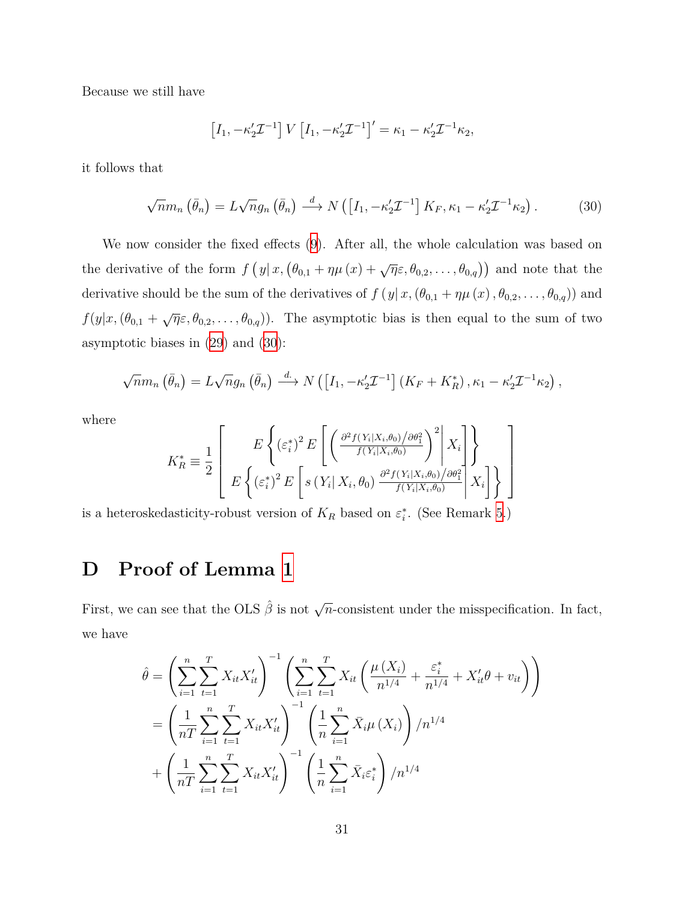Because we still have

$$\left[I_1, -\kappa_2' \mathcal{I}^{-1}\right] V \left[I_1, -\kappa_2' \mathcal{I}^{-1}\right]' = \kappa_1 - \kappa_2' \mathcal{I}^{-1} \kappa_2,$$

it follows that

$$\sqrt{n} m_n \left(\bar{\theta}_n\right) = L \sqrt{n} g_n \left(\bar{\theta}_n\right) \xrightarrow{d} N\left(\left[I_1, -\kappa_2' \mathcal{I}^{-1}\right] K_F, \kappa_1 - \kappa_2' \mathcal{I}^{-1} \kappa_2\right). \tag{30}$$

We now consider the fixed effects (9). After all, the whole calculation was based on the derivative of the form $f\left(y | x, \left(\theta_{0,1} + \eta \mu(x) + \sqrt{\eta} \varepsilon, \theta_{0,2}, \ldots, \theta_{0,q}\right)\right)$ and note that the derivative should be the sum of the derivatives of $f\left(y | x, \left(\theta_{0,1} + \eta \mu(x), \theta_{0,2}, \ldots, \theta_{0,q}\right)\right)$ and $f(y|x, (\theta_{0,1} + \sqrt{\eta} \varepsilon, \theta_{0,2}, \ldots, \theta_{0,q}))$. The asymptotic bias is then equal to the sum of two asymptotic biases in (29) and (30):

$$\sqrt{n} m_n \left(\bar{\theta}_n\right) = L \sqrt{n} g_n \left(\bar{\theta}_n\right) \xrightarrow{d.} N\left(\left[I_1, -\kappa_2' \mathcal{I}^{-1}\right] \left(K_F + K_R^*\right), \kappa_1 - \kappa_2' \mathcal{I}^{-1} \kappa_2\right),$$

where

$$K_R^* \equiv \frac{1}{2} \begin{bmatrix} E\left\{ \left(\varepsilon_i^*\right)^2 E\left[ \left. \left( \frac{\partial^2 f(Y_i | X_i, \theta_0) / \partial \theta_1^2}{f(Y_i | X_i, \theta_0)} \right)^2 \right| X_i \right] \right\} \\ E\left\{ \left(\varepsilon_i^*\right)^2 E\left[ \left. s\left(Y_i | X_i, \theta_0\right) \frac{\partial^2 f(Y_i | X_i, \theta_0) / \partial \theta_1^2}{f(Y_i | X_i, \theta_0)} \right| X_i \right] \right\} \end{bmatrix}$$

is a heteroskedasticity-robust version of $K_R$ based on $\varepsilon_i^*$. (See Remark 5.)

# D Proof of Lemma 1

First, we can see that the OLS $\hat{\beta}$ is not $\sqrt{n}$-consistent under the misspecification. In fact, we have

$$\begin{aligned}
\hat{\theta} &= \left( \sum_{i=1}^{n} \sum_{t=1}^{T} X_{it} X_{it}' \right)^{-1} \left( \sum_{i=1}^{n} \sum_{t=1}^{T} X_{it} \left( \frac{\mu(X_i)}{n^{1/4}} + \frac{\varepsilon_i^*}{n^{1/4}} + X_{it}' \theta + v_{it} \right) \right) \\
&= \left( \frac{1}{nT} \sum_{i=1}^{n} \sum_{t=1}^{T} X_{it} X_{it}' \right)^{-1} \left( \frac{1}{n} \sum_{i=1}^{n} \bar{X}_i \mu(X_i) \right) / n^{1/4} \\
&+ \left( \frac{1}{nT} \sum_{i=1}^{n} \sum_{t=1}^{T} X_{it} X_{it}' \right)^{-1} \left( \frac{1}{n} \sum_{i=1}^{n} \bar{X}_i \varepsilon_i^* \right) / n^{1/4}
\end{aligned}$$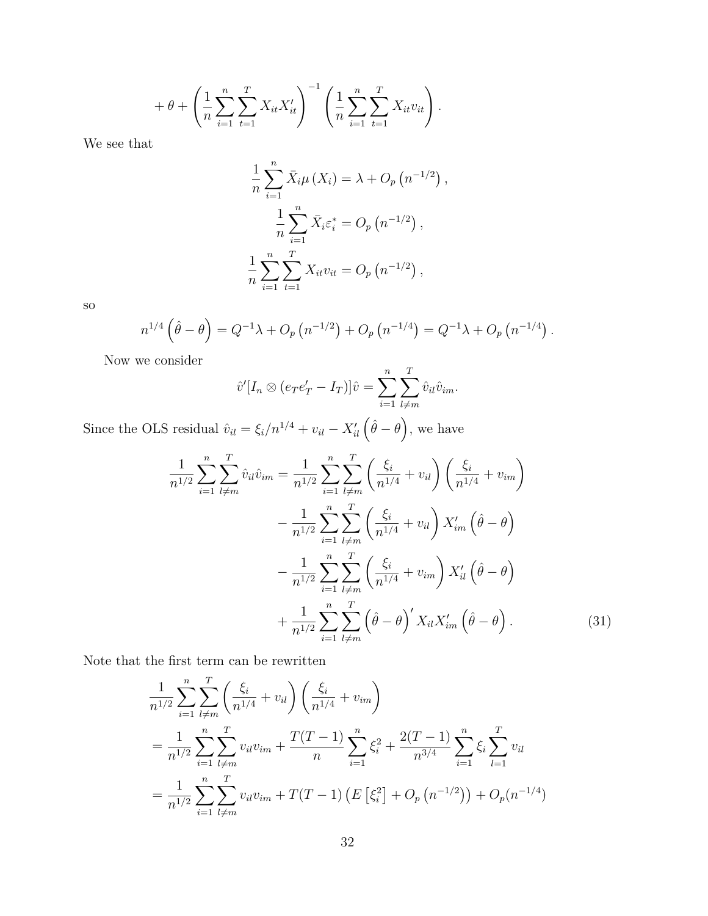$$+\theta+\left(\frac{1}{n}\sum_{i=1}^{n}\sum_{t=1}^{T}X_{it}X_{it}'\right)^{-1}\left(\frac{1}{n}\sum_{i=1}^{n}\sum_{t=1}^{T}X_{it}v_{it}\right).$$

We see that

$$\frac{1}{n}\sum_{i=1}^{n}\bar{X}_i\mu\left(X_i\right)=\lambda+O_p\left(n^{-1/2}\right),$$

$$\frac{1}{n}\sum_{i=1}^{n}\bar{X}_i\varepsilon_i^*=O_p\left(n^{-1/2}\right),$$

$$\frac{1}{n}\sum_{i=1}^{n}\sum_{t=1}^{T}X_{it}v_{it}=O_p\left(n^{-1/2}\right),$$

so

$$n^{1/4}\left(\hat{\theta}-\theta\right)=Q^{-1}\lambda+O_p\left(n^{-1/2}\right)+O_p\left(n^{-1/4}\right)=Q^{-1}\lambda+O_p\left(n^{-1/4}\right).$$

Now we consider

$$\hat{v}'[I_n\otimes(e_Te_T'-I_T)]\hat{v}=\sum_{i=1}^{n}\sum_{l\neq m}^{T}\hat{v}_{il}\hat{v}_{im}.$$

Since the OLS residual $\hat{v}_{il}=\xi_i/n^{1/4}+v_{il}-X_{il}'\left(\hat{\theta}-\theta\right)$, we have

$$\begin{aligned}
\frac{1}{n^{1/2}}\sum_{i=1}^{n}\sum_{l\neq m}^{T}\hat{v}_{il}\hat{v}_{im}&=\frac{1}{n^{1/2}}\sum_{i=1}^{n}\sum_{l\neq m}^{T}\left(\frac{\xi_i}{n^{1/4}}+v_{il}\right)\left(\frac{\xi_i}{n^{1/4}}+v_{im}\right)\\
&\quad-\frac{1}{n^{1/2}}\sum_{i=1}^{n}\sum_{l\neq m}^{T}\left(\frac{\xi_i}{n^{1/4}}+v_{il}\right)X_{im}'\left(\hat{\theta}-\theta\right)\\
&\quad-\frac{1}{n^{1/2}}\sum_{i=1}^{n}\sum_{l\neq m}^{T}\left(\frac{\xi_i}{n^{1/4}}+v_{im}\right)X_{il}'\left(\hat{\theta}-\theta\right)\\
&\quad+\frac{1}{n^{1/2}}\sum_{i=1}^{n}\sum_{l\neq m}^{T}\left(\hat{\theta}-\theta\right)'X_{il}X_{im}'\left(\hat{\theta}-\theta\right).
\end{aligned}\tag{31}$$

Note that the first term can be rewritten

$$\begin{aligned}
&\frac{1}{n^{1/2}}\sum_{i=1}^{n}\sum_{l\neq m}^{T}\left(\frac{\xi_i}{n^{1/4}}+v_{il}\right)\left(\frac{\xi_i}{n^{1/4}}+v_{im}\right)\\
&=\frac{1}{n^{1/2}}\sum_{i=1}^{n}\sum_{l\neq m}^{T}v_{il}v_{im}+\frac{T(T-1)}{n}\sum_{i=1}^{n}\xi_i^2+\frac{2(T-1)}{n^{3/4}}\sum_{i=1}^{n}\xi_i\sum_{l=1}^{T}v_{il}\\
&=\frac{1}{n^{1/2}}\sum_{i=1}^{n}\sum_{l\neq m}^{T}v_{il}v_{im}+T(T-1)\left(E\left[\xi_i^2\right]+O_p\left(n^{-1/2}\right)\right)+O_p(n^{-1/4})
\end{aligned}$$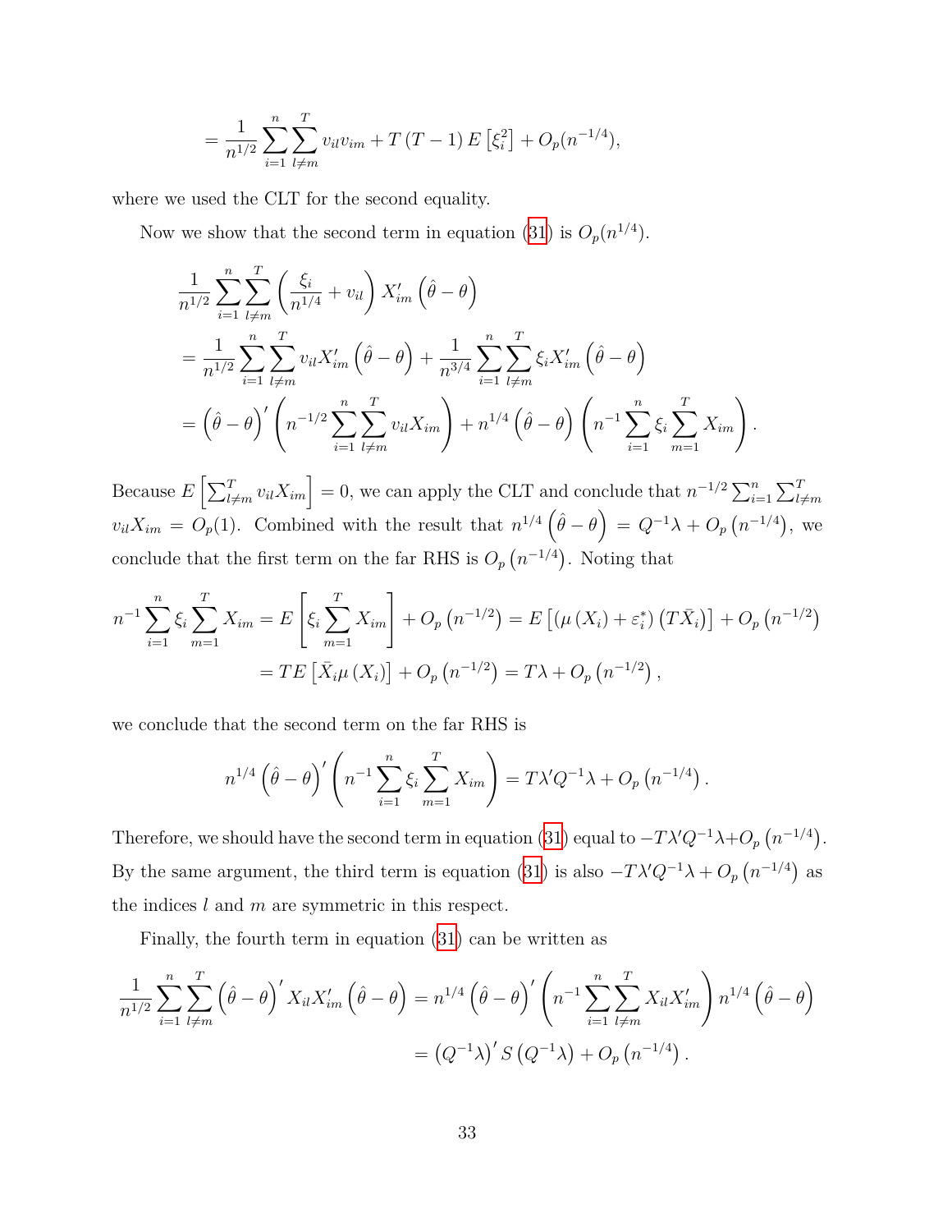$$= \frac{1}{n^{1/2}} \sum_{i=1}^{n} \sum_{l \neq m}^{T} v_{il} v_{im} + T(T-1) E\left[\xi_i^2\right] + O_p(n^{-1/4}),$$

where we used the CLT for the second equality.

Now we show that the second term in equation (31) is $O_p(n^{1/4})$.

$$\begin{aligned}
&\frac{1}{n^{1/2}} \sum_{i=1}^{n} \sum_{l \neq m}^{T} \left( \frac{\xi_i}{n^{1/4}} + v_{il} \right) X_{im}' \left( \hat{\theta} - \theta \right) \\
&= \frac{1}{n^{1/2}} \sum_{i=1}^{n} \sum_{l \neq m}^{T} v_{il} X_{im}' \left( \hat{\theta} - \theta \right) + \frac{1}{n^{3/4}} \sum_{i=1}^{n} \sum_{l \neq m}^{T} \xi_i X_{im}' \left( \hat{\theta} - \theta \right) \\
&= \left( \hat{\theta} - \theta \right)' \left( n^{-1/2} \sum_{i=1}^{n} \sum_{l \neq m}^{T} v_{il} X_{im} \right) + n^{1/4} \left( \hat{\theta} - \theta \right) \left( n^{-1} \sum_{i=1}^{n} \xi_i \sum_{m=1}^{T} X_{im} \right).
\end{aligned}$$

Because $E\left[\sum_{l \neq m}^{T} v_{il} X_{im}\right] = 0$, we can apply the CLT and conclude that $n^{-1/2} \sum_{i=1}^{n} \sum_{l \neq m}^{T} v_{il} X_{im} = O_p(1)$. Combined with the result that $n^{1/4}\left(\hat{\theta} - \theta\right) = Q^{-1}\lambda + O_p\left(n^{-1/4}\right)$, we conclude that the first term on the far RHS is $O_p\left(n^{-1/4}\right)$. Noting that

$$\begin{aligned}
n^{-1} \sum_{i=1}^{n} \xi_i \sum_{m=1}^{T} X_{im} &= E\left[\xi_i \sum_{m=1}^{T} X_{im}\right] + O_p\left(n^{-1/2}\right) = E\left[\left(\mu\left(X_i\right) + \varepsilon_i^*\right)\left(T\bar{X}_i\right)\right] + O_p\left(n^{-1/2}\right) \\
&= TE\left[\bar{X}_i \mu\left(X_i\right)\right] + O_p\left(n^{-1/2}\right) = T\lambda + O_p\left(n^{-1/2}\right),
\end{aligned}$$

we conclude that the second term on the far RHS is

$$n^{1/4} \left( \hat{\theta} - \theta \right)' \left( n^{-1} \sum_{i=1}^{n} \xi_i \sum_{m=1}^{T} X_{im} \right) = T\lambda' Q^{-1} \lambda + O_p\left(n^{-1/4}\right).$$

Therefore, we should have the second term in equation (31) equal to $-T\lambda' Q^{-1}\lambda + O_p\left(n^{-1/4}\right)$. By the same argument, the third term is equation (31) is also $-T\lambda' Q^{-1}\lambda + O_p\left(n^{-1/4}\right)$ as the indices $l$ and $m$ are symmetric in this respect.

Finally, the fourth term in equation (31) can be written as

$$\begin{aligned}
\frac{1}{n^{1/2}} \sum_{i=1}^{n} \sum_{l \neq m}^{T} \left( \hat{\theta} - \theta \right)' X_{il} X_{im}' \left( \hat{\theta} - \theta \right) &= n^{1/4} \left( \hat{\theta} - \theta \right)' \left( n^{-1} \sum_{i=1}^{n} \sum_{l \neq m}^{T} X_{il} X_{im}' \right) n^{1/4} \left( \hat{\theta} - \theta \right) \\
&= \left( Q^{-1} \lambda \right)' S \left( Q^{-1} \lambda \right) + O_p\left(n^{-1/4}\right).
\end{aligned}$$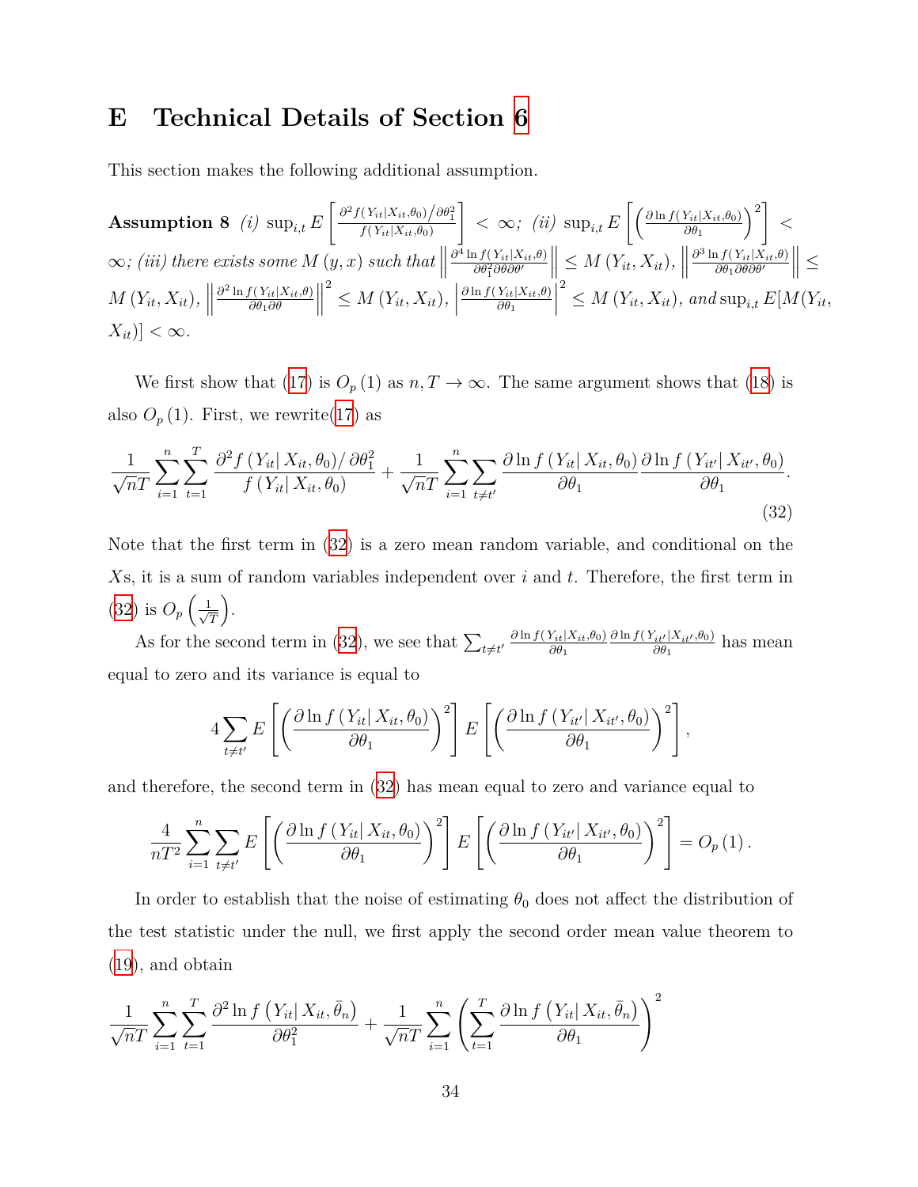# E Technical Details of Section 6

This section makes the following additional assumption.

**Assumption 8** *(i)* $\sup_{i,t} E\left[\frac{\partial^2 f(Y_{it}|X_{it},\theta_0)/\partial\theta_1^2}{f(Y_{it}|X_{it},\theta_0)}\right] < \infty$; *(ii)* $\sup_{i,t} E\left[\left(\frac{\partial \ln f(Y_{it}|X_{it},\theta_0)}{\partial\theta_1}\right)^2\right] < \infty$; *(iii) there exists some* $M(y,x)$ *such that* $\left\|\frac{\partial^4 \ln f(Y_{it}|X_{it},\theta)}{\partial\theta_1^2\partial\theta\partial\theta'}\right\| \leq M(Y_{it},X_{it})$, $\left\|\frac{\partial^3 \ln f(Y_{it}|X_{it},\theta)}{\partial\theta_1\partial\theta\partial\theta'}\right\| \leq M(Y_{it},X_{it})$, $\left\|\frac{\partial^2 \ln f(Y_{it}|X_{it},\theta)}{\partial\theta_1\partial\theta}\right\|^2 \leq M(Y_{it},X_{it})$, $\left|\frac{\partial \ln f(Y_{it}|X_{it},\theta)}{\partial\theta_1}\right|^2 \leq M(Y_{it},X_{it})$, *and* $\sup_{i,t} E[M(Y_{it},X_{it})] < \infty$.

We first show that (17) is $O_p(1)$ as $n,T\to\infty$. The same argument shows that (18) is also $O_p(1)$. First, we rewrite(17) as

$$\frac{1}{\sqrt{n}T}\sum_{i=1}^{n}\sum_{t=1}^{T}\frac{\partial^2 f(Y_{it}|X_{it},\theta_0)/\partial\theta_1^2}{f(Y_{it}|X_{it},\theta_0)}+\frac{1}{\sqrt{n}T}\sum_{i=1}^{n}\sum_{t\neq t'}\frac{\partial\ln f(Y_{it}|X_{it},\theta_0)}{\partial\theta_1}\frac{\partial\ln f(Y_{it'}|X_{it'},\theta_0)}{\partial\theta_1}. \tag{32}$$

Note that the first term in (32) is a zero mean random variable, and conditional on the $X$s, it is a sum of random variables independent over $i$ and $t$. Therefore, the first term in (32) is $O_p\left(\frac{1}{\sqrt{T}}\right)$.

As for the second term in (32), we see that $\sum_{t\neq t'}\frac{\partial\ln f(Y_{it}|X_{it},\theta_0)}{\partial\theta_1}\frac{\partial\ln f(Y_{it'}|X_{it'},\theta_0)}{\partial\theta_1}$ has mean equal to zero and its variance is equal to

$$4\sum_{t\neq t'}E\left[\left(\frac{\partial\ln f(Y_{it}|X_{it},\theta_0)}{\partial\theta_1}\right)^2\right]E\left[\left(\frac{\partial\ln f(Y_{it'}|X_{it'},\theta_0)}{\partial\theta_1}\right)^2\right],$$

and therefore, the second term in (32) has mean equal to zero and variance equal to

$$\frac{4}{nT^2}\sum_{i=1}^{n}\sum_{t\neq t'}E\left[\left(\frac{\partial\ln f(Y_{it}|X_{it},\theta_0)}{\partial\theta_1}\right)^2\right]E\left[\left(\frac{\partial\ln f(Y_{it'}|X_{it'},\theta_0)}{\partial\theta_1}\right)^2\right]=O_p(1).$$

In order to establish that the noise of estimating $\theta_0$ does not affect the distribution of the test statistic under the null, we first apply the second order mean value theorem to (19), and obtain

$$\frac{1}{\sqrt{n}T}\sum_{i=1}^{n}\sum_{t=1}^{T}\frac{\partial^2\ln f\left(Y_{it}|X_{it},\bar{\theta}_n\right)}{\partial\theta_1^2}+\frac{1}{\sqrt{n}T}\sum_{i=1}^{n}\left(\sum_{t=1}^{T}\frac{\partial\ln f\left(Y_{it}|X_{it},\bar{\theta}_n\right)}{\partial\theta_1}\right)^2$$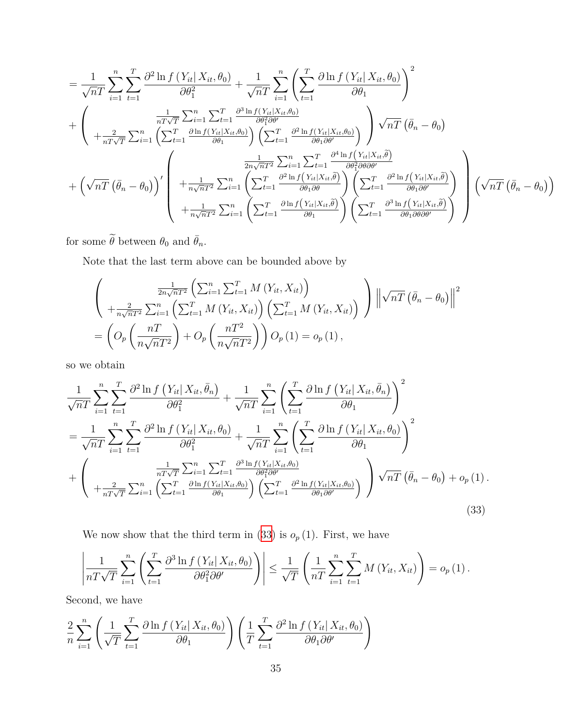$$
\begin{aligned}
&= \frac{1}{\sqrt{nT}} \sum_{i=1}^{n} \sum_{t=1}^{T} \frac{\partial^2 \ln f\left(Y_{it} | X_{it}, \theta_0\right)}{\partial \theta_1^2} + \frac{1}{\sqrt{nT}} \sum_{i=1}^{n} \left( \sum_{t=1}^{T} \frac{\partial \ln f\left(Y_{it} | X_{it}, \theta_0\right)}{\partial \theta_1} \right)^2 \\
&+ \left( \begin{array}{c} \frac{1}{nT\sqrt{T}} \sum_{i=1}^{n} \sum_{t=1}^{T} \frac{\partial^3 \ln f\left(Y_{it} | X_{it}, \theta_0\right)}{\partial \theta_1^2 \partial \theta'} \\ + \frac{2}{nT\sqrt{T}} \sum_{i=1}^{n} \left( \sum_{t=1}^{T} \frac{\partial \ln f\left(Y_{it} | X_{it}, \theta_0\right)}{\partial \theta_1} \right) \left( \sum_{t=1}^{T} \frac{\partial^2 \ln f\left(Y_{it} | X_{it}, \theta_0\right)}{\partial \theta_1 \partial \theta'} \right) \end{array} \right) \sqrt{nT} \left( \bar{\theta}_n - \theta_0 \right) \\
&+ \left( \sqrt{nT} \left( \bar{\theta}_n - \theta_0 \right) \right)' \left( \begin{array}{c} \frac{1}{2n\sqrt{n}T^2} \sum_{i=1}^{n} \sum_{t=1}^{T} \frac{\partial^4 \ln f\left(Y_{it} | X_{it}, \widetilde{\theta}\right)}{\partial \theta_1^2 \partial \theta \partial \theta'} \\ + \frac{1}{n\sqrt{n}T^2} \sum_{i=1}^{n} \left( \sum_{t=1}^{T} \frac{\partial^2 \ln f\left(Y_{it} | X_{it}, \widetilde{\theta}\right)}{\partial \theta_1 \partial \theta} \right) \left( \sum_{t=1}^{T} \frac{\partial^2 \ln f\left(Y_{it} | X_{it}, \widetilde{\theta}\right)}{\partial \theta_1 \partial \theta'} \right) \\ + \frac{1}{n\sqrt{n}T^2} \sum_{i=1}^{n} \left( \sum_{t=1}^{T} \frac{\partial \ln f\left(Y_{it} | X_{it}, \widetilde{\theta}\right)}{\partial \theta_1} \right) \left( \sum_{t=1}^{T} \frac{\partial^3 \ln f\left(Y_{it} | X_{it}, \widetilde{\theta}\right)}{\partial \theta_1 \partial \theta \partial \theta'} \right) \end{array} \right) \left( \sqrt{nT} \left( \bar{\theta}_n - \theta_0 \right) \right)
\end{aligned}
$$

for some $\widetilde{\theta}$ between $\theta_0$ and $\bar{\theta}_n$.

Note that the last term above can be bounded above by

$$
\begin{aligned}
&\left( \begin{array}{c} \frac{1}{2n\sqrt{n}T^2} \left( \sum_{i=1}^{n} \sum_{t=1}^{T} M\left(Y_{it}, X_{it}\right) \right) \\ + \frac{2}{n\sqrt{n}T^2} \sum_{i=1}^{n} \left( \sum_{t=1}^{T} M\left(Y_{it}, X_{it}\right) \right) \left( \sum_{t=1}^{T} M\left(Y_{it}, X_{it}\right) \right) \end{array} \right) \left\| \sqrt{nT} \left( \bar{\theta}_n - \theta_0 \right) \right\|^2 \\
&= \left( O_p\left( \frac{nT}{n\sqrt{n}T^2} \right) + O_p\left( \frac{nT^2}{n\sqrt{n}T^2} \right) \right) O_p(1) = o_p(1),
\end{aligned}
$$

so we obtain

$$
\begin{aligned}
&\frac{1}{\sqrt{nT}} \sum_{i=1}^{n} \sum_{t=1}^{T} \frac{\partial^2 \ln f\left(Y_{it} | X_{it}, \bar{\theta}_n\right)}{\partial \theta_1^2} + \frac{1}{\sqrt{nT}} \sum_{i=1}^{n} \left( \sum_{t=1}^{T} \frac{\partial \ln f\left(Y_{it} | X_{it}, \bar{\theta}_n\right)}{\partial \theta_1} \right)^2 \\
&= \frac{1}{\sqrt{nT}} \sum_{i=1}^{n} \sum_{t=1}^{T} \frac{\partial^2 \ln f\left(Y_{it} | X_{it}, \theta_0\right)}{\partial \theta_1^2} + \frac{1}{\sqrt{nT}} \sum_{i=1}^{n} \left( \sum_{t=1}^{T} \frac{\partial \ln f\left(Y_{it} | X_{it}, \theta_0\right)}{\partial \theta_1} \right)^2 \\
&+ \left( \begin{array}{c} \frac{1}{nT\sqrt{T}} \sum_{i=1}^{n} \sum_{t=1}^{T} \frac{\partial^3 \ln f\left(Y_{it} | X_{it}, \theta_0\right)}{\partial \theta_1^2 \partial \theta'} \\ + \frac{2}{nT\sqrt{T}} \sum_{i=1}^{n} \left( \sum_{t=1}^{T} \frac{\partial \ln f\left(Y_{it} | X_{it}, \theta_0\right)}{\partial \theta_1} \right) \left( \sum_{t=1}^{T} \frac{\partial^2 \ln f\left(Y_{it} | X_{it}, \theta_0\right)}{\partial \theta_1 \partial \theta'} \right) \end{array} \right) \sqrt{nT} \left( \bar{\theta}_n - \theta_0 \right) + o_p(1).
\end{aligned} \tag{33}
$$

We now show that the third term in (33) is $o_p(1)$. First, we have

$$
\left| \frac{1}{nT\sqrt{T}} \sum_{i=1}^{n} \left( \sum_{t=1}^{T} \frac{\partial^3 \ln f\left(Y_{it} | X_{it}, \theta_0\right)}{\partial \theta_1^2 \partial \theta'} \right) \right| \leq \frac{1}{\sqrt{T}} \left( \frac{1}{nT} \sum_{i=1}^{n} \sum_{t=1}^{T} M\left(Y_{it}, X_{it}\right) \right) = o_p(1).
$$

Second, we have

$$
\frac{2}{n} \sum_{i=1}^{n} \left( \frac{1}{\sqrt{T}} \sum_{t=1}^{T} \frac{\partial \ln f\left(Y_{it} | X_{it}, \theta_0\right)}{\partial \theta_1} \right) \left( \frac{1}{T} \sum_{t=1}^{T} \frac{\partial^2 \ln f\left(Y_{it} | X_{it}, \theta_0\right)}{\partial \theta_1 \partial \theta'} \right)
$$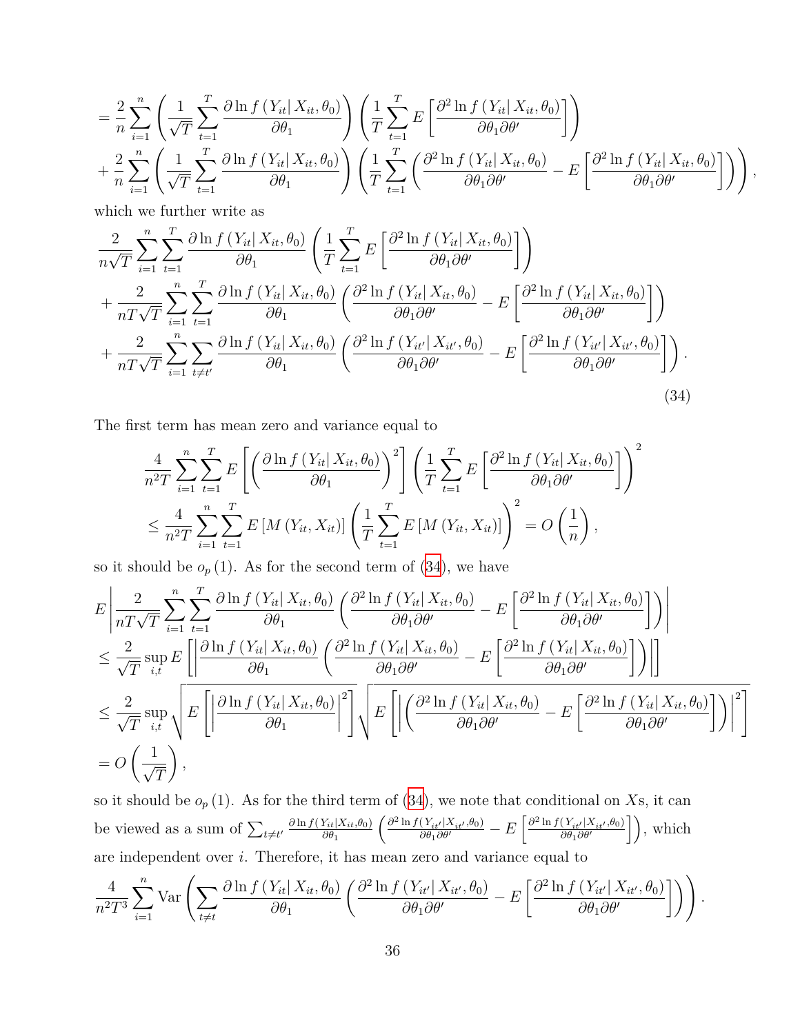$$
= \frac{2}{n} \sum_{i=1}^{n} \left( \frac{1}{\sqrt{T}} \sum_{t=1}^{T} \frac{\partial \ln f(Y_{it}|X_{it}, \theta_0)}{\partial \theta_1} \right) \left( \frac{1}{T} \sum_{t=1}^{T} E\left[ \frac{\partial^2 \ln f(Y_{it}|X_{it}, \theta_0)}{\partial \theta_1 \partial \theta'} \right] \right)
$$

$$
+ \frac{2}{n} \sum_{i=1}^{n} \left( \frac{1}{\sqrt{T}} \sum_{t=1}^{T} \frac{\partial \ln f(Y_{it}|X_{it}, \theta_0)}{\partial \theta_1} \right) \left( \frac{1}{T} \sum_{t=1}^{T} \left( \frac{\partial^2 \ln f(Y_{it}|X_{it}, \theta_0)}{\partial \theta_1 \partial \theta'} - E\left[ \frac{\partial^2 \ln f(Y_{it}|X_{it}, \theta_0)}{\partial \theta_1 \partial \theta'} \right] \right) \right),
$$

which we further write as

$$
\frac{2}{n\sqrt{T}} \sum_{i=1}^{n} \sum_{t=1}^{T} \frac{\partial \ln f(Y_{it}|X_{it}, \theta_0)}{\partial \theta_1} \left( \frac{1}{T} \sum_{t=1}^{T} E\left[ \frac{\partial^2 \ln f(Y_{it}|X_{it}, \theta_0)}{\partial \theta_1 \partial \theta'} \right] \right)
$$

$$
+ \frac{2}{nT\sqrt{T}} \sum_{i=1}^{n} \sum_{t=1}^{T} \frac{\partial \ln f(Y_{it}|X_{it}, \theta_0)}{\partial \theta_1} \left( \frac{\partial^2 \ln f(Y_{it}|X_{it}, \theta_0)}{\partial \theta_1 \partial \theta'} - E\left[ \frac{\partial^2 \ln f(Y_{it}|X_{it}, \theta_0)}{\partial \theta_1 \partial \theta'} \right] \right)
$$

$$
+ \frac{2}{nT\sqrt{T}} \sum_{i=1}^{n} \sum_{t \neq t'} \frac{\partial \ln f(Y_{it}|X_{it}, \theta_0)}{\partial \theta_1} \left( \frac{\partial^2 \ln f(Y_{it'}|X_{it'}, \theta_0)}{\partial \theta_1 \partial \theta'} - E\left[ \frac{\partial^2 \ln f(Y_{it'}|X_{it'}, \theta_0)}{\partial \theta_1 \partial \theta'} \right] \right). \tag{34}
$$

The first term has mean zero and variance equal to

$$
\frac{4}{n^2 T} \sum_{i=1}^{n} \sum_{t=1}^{T} E\left[ \left( \frac{\partial \ln f(Y_{it}|X_{it}, \theta_0)}{\partial \theta_1} \right)^2 \right] \left( \frac{1}{T} \sum_{t=1}^{T} E\left[ \frac{\partial^2 \ln f(Y_{it}|X_{it}, \theta_0)}{\partial \theta_1 \partial \theta'} \right] \right)^2
$$

$$
\leq \frac{4}{n^2 T} \sum_{i=1}^{n} \sum_{t=1}^{T} E\left[ M(Y_{it}, X_{it}) \right] \left( \frac{1}{T} \sum_{t=1}^{T} E\left[ M(Y_{it}, X_{it}) \right] \right)^2 = O\left( \frac{1}{n} \right),
$$

so it should be $o_p(1)$. As for the second term of (34), we have

$$
E\left| \frac{2}{nT\sqrt{T}} \sum_{i=1}^{n} \sum_{t=1}^{T} \frac{\partial \ln f(Y_{it}|X_{it}, \theta_0)}{\partial \theta_1} \left( \frac{\partial^2 \ln f(Y_{it}|X_{it}, \theta_0)}{\partial \theta_1 \partial \theta'} - E\left[ \frac{\partial^2 \ln f(Y_{it}|X_{it}, \theta_0)}{\partial \theta_1 \partial \theta'} \right] \right) \right|
$$

$$
\leq \frac{2}{\sqrt{T}} \sup_{i,t} E\left[ \left| \frac{\partial \ln f(Y_{it}|X_{it}, \theta_0)}{\partial \theta_1} \left( \frac{\partial^2 \ln f(Y_{it}|X_{it}, \theta_0)}{\partial \theta_1 \partial \theta'} - E\left[ \frac{\partial^2 \ln f(Y_{it}|X_{it}, \theta_0)}{\partial \theta_1 \partial \theta'} \right] \right) \right| \right]
$$

$$
\leq \frac{2}{\sqrt{T}} \sup_{i,t} \sqrt{E\left[ \left| \frac{\partial \ln f(Y_{it}|X_{it}, \theta_0)}{\partial \theta_1} \right|^2 \right]} \sqrt{E\left[ \left| \left( \frac{\partial^2 \ln f(Y_{it}|X_{it}, \theta_0)}{\partial \theta_1 \partial \theta'} - E\left[ \frac{\partial^2 \ln f(Y_{it}|X_{it}, \theta_0)}{\partial \theta_1 \partial \theta'} \right] \right) \right|^2 \right]}
$$

$$
= O\left( \frac{1}{\sqrt{T}} \right),
$$

so it should be $o_p(1)$. As for the third term of (34), we note that conditional on $X$s, it can be viewed as a sum of $\sum_{t \neq t'} \frac{\partial \ln f(Y_{it}|X_{it}, \theta_0)}{\partial \theta_1} \left( \frac{\partial^2 \ln f(Y_{it'}|X_{it'}, \theta_0)}{\partial \theta_1 \partial \theta'} - E\left[ \frac{\partial^2 \ln f(Y_{it'}|X_{it'}, \theta_0)}{\partial \theta_1 \partial \theta'} \right] \right)$, which are independent over $i$. Therefore, it has mean zero and variance equal to

$$
\frac{4}{n^2 T^3} \sum_{i=1}^{n} \mathrm{Var}\left( \sum_{t \neq t} \frac{\partial \ln f(Y_{it}|X_{it}, \theta_0)}{\partial \theta_1} \left( \frac{\partial^2 \ln f(Y_{it'}|X_{it'}, \theta_0)}{\partial \theta_1 \partial \theta'} - E\left[ \frac{\partial^2 \ln f(Y_{it'}|X_{it'}, \theta_0)}{\partial \theta_1 \partial \theta'} \right] \right) \right).
$$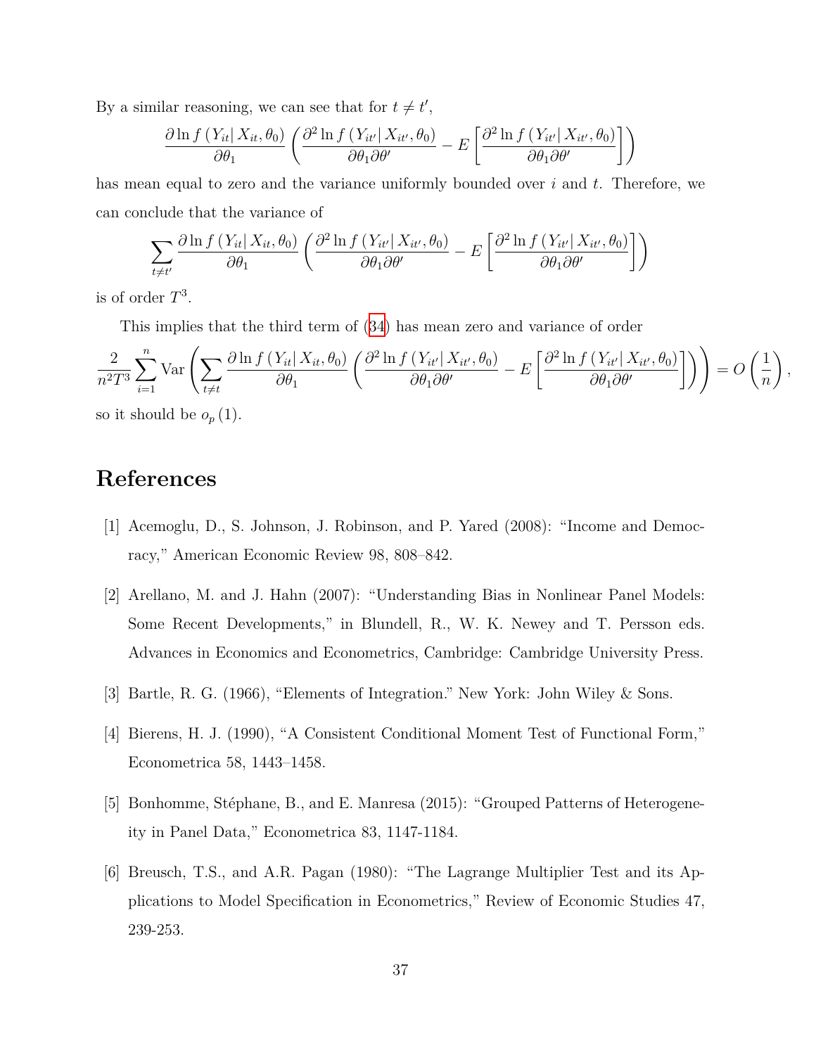By a similar reasoning, we can see that for $t \neq t'$,

$$\frac{\partial \ln f\left(Y_{it} | X_{it}, \theta_0\right)}{\partial \theta_1}\left(\frac{\partial^2 \ln f\left(Y_{it'} | X_{it'}, \theta_0\right)}{\partial \theta_1 \partial \theta'} - E\left[\frac{\partial^2 \ln f\left(Y_{it'} | X_{it'}, \theta_0\right)}{\partial \theta_1 \partial \theta'}\right]\right)$$

has mean equal to zero and the variance uniformly bounded over $i$ and $t$. Therefore, we can conclude that the variance of

$$\sum_{t \neq t'} \frac{\partial \ln f\left(Y_{it} | X_{it}, \theta_0\right)}{\partial \theta_1}\left(\frac{\partial^2 \ln f\left(Y_{it'} | X_{it'}, \theta_0\right)}{\partial \theta_1 \partial \theta'} - E\left[\frac{\partial^2 \ln f\left(Y_{it'} | X_{it'}, \theta_0\right)}{\partial \theta_1 \partial \theta'}\right]\right)$$

is of order $T^3$.

This implies that the third term of (34) has mean zero and variance of order

$$\frac{2}{n^2 T^3} \sum_{i=1}^{n} \mathrm{Var}\left(\sum_{t \neq t} \frac{\partial \ln f\left(Y_{it} | X_{it}, \theta_0\right)}{\partial \theta_1}\left(\frac{\partial^2 \ln f\left(Y_{it'} | X_{it'}, \theta_0\right)}{\partial \theta_1 \partial \theta'} - E\left[\frac{\partial^2 \ln f\left(Y_{it'} | X_{it'}, \theta_0\right)}{\partial \theta_1 \partial \theta'}\right]\right)\right) = O\left(\frac{1}{n}\right),$$

so it should be $o_p(1)$.

## References

[1] Acemoglu, D., S. Johnson, J. Robinson, and P. Yared (2008): "Income and Democracy," American Economic Review 98, 808–842.

[2] Arellano, M. and J. Hahn (2007): "Understanding Bias in Nonlinear Panel Models: Some Recent Developments," in Blundell, R., W. K. Newey and T. Persson eds. Advances in Economics and Econometrics, Cambridge: Cambridge University Press.

[3] Bartle, R. G. (1966), "Elements of Integration." New York: John Wiley & Sons.

[4] Bierens, H. J. (1990), "A Consistent Conditional Moment Test of Functional Form," Econometrica 58, 1443–1458.

[5] Bonhomme, Stéphane, B., and E. Manresa (2015): "Grouped Patterns of Heterogeneity in Panel Data," Econometrica 83, 1147-1184.

[6] Breusch, T.S., and A.R. Pagan (1980): "The Lagrange Multiplier Test and its Applications to Model Specification in Econometrics," Review of Economic Studies 47, 239-253.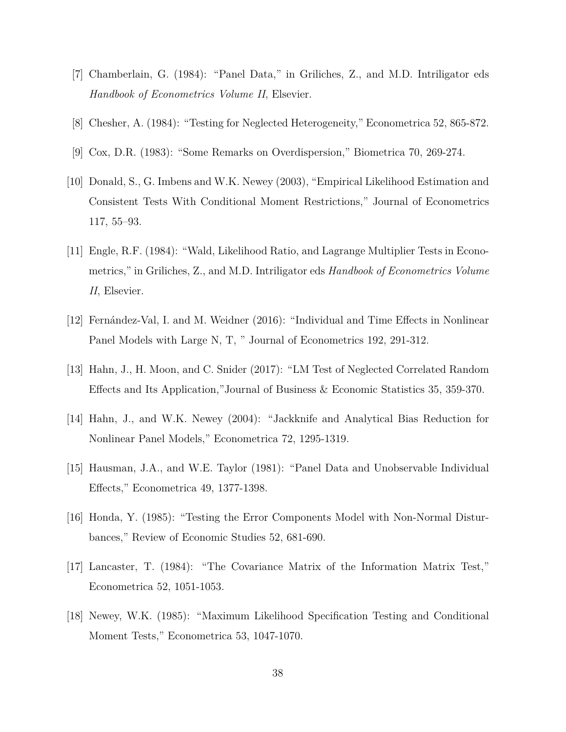[7] Chamberlain, G. (1984): "Panel Data," in Griliches, Z., and M.D. Intriligator eds *Handbook of Econometrics Volume II*, Elsevier.

[8] Chesher, A. (1984): "Testing for Neglected Heterogeneity," Econometrica 52, 865-872.

[9] Cox, D.R. (1983): "Some Remarks on Overdispersion," Biometrica 70, 269-274.

[10] Donald, S., G. Imbens and W.K. Newey (2003), "Empirical Likelihood Estimation and Consistent Tests With Conditional Moment Restrictions," Journal of Econometrics 117, 55–93.

[11] Engle, R.F. (1984): "Wald, Likelihood Ratio, and Lagrange Multiplier Tests in Econometrics," in Griliches, Z., and M.D. Intriligator eds *Handbook of Econometrics Volume II*, Elsevier.

[12] Fernández-Val, I. and M. Weidner (2016): "Individual and Time Effects in Nonlinear Panel Models with Large N, T, " Journal of Econometrics 192, 291-312.

[13] Hahn, J., H. Moon, and C. Snider (2017): "LM Test of Neglected Correlated Random Effects and Its Application,"Journal of Business & Economic Statistics 35, 359-370.

[14] Hahn, J., and W.K. Newey (2004): "Jackknife and Analytical Bias Reduction for Nonlinear Panel Models," Econometrica 72, 1295-1319.

[15] Hausman, J.A., and W.E. Taylor (1981): "Panel Data and Unobservable Individual Effects," Econometrica 49, 1377-1398.

[16] Honda, Y. (1985): "Testing the Error Components Model with Non-Normal Disturbances," Review of Economic Studies 52, 681-690.

[17] Lancaster, T. (1984): "The Covariance Matrix of the Information Matrix Test," Econometrica 52, 1051-1053.

[18] Newey, W.K. (1985): "Maximum Likelihood Specification Testing and Conditional Moment Tests," Econometrica 53, 1047-1070.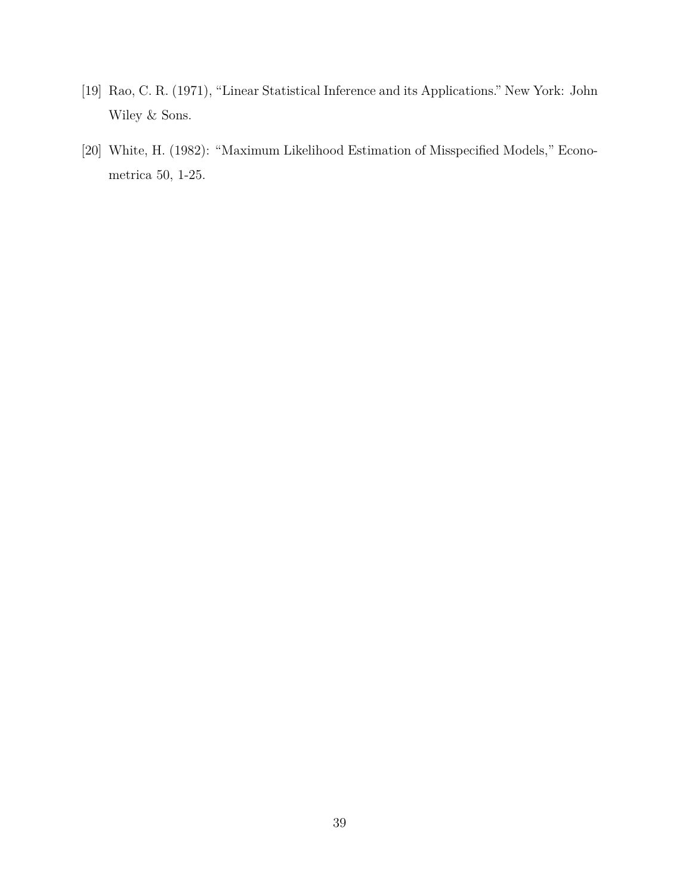[19] Rao, C. R. (1971), "Linear Statistical Inference and its Applications." New York: John Wiley & Sons.

[20] White, H. (1982): "Maximum Likelihood Estimation of Misspecified Models," Econometrica 50, 1-25.